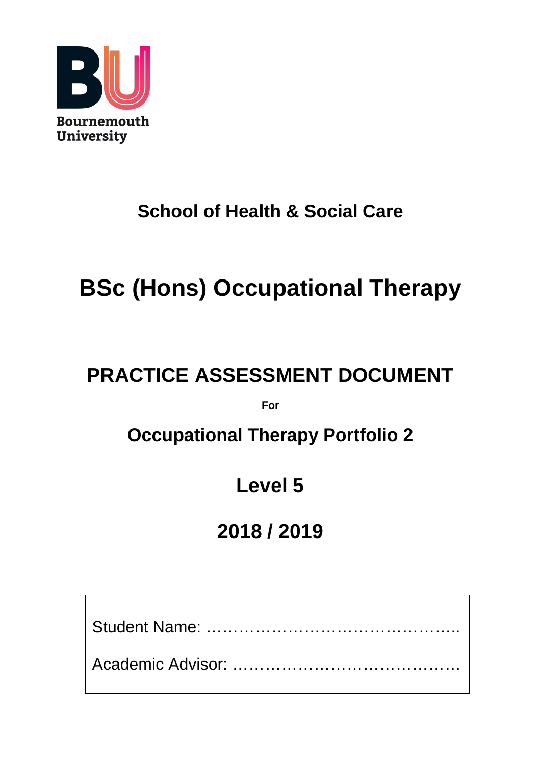Bournemouth University

## School of Health & Social Care

# BSc (Hons) Occupational Therapy

# PRACTICE ASSESSMENT DOCUMENT

**For**

## Occupational Therapy Portfolio 2

## Level 5

## 2018 / 2019

Student Name: …………………………………………..

Academic Advisor: ……………………………………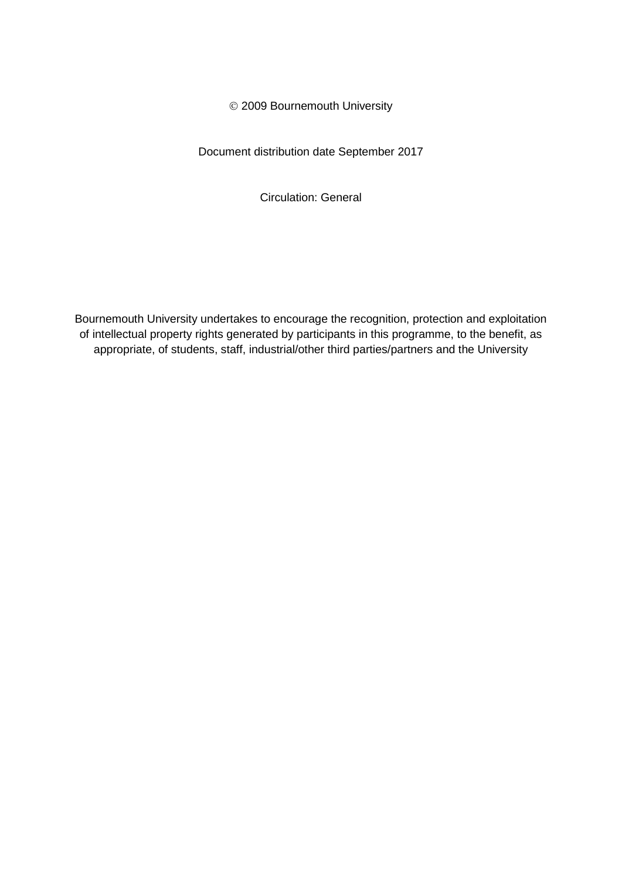© 2009 Bournemouth University

Document distribution date September 2017

Circulation: General

Bournemouth University undertakes to encourage the recognition, protection and exploitation of intellectual property rights generated by participants in this programme, to the benefit, as appropriate, of students, staff, industrial/other third parties/partners and the University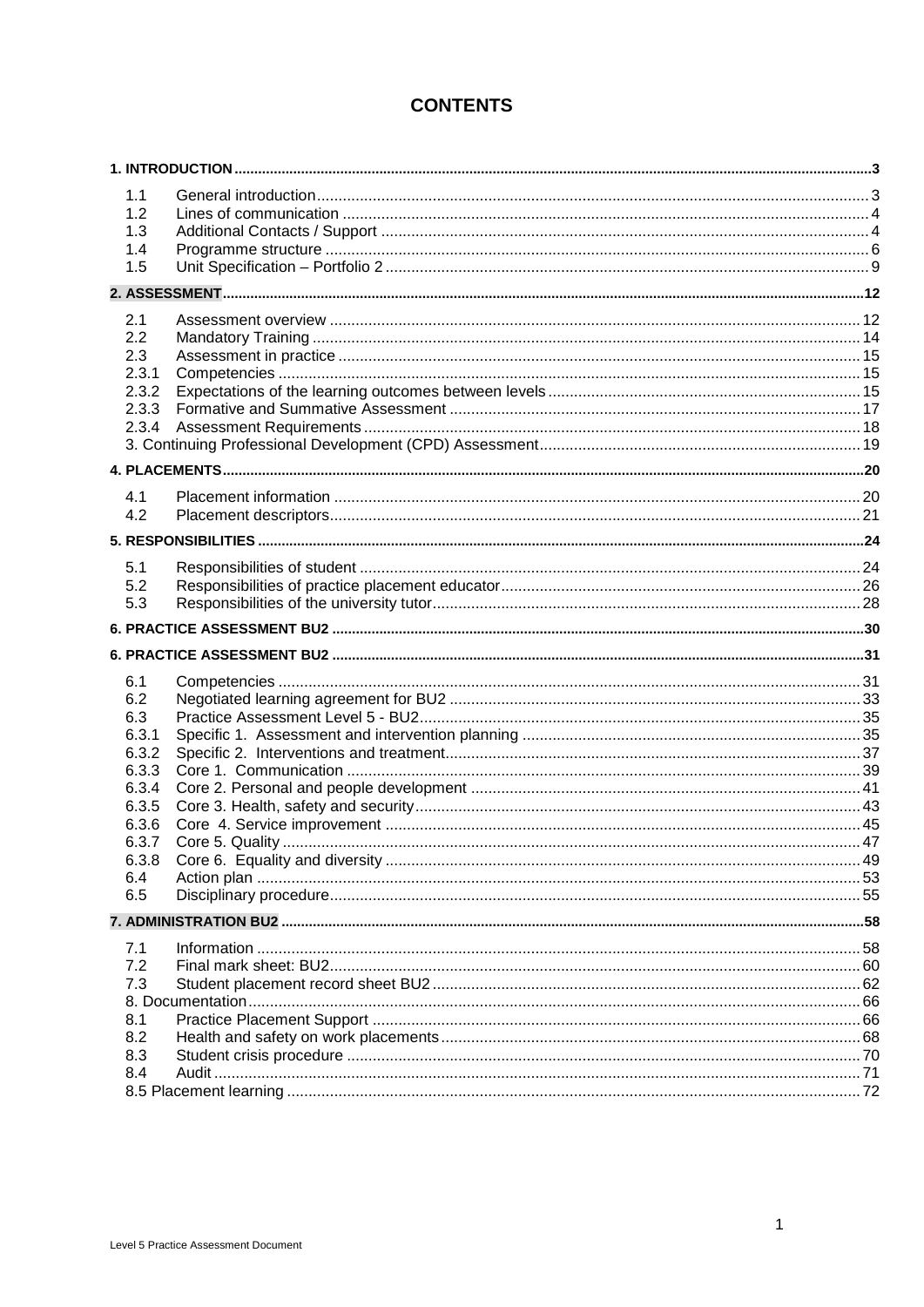# CONTENTS

**1. INTRODUCTION** ..... 3

- 1.1 General introduction ..... 3
- 1.2 Lines of communication ..... 4
- 1.3 Additional Contacts / Support ..... 4
- 1.4 Programme structure ..... 6
- 1.5 Unit Specification – Portfolio 2 ..... 9

**2. ASSESSMENT** ..... 12

- 2.1 Assessment overview ..... 12
- 2.2 Mandatory Training ..... 14
- 2.3 Assessment in practice ..... 15
- 2.3.1 Competencies ..... 15
- 2.3.2 Expectations of the learning outcomes between levels ..... 15
- 2.3.3 Formative and Summative Assessment ..... 17
- 2.3.4 Assessment Requirements ..... 18

3. Continuing Professional Development (CPD) Assessment ..... 19

**4. PLACEMENTS** ..... 20

- 4.1 Placement information ..... 20
- 4.2 Placement descriptors ..... 21

**5. RESPONSIBILITIES** ..... 24

- 5.1 Responsibilities of student ..... 24
- 5.2 Responsibilities of practice placement educator ..... 26
- 5.3 Responsibilities of the university tutor ..... 28

**6. PRACTICE ASSESSMENT BU2** ..... 30

**6. PRACTICE ASSESSMENT BU2** ..... 31

- 6.1 Competencies ..... 31
- 6.2 Negotiated learning agreement for BU2 ..... 33
- 6.3 Practice Assessment Level 5 - BU2 ..... 35
- 6.3.1 Specific 1. Assessment and intervention planning ..... 35
- 6.3.2 Specific 2. Interventions and treatment ..... 37
- 6.3.3 Core 1. Communication ..... 39
- 6.3.4 Core 2. Personal and people development ..... 41
- 6.3.5 Core 3. Health, safety and security ..... 43
- 6.3.6 Core 4. Service improvement ..... 45
- 6.3.7 Core 5. Quality ..... 47
- 6.3.8 Core 6. Equality and diversity ..... 49
- 6.4 Action plan ..... 53
- 6.5 Disciplinary procedure ..... 55

**7. ADMINISTRATION BU2** ..... 58

- 7.1 Information ..... 58
- 7.2 Final mark sheet: BU2 ..... 60
- 7.3 Student placement record sheet BU2 ..... 62

8. Documentation ..... 66

- 8.1 Practice Placement Support ..... 66
- 8.2 Health and safety on work placements ..... 68
- 8.3 Student crisis procedure ..... 70
- 8.4 Audit ..... 71

8.5 Placement learning ..... 72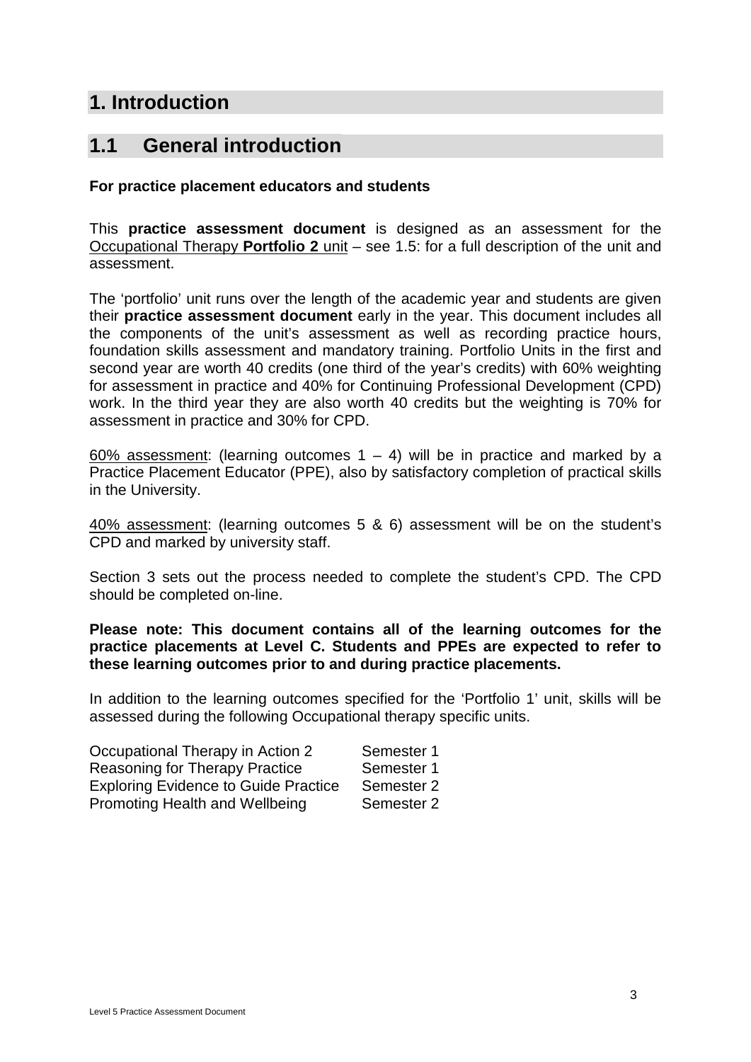# 1. Introduction

## 1.1 General introduction

**For practice placement educators and students**

This **practice assessment document** is designed as an assessment for the Occupational Therapy **Portfolio 2** unit – see 1.5: for a full description of the unit and assessment.

The 'portfolio' unit runs over the length of the academic year and students are given their **practice assessment document** early in the year. This document includes all the components of the unit's assessment as well as recording practice hours, foundation skills assessment and mandatory training. Portfolio Units in the first and second year are worth 40 credits (one third of the year's credits) with 60% weighting for assessment in practice and 40% for Continuing Professional Development (CPD) work. In the third year they are also worth 40 credits but the weighting is 70% for assessment in practice and 30% for CPD.

60% assessment: (learning outcomes 1 – 4) will be in practice and marked by a Practice Placement Educator (PPE), also by satisfactory completion of practical skills in the University.

40% assessment: (learning outcomes 5 & 6) assessment will be on the student's CPD and marked by university staff.

Section 3 sets out the process needed to complete the student's CPD. The CPD should be completed on-line.

**Please note: This document contains all of the learning outcomes for the practice placements at Level C. Students and PPEs are expected to refer to these learning outcomes prior to and during practice placements.**

In addition to the learning outcomes specified for the 'Portfolio 1' unit, skills will be assessed during the following Occupational therapy specific units.

| | |
|---|---|
| Occupational Therapy in Action 2 | Semester 1 |
| Reasoning for Therapy Practice | Semester 1 |
| Exploring Evidence to Guide Practice | Semester 2 |
| Promoting Health and Wellbeing | Semester 2 |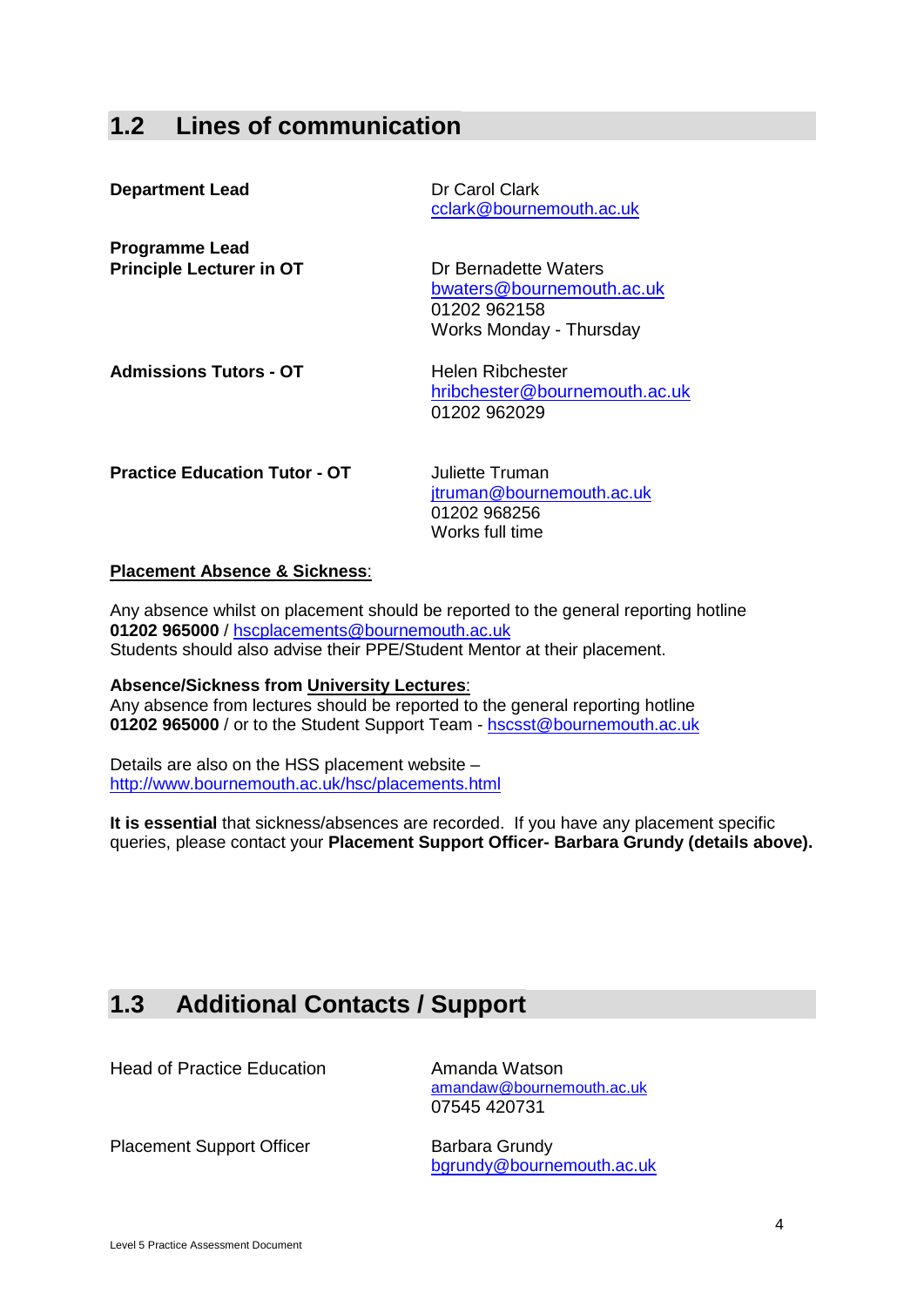## 1.2 Lines of communication

| | |
|---|---|
| **Department Lead** | Dr Carol Clark<br>cclark@bournemouth.ac.uk |
| **Programme Lead**<br>**Principle Lecturer in OT** | Dr Bernadette Waters<br>bwaters@bournemouth.ac.uk<br>01202 962158<br>Works Monday - Thursday |
| **Admissions Tutors - OT** | Helen Ribchester<br>hribchester@bournemouth.ac.uk<br>01202 962029 |
| **Practice Education Tutor - OT** | Juliette Truman<br>jtruman@bournemouth.ac.uk<br>01202 968256<br>Works full time |

**Placement Absence & Sickness**:

Any absence whilst on placement should be reported to the general reporting hotline **01202 965000** / hscplacements@bournemouth.ac.uk
Students should also advise their PPE/Student Mentor at their placement.

**Absence/Sickness from University Lectures**:
Any absence from lectures should be reported to the general reporting hotline **01202 965000** / or to the Student Support Team - hscsst@bournemouth.ac.uk

Details are also on the HSS placement website – http://www.bournemouth.ac.uk/hsc/placements.html

**It is essential** that sickness/absences are recorded. If you have any placement specific queries, please contact your **Placement Support Officer- Barbara Grundy (details above).**

## 1.3 Additional Contacts / Support

| | |
|---|---|
| Head of Practice Education | Amanda Watson<br>amandaw@bournemouth.ac.uk<br>07545 420731 |
| Placement Support Officer | Barbara Grundy<br>bgrundy@bournemouth.ac.uk |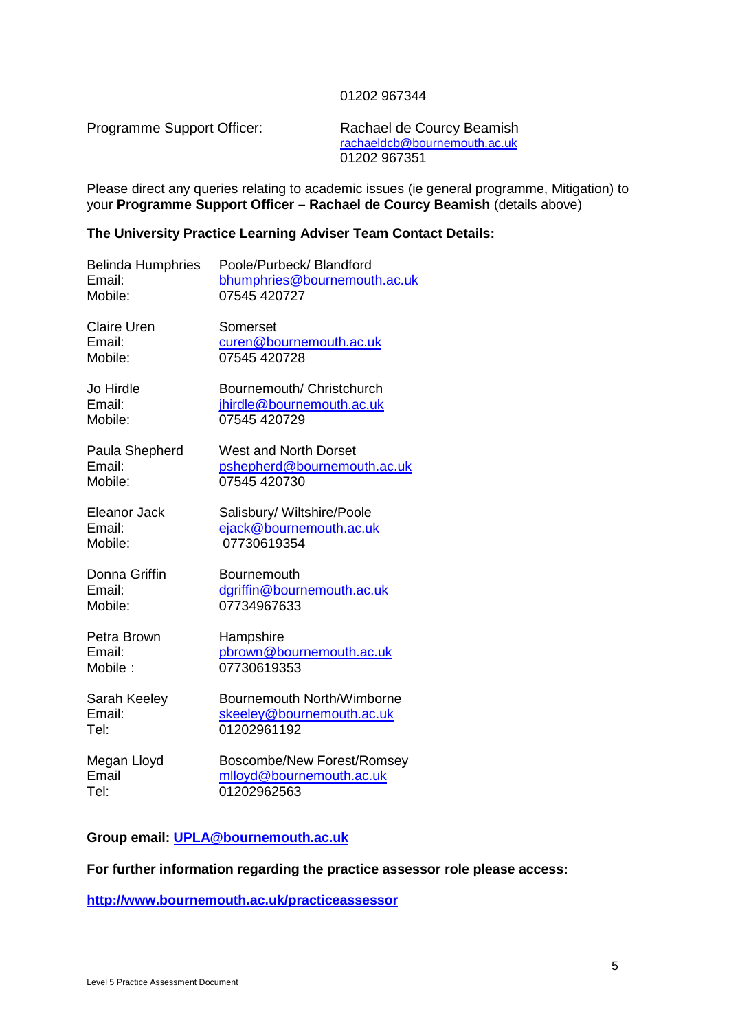01202 967344

Programme Support Officer: Rachael de Courcy Beamish
rachaeldcb@bournemouth.ac.uk
01202 967351

Please direct any queries relating to academic issues (ie general programme, Mitigation) to your **Programme Support Officer – Rachael de Courcy Beamish** (details above)

**The University Practice Learning Adviser Team Contact Details:**

Belinda Humphries — Poole/Purbeck/ Blandford
Email: bhumphries@bournemouth.ac.uk
Mobile: 07545 420727

Claire Uren — Somerset
Email: curen@bournemouth.ac.uk
Mobile: 07545 420728

Jo Hirdle — Bournemouth/ Christchurch
Email: jhirdle@bournemouth.ac.uk
Mobile: 07545 420729

Paula Shepherd — West and North Dorset
Email: pshepherd@bournemouth.ac.uk
Mobile: 07545 420730

Eleanor Jack — Salisbury/ Wiltshire/Poole
Email: ejack@bournemouth.ac.uk
Mobile: 07730619354

Donna Griffin — Bournemouth
Email: dgriffin@bournemouth.ac.uk
Mobile: 07734967633

Petra Brown — Hampshire
Email: pbrown@bournemouth.ac.uk
Mobile : 07730619353

Sarah Keeley — Bournemouth North/Wimborne
Email: skeeley@bournemouth.ac.uk
Tel: 01202961192

Megan Lloyd — Boscombe/New Forest/Romsey
Email mlloyd@bournemouth.ac.uk
Tel: 01202962563

**Group email: UPLA@bournemouth.ac.uk**

**For further information regarding the practice assessor role please access:**

**http://www.bournemouth.ac.uk/practiceassessor**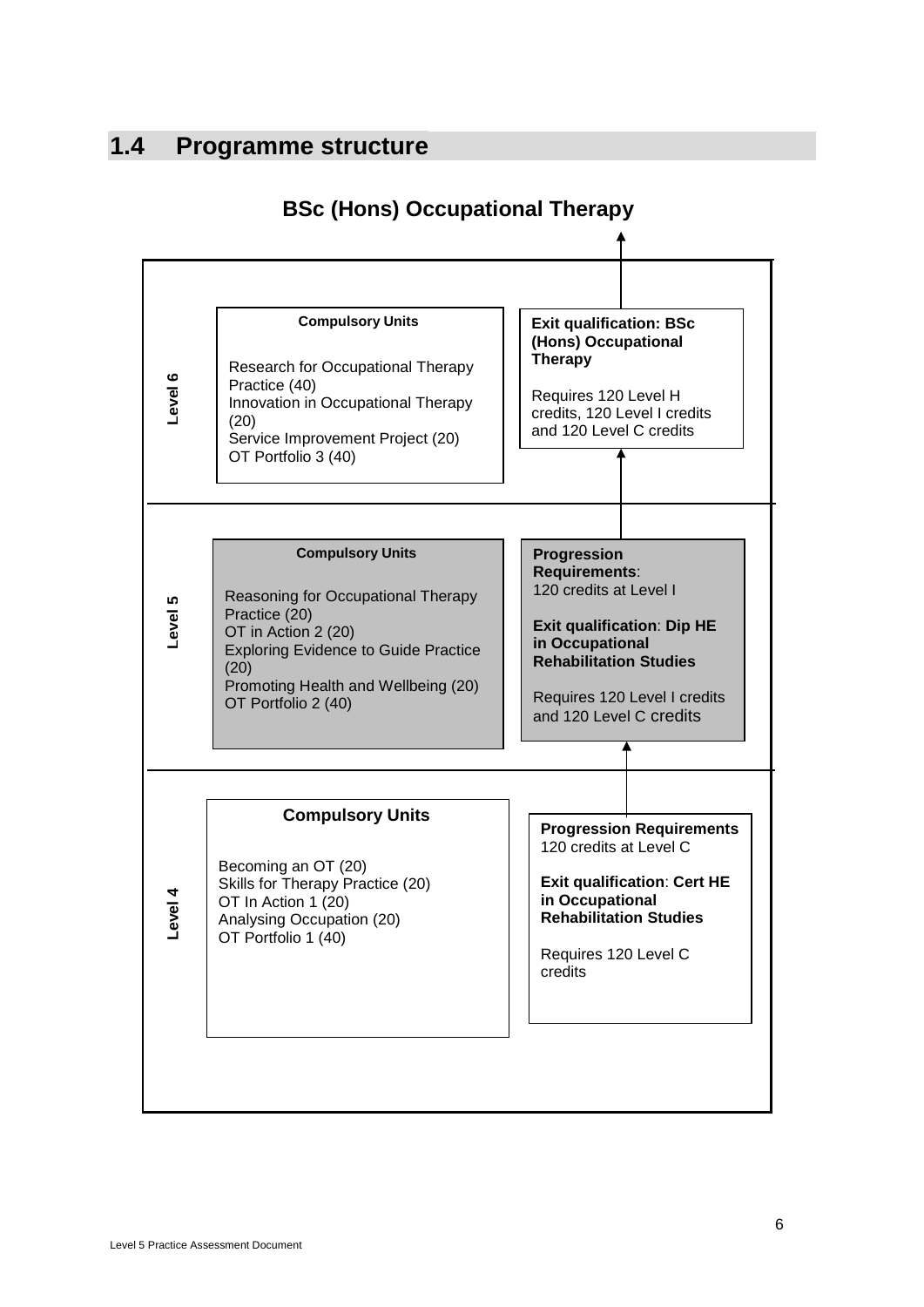## 1.4 Programme structure

### BSc (Hons) Occupational Therapy

| Level | Compulsory Units | Progression / Exit qualification |
|---|---|---|
| **Level 6** | Research for Occupational Therapy Practice (40)<br>Innovation in Occupational Therapy (20)<br>Service Improvement Project (20)<br>OT Portfolio 3 (40) | **Exit qualification: BSc (Hons) Occupational Therapy**<br><br>Requires 120 Level H credits, 120 Level I credits and 120 Level C credits |
| **Level 5** | Reasoning for Occupational Therapy Practice (20)<br>OT in Action 2 (20)<br>Exploring Evidence to Guide Practice (20)<br>Promoting Health and Wellbeing (20)<br>OT Portfolio 2 (40) | **Progression Requirements**: 120 credits at Level I<br><br>**Exit qualification**: **Dip HE in Occupational Rehabilitation Studies**<br><br>Requires 120 Level I credits and 120 Level C credits |
| **Level 4** | Becoming an OT (20)<br>Skills for Therapy Practice (20)<br>OT In Action 1 (20)<br>Analysing Occupation (20)<br>OT Portfolio 1 (40) | **Progression Requirements** 120 credits at Level C<br><br>**Exit qualification**: **Cert HE in Occupational Rehabilitation Studies**<br><br>Requires 120 Level C credits |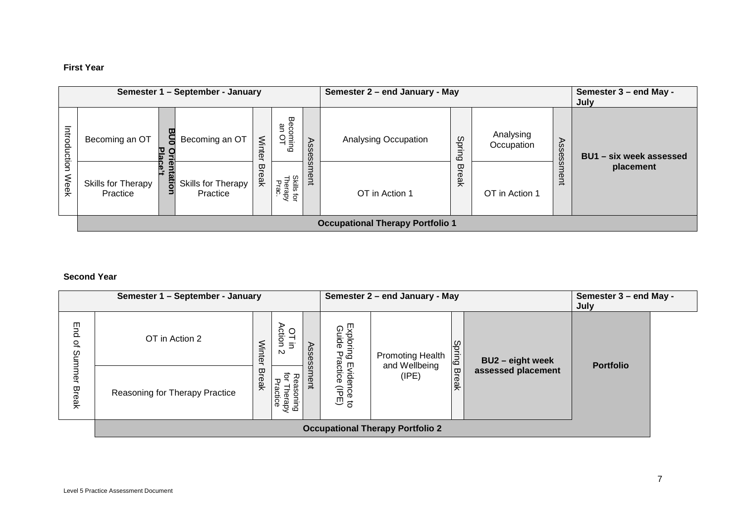**First Year**

| Semester 1 – September - January | | | | | | | Semester 2 – end January - May | | | | Semester 3 – end May - July |
|---|---|---|---|---|---|---|---|---|---|---|---|
| Introduction Week | Becoming an OT | BU0 Orientation Place't | Becoming an OT | Winter Break | Becoming an OT | Assessment | Analysing Occupation | Spring Break | Analysing Occupation | Assessment | BU1 – six week assessed placement |
| | Skills for Therapy Practice | | Skills for Therapy Practice | | Skills for Therapy Prac. | | OT in Action 1 | | OT in Action 1 | | |
| | Occupational Therapy Portfolio 1 | | | | | | | | | | |

**Second Year**

| Semester 1 – September - January | | | | | | Semester 2 – end January - May | | | | Semester 3 – end May - July |
|---|---|---|---|---|---|---|---|---|---|---|
| End of Summer Break | OT in Action 2 | Winter Break | OT in Action 2 | Assessment | Exploring Evidence to Guide Practice (IPE) | Promoting Health and Wellbeing (IPE) | Spring Break | BU2 – eight week assessed placement | Portfolio | |
| | Reasoning for Therapy Practice | | Reasoning for Therapy Practice | | | | | | | |
| | Occupational Therapy Portfolio 2 | | | | | | | | | |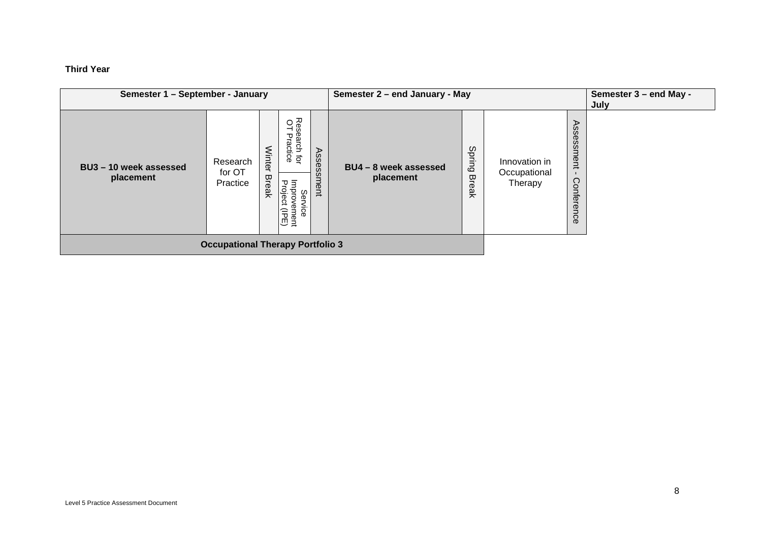**Third Year**

| Semester 1 – September - January | | | | | Semester 2 – end January - May | | | | Semester 3 – end May - July |
|---|---|---|---|---|---|---|---|---|---|
| BU3 – 10 week assessed placement | Research for OT Practice | Winter Break | Research for OT Practice / Service Improvement Project (IPE) | Assessment | BU4 – 8 week assessed placement | Spring Break | Innovation in Occupational Therapy | Assessment - Conference | |
| Occupational Therapy Portfolio 3 | | | | | | | | | |

Level 5 Practice Assessment Document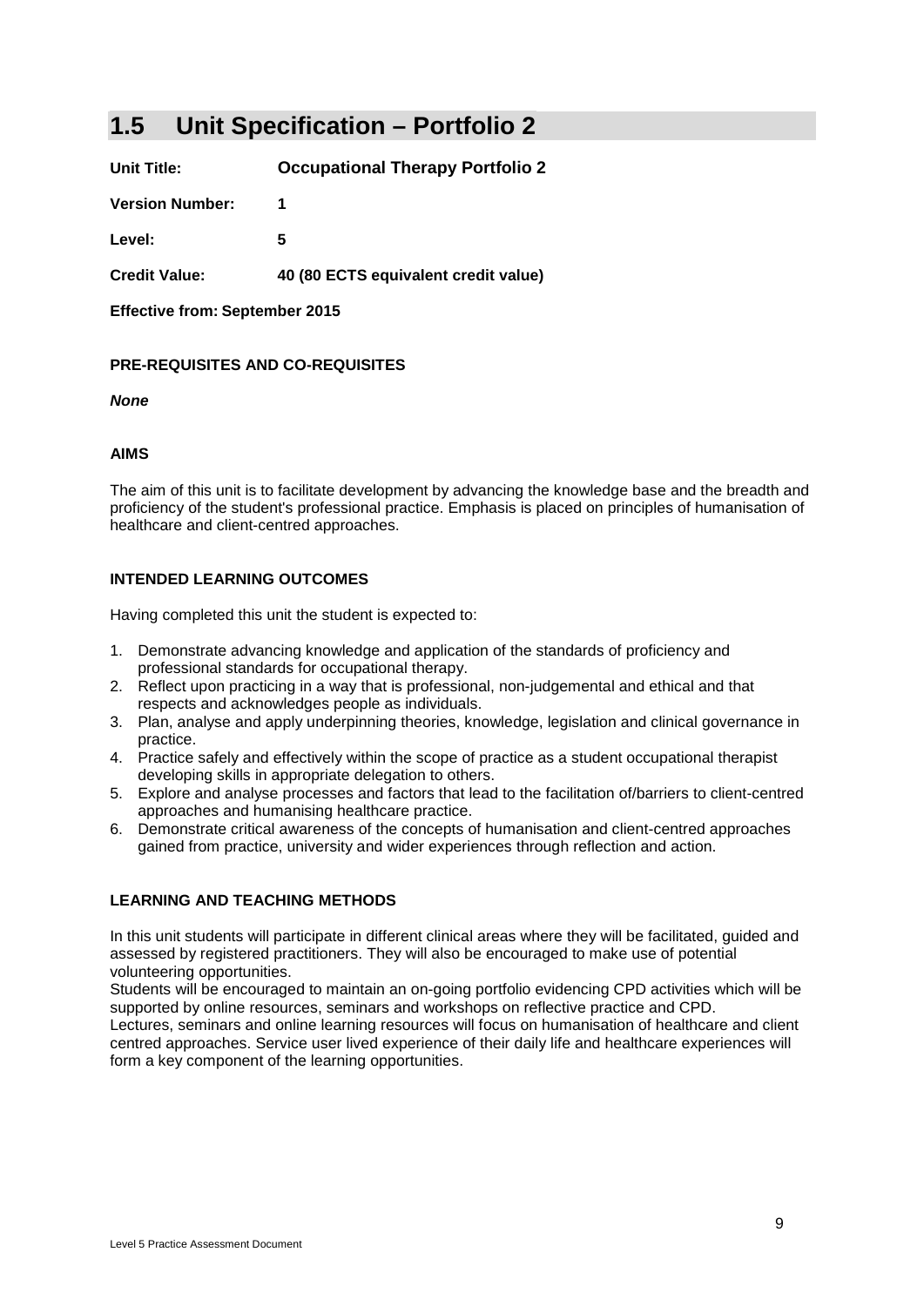## 1.5 Unit Specification – Portfolio 2

**Unit Title:** **Occupational Therapy Portfolio 2**

**Version Number:** **1**

**Level:** **5**

**Credit Value:** **40 (80 ECTS equivalent credit value)**

**Effective from: September 2015**

**PRE-REQUISITES AND CO-REQUISITES**

***None***

**AIMS**

The aim of this unit is to facilitate development by advancing the knowledge base and the breadth and proficiency of the student's professional practice. Emphasis is placed on principles of humanisation of healthcare and client-centred approaches.

**INTENDED LEARNING OUTCOMES**

Having completed this unit the student is expected to:

1. Demonstrate advancing knowledge and application of the standards of proficiency and professional standards for occupational therapy.
2. Reflect upon practicing in a way that is professional, non-judgemental and ethical and that respects and acknowledges people as individuals.
3. Plan, analyse and apply underpinning theories, knowledge, legislation and clinical governance in practice.
4. Practice safely and effectively within the scope of practice as a student occupational therapist developing skills in appropriate delegation to others.
5. Explore and analyse processes and factors that lead to the facilitation of/barriers to client-centred approaches and humanising healthcare practice.
6. Demonstrate critical awareness of the concepts of humanisation and client-centred approaches gained from practice, university and wider experiences through reflection and action.

**LEARNING AND TEACHING METHODS**

In this unit students will participate in different clinical areas where they will be facilitated, guided and assessed by registered practitioners. They will also be encouraged to make use of potential volunteering opportunities.
Students will be encouraged to maintain an on-going portfolio evidencing CPD activities which will be supported by online resources, seminars and workshops on reflective practice and CPD.
Lectures, seminars and online learning resources will focus on humanisation of healthcare and client centred approaches. Service user lived experience of their daily life and healthcare experiences will form a key component of the learning opportunities.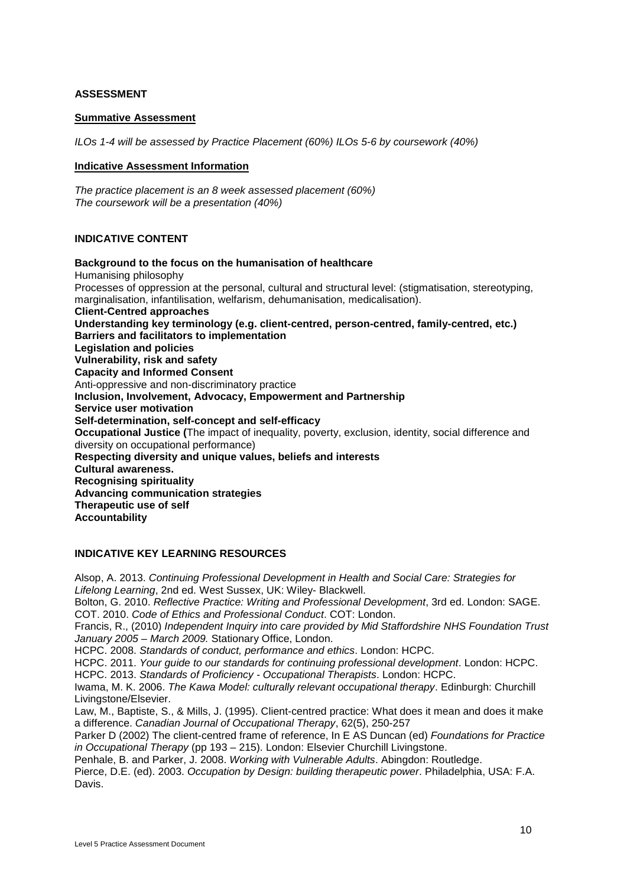**ASSESSMENT**

**Summative Assessment**

*ILOs 1-4 will be assessed by Practice Placement (60%) ILOs 5-6 by coursework (40%)*

**Indicative Assessment Information**

*The practice placement is an 8 week assessed placement (60%)*
*The coursework will be a presentation (40%)*

**INDICATIVE CONTENT**

**Background to the focus on the humanisation of healthcare**
Humanising philosophy
Processes of oppression at the personal, cultural and structural level: (stigmatisation, stereotyping, marginalisation, infantilisation, welfarism, dehumanisation, medicalisation).
**Client-Centred approaches**
**Understanding key terminology (e.g. client-centred, person-centred, family-centred, etc.)**
**Barriers and facilitators to implementation**
**Legislation and policies**
**Vulnerability, risk and safety**
**Capacity and Informed Consent**
Anti-oppressive and non-discriminatory practice
**Inclusion, Involvement, Advocacy, Empowerment and Partnership**
**Service user motivation**
**Self-determination, self-concept and self-efficacy**
**Occupational Justice (**The impact of inequality, poverty, exclusion, identity, social difference and diversity on occupational performance)
**Respecting diversity and unique values, beliefs and interests**
**Cultural awareness.**
**Recognising spirituality**
**Advancing communication strategies**
**Therapeutic use of self**
**Accountability**

**INDICATIVE KEY LEARNING RESOURCES**

Alsop, A. 2013. *Continuing Professional Development in Health and Social Care: Strategies for Lifelong Learning*, 2nd ed. West Sussex, UK: Wiley- Blackwell.
Bolton, G. 2010. *Reflective Practice: Writing and Professional Development*, 3rd ed. London: SAGE.
COT. 2010. *Code of Ethics and Professional Conduct*. COT: London.
Francis, R., (2010) *Independent Inquiry into care provided by Mid Staffordshire NHS Foundation Trust January 2005 – March 2009.* Stationary Office, London.
HCPC. 2008. *Standards of conduct, performance and ethics*. London: HCPC.
HCPC. 2011. *Your guide to our standards for continuing professional development*. London: HCPC.
HCPC. 2013. *Standards of Proficiency - Occupational Therapists*. London: HCPC.
Iwama, M. K. 2006. *The Kawa Model: culturally relevant occupational therapy*. Edinburgh: Churchill Livingstone/Elsevier.
Law, M., Baptiste, S., & Mills, J. (1995). Client-centred practice: What does it mean and does it make a difference. *Canadian Journal of Occupational Therapy*, 62(5), 250-257
Parker D (2002) The client-centred frame of reference, In E AS Duncan (ed) *Foundations for Practice in Occupational Therapy* (pp 193 – 215). London: Elsevier Churchill Livingstone.
Penhale, B. and Parker, J. 2008. *Working with Vulnerable Adults*. Abingdon: Routledge.
Pierce, D.E. (ed). 2003. *Occupation by Design: building therapeutic power*. Philadelphia, USA: F.A. Davis.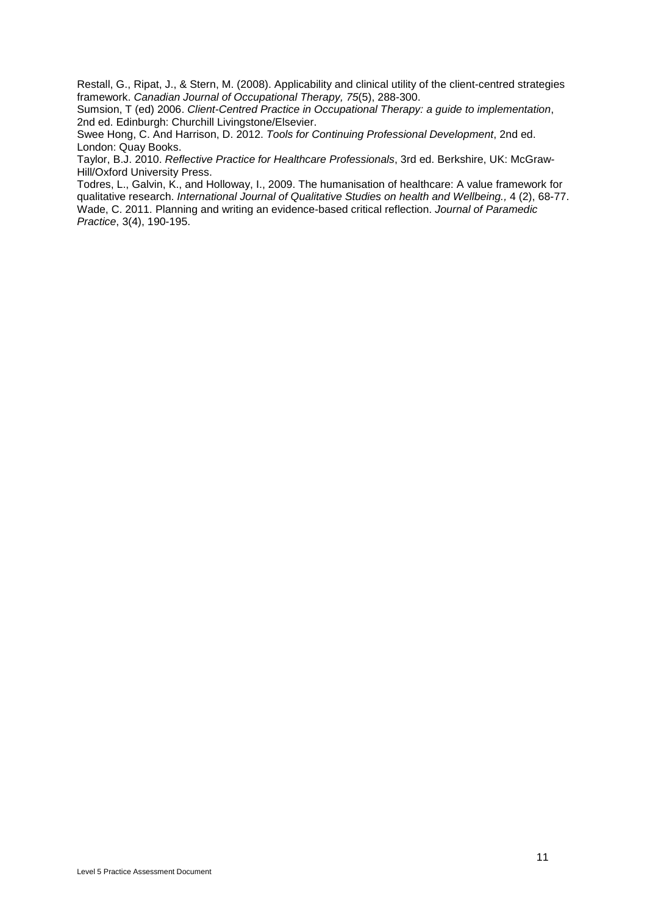Restall, G., Ripat, J., & Stern, M. (2008). Applicability and clinical utility of the client-centred strategies framework. *Canadian Journal of Occupational Therapy, 75*(5), 288-300.

Sumsion, T (ed) 2006. *Client-Centred Practice in Occupational Therapy: a guide to implementation*, 2nd ed. Edinburgh: Churchill Livingstone/Elsevier.

Swee Hong, C. And Harrison, D. 2012. *Tools for Continuing Professional Development*, 2nd ed. London: Quay Books.

Taylor, B.J. 2010. *Reflective Practice for Healthcare Professionals*, 3rd ed. Berkshire, UK: McGraw-Hill/Oxford University Press.

Todres, L., Galvin, K., and Holloway, I., 2009. The humanisation of healthcare: A value framework for qualitative research. *International Journal of Qualitative Studies on health and Wellbeing.,* 4 (2), 68-77.

Wade, C. 2011. Planning and writing an evidence-based critical reflection. *Journal of Paramedic Practice*, 3(4), 190-195.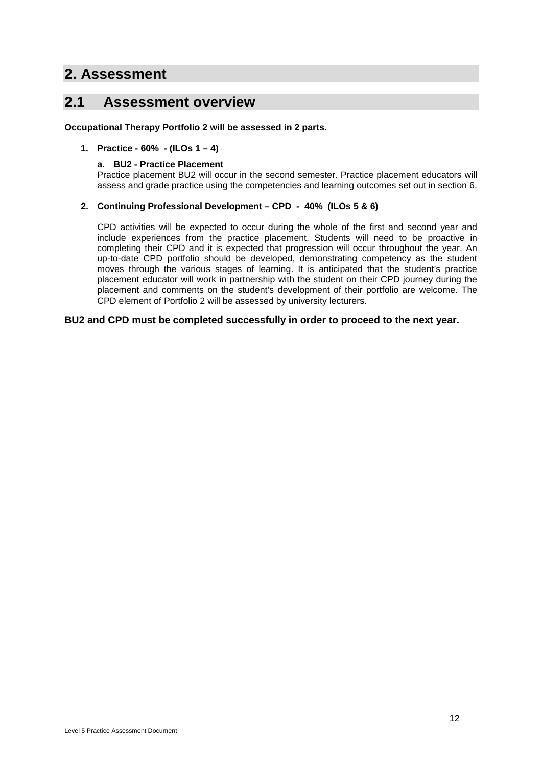# 2. Assessment

## 2.1 Assessment overview

**Occupational Therapy Portfolio 2 will be assessed in 2 parts.**

1. **Practice - 60% - (ILOs 1 – 4)**

   a. **BU2 - Practice Placement**
   
   Practice placement BU2 will occur in the second semester. Practice placement educators will assess and grade practice using the competencies and learning outcomes set out in section 6.

2. **Continuing Professional Development – CPD - 40% (ILOs 5 & 6)**

   CPD activities will be expected to occur during the whole of the first and second year and include experiences from the practice placement. Students will need to be proactive in completing their CPD and it is expected that progression will occur throughout the year. An up-to-date CPD portfolio should be developed, demonstrating competency as the student moves through the various stages of learning. It is anticipated that the student's practice placement educator will work in partnership with the student on their CPD journey during the placement and comments on the student's development of their portfolio are welcome. The CPD element of Portfolio 2 will be assessed by university lecturers.

**BU2 and CPD must be completed successfully in order to proceed to the next year.**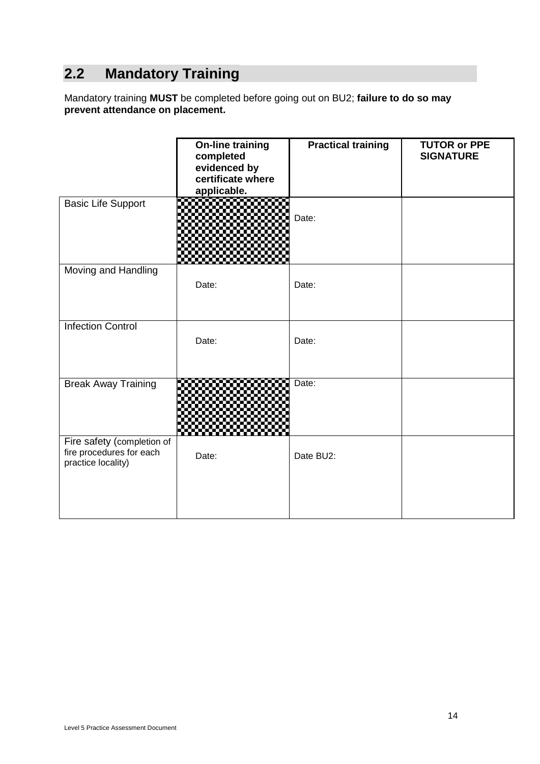## 2.2 Mandatory Training

Mandatory training **MUST** be completed before going out on BU2; **failure to do so may prevent attendance on placement.**

| | On-line training completed evidenced by certificate where applicable. | Practical training | TUTOR or PPE SIGNATURE |
|---|---|---|---|
| Basic Life Support | | Date: | |
| Moving and Handling | Date: | Date: | |
| Infection Control | Date: | Date: | |
| Break Away Training | | Date: | |
| Fire safety (completion of fire procedures for each practice locality) | Date: | Date BU2: | |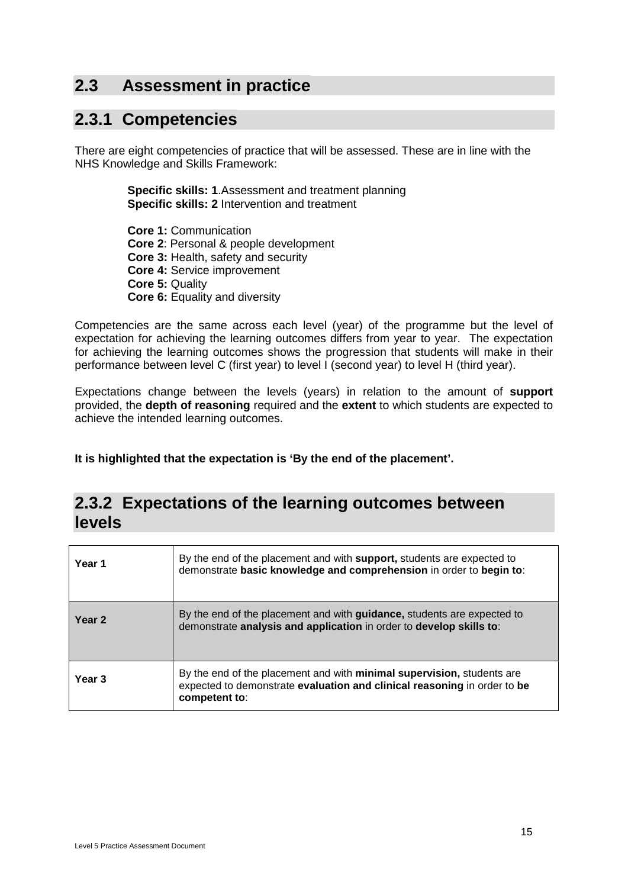## 2.3 Assessment in practice

### 2.3.1 Competencies

There are eight competencies of practice that will be assessed. These are in line with the NHS Knowledge and Skills Framework:

**Specific skills: 1**.Assessment and treatment planning
**Specific skills: 2** Intervention and treatment

**Core 1:** Communication
**Core 2**: Personal & people development
**Core 3:** Health, safety and security
**Core 4:** Service improvement
**Core 5:** Quality
**Core 6:** Equality and diversity

Competencies are the same across each level (year) of the programme but the level of expectation for achieving the learning outcomes differs from year to year. The expectation for achieving the learning outcomes shows the progression that students will make in their performance between level C (first year) to level I (second year) to level H (third year).

Expectations change between the levels (years) in relation to the amount of **support** provided, the **depth of reasoning** required and the **extent** to which students are expected to achieve the intended learning outcomes.

**It is highlighted that the expectation is 'By the end of the placement'.**

### 2.3.2 Expectations of the learning outcomes between levels

| | |
|---|---|
| **Year 1** | By the end of the placement and with **support,** students are expected to demonstrate **basic knowledge and comprehension** in order to **begin to**: |
| **Year 2** | By the end of the placement and with **guidance,** students are expected to demonstrate **analysis and application** in order to **develop skills to**: |
| **Year 3** | By the end of the placement and with **minimal supervision,** students are expected to demonstrate **evaluation and clinical reasoning** in order to **be competent to**: |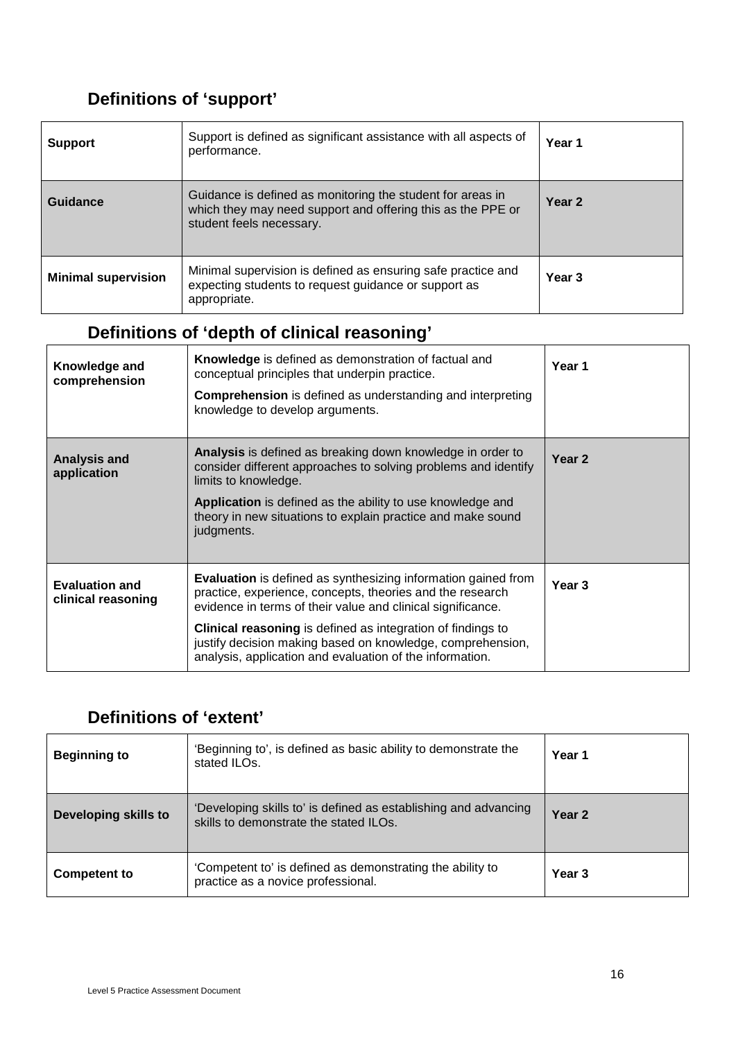## Definitions of 'support'

| Support | Support is defined as significant assistance with all aspects of performance. | Year 1 |
|---|---|---|
| **Guidance** | Guidance is defined as monitoring the student for areas in which they may need support and offering this as the PPE or student feels necessary. | **Year 2** |
| **Minimal supervision** | Minimal supervision is defined as ensuring safe practice and expecting students to request guidance or support as appropriate. | **Year 3** |

## Definitions of 'depth of clinical reasoning'

| Knowledge and comprehension | **Knowledge** is defined as demonstration of factual and conceptual principles that underpin practice. **Comprehension** is defined as understanding and interpreting knowledge to develop arguments. | Year 1 |
|---|---|---|
| **Analysis and application** | **Analysis** is defined as breaking down knowledge in order to consider different approaches to solving problems and identify limits to knowledge. **Application** is defined as the ability to use knowledge and theory in new situations to explain practice and make sound judgments. | **Year 2** |
| **Evaluation and clinical reasoning** | **Evaluation** is defined as synthesizing information gained from practice, experience, concepts, theories and the research evidence in terms of their value and clinical significance. **Clinical reasoning** is defined as integration of findings to justify decision making based on knowledge, comprehension, analysis, application and evaluation of the information. | **Year 3** |

## Definitions of 'extent'

| Beginning to | 'Beginning to', is defined as basic ability to demonstrate the stated ILOs. | Year 1 |
|---|---|---|
| **Developing skills to** | 'Developing skills to' is defined as establishing and advancing skills to demonstrate the stated ILOs. | **Year 2** |
| **Competent to** | 'Competent to' is defined as demonstrating the ability to practice as a novice professional. | **Year 3** |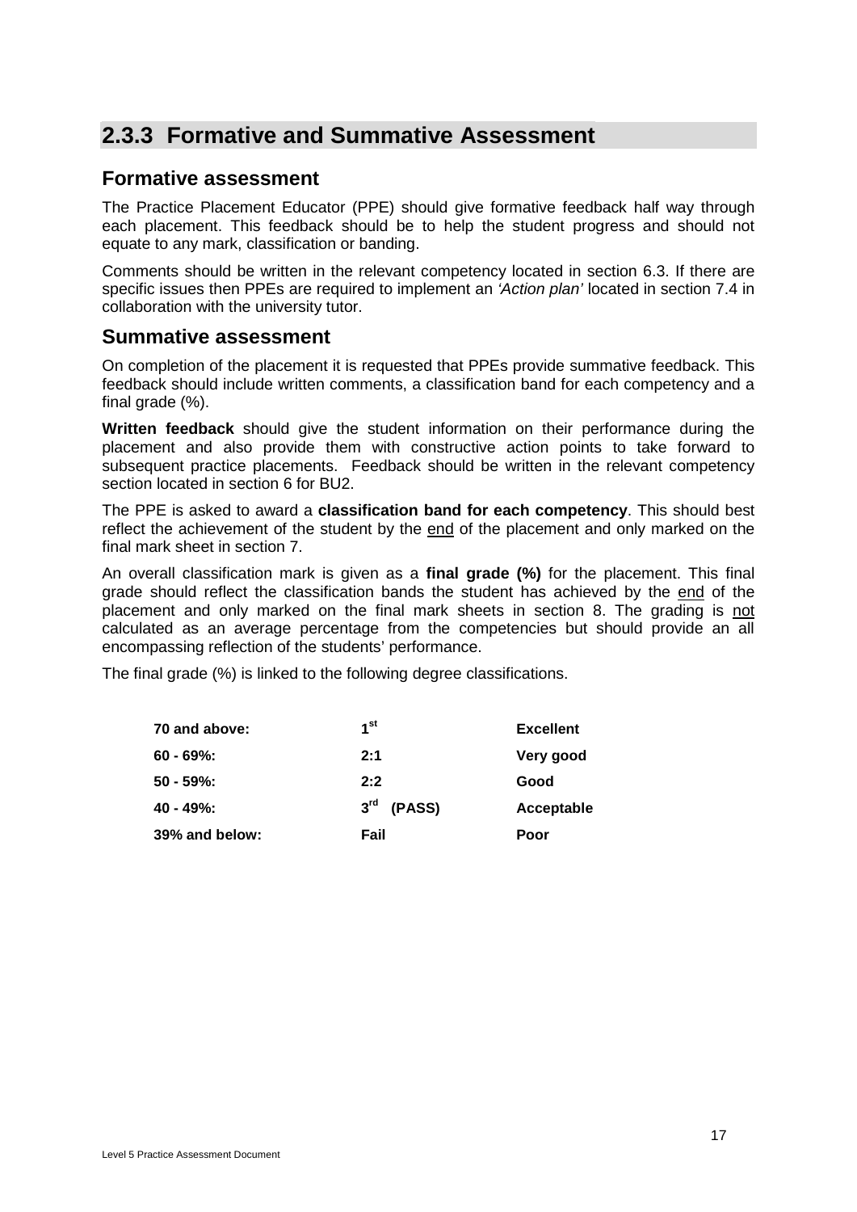## 2.3.3 Formative and Summative Assessment

### Formative assessment

The Practice Placement Educator (PPE) should give formative feedback half way through each placement. This feedback should be to help the student progress and should not equate to any mark, classification or banding.

Comments should be written in the relevant competency located in section 6.3. If there are specific issues then PPEs are required to implement an *'Action plan'* located in section 7.4 in collaboration with the university tutor.

### Summative assessment

On completion of the placement it is requested that PPEs provide summative feedback. This feedback should include written comments, a classification band for each competency and a final grade (%).

**Written feedback** should give the student information on their performance during the placement and also provide them with constructive action points to take forward to subsequent practice placements. Feedback should be written in the relevant competency section located in section 6 for BU2.

The PPE is asked to award a **classification band for each competency**. This should best reflect the achievement of the student by the end of the placement and only marked on the final mark sheet in section 7.

An overall classification mark is given as a **final grade (%)** for the placement. This final grade should reflect the classification bands the student has achieved by the end of the placement and only marked on the final mark sheets in section 8. The grading is not calculated as an average percentage from the competencies but should provide an all encompassing reflection of the students' performance.

The final grade (%) is linked to the following degree classifications.

| | | |
|---|---|---|
| **70 and above:** | **1st** | **Excellent** |
| **60 - 69%:** | **2:1** | **Very good** |
| **50 - 59%:** | **2:2** | **Good** |
| **40 - 49%:** | **3rd (PASS)** | **Acceptable** |
| **39% and below:** | **Fail** | **Poor** |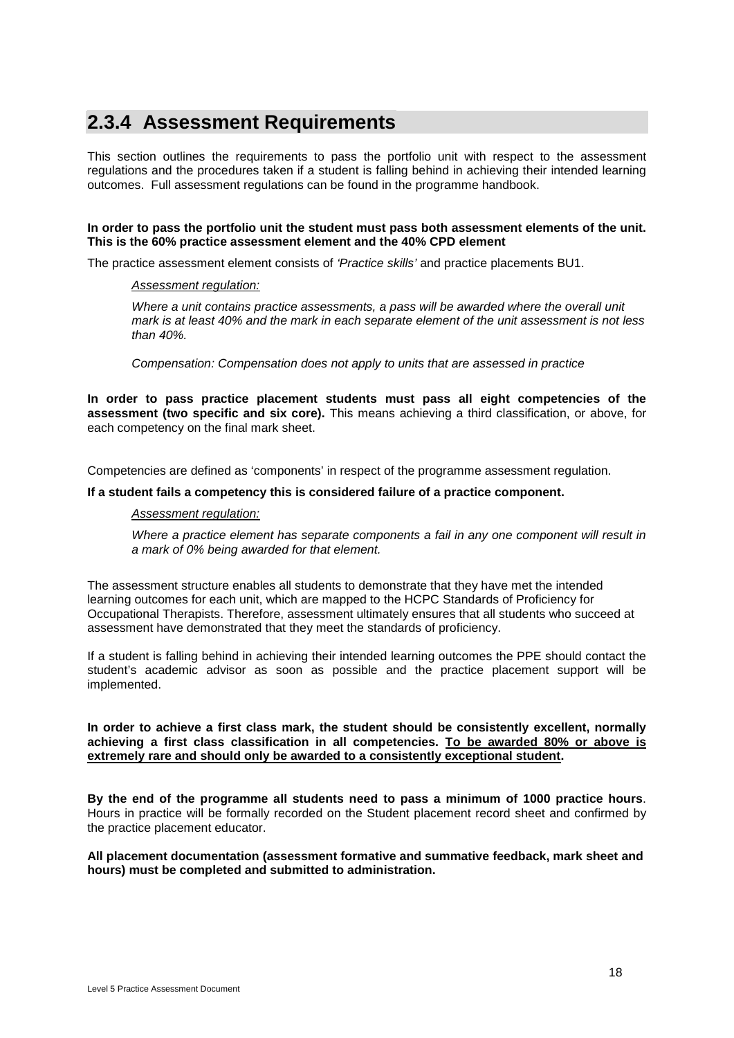## 2.3.4 Assessment Requirements

This section outlines the requirements to pass the portfolio unit with respect to the assessment regulations and the procedures taken if a student is falling behind in achieving their intended learning outcomes. Full assessment regulations can be found in the programme handbook.

**In order to pass the portfolio unit the student must pass both assessment elements of the unit. This is the 60% practice assessment element and the 40% CPD element**

The practice assessment element consists of *'Practice skills'* and practice placements BU1.

> <u>*Assessment regulation:*</u>
>
> *Where a unit contains practice assessments, a pass will be awarded where the overall unit mark is at least 40% and the mark in each separate element of the unit assessment is not less than 40%.*
>
> *Compensation: Compensation does not apply to units that are assessed in practice*

**In order to pass practice placement students must pass all eight competencies of the assessment (two specific and six core).** This means achieving a third classification, or above, for each competency on the final mark sheet.

Competencies are defined as 'components' in respect of the programme assessment regulation.

**If a student fails a competency this is considered failure of a practice component.**

> <u>*Assessment regulation:*</u>
>
> *Where a practice element has separate components a fail in any one component will result in a mark of 0% being awarded for that element.*

The assessment structure enables all students to demonstrate that they have met the intended learning outcomes for each unit, which are mapped to the HCPC Standards of Proficiency for Occupational Therapists. Therefore, assessment ultimately ensures that all students who succeed at assessment have demonstrated that they meet the standards of proficiency.

If a student is falling behind in achieving their intended learning outcomes the PPE should contact the student's academic advisor as soon as possible and the practice placement support will be implemented.

**In order to achieve a first class mark, the student should be consistently excellent, normally achieving a first class classification in all competencies. <u>To be awarded 80% or above is extremely rare and should only be awarded to a consistently exceptional student</u>.**

**By the end of the programme all students need to pass a minimum of 1000 practice hours**. Hours in practice will be formally recorded on the Student placement record sheet and confirmed by the practice placement educator.

**All placement documentation (assessment formative and summative feedback, mark sheet and hours) must be completed and submitted to administration.**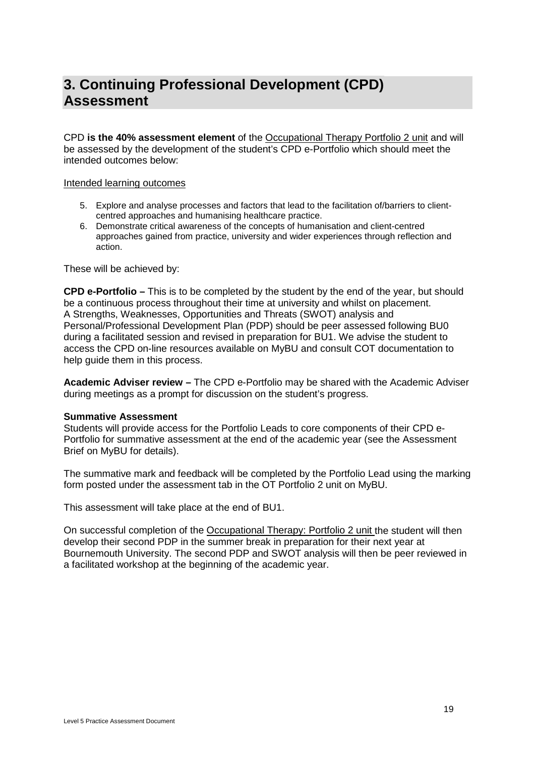## 3. Continuing Professional Development (CPD) Assessment

CPD **is the 40% assessment element** of the Occupational Therapy Portfolio 2 unit and will be assessed by the development of the student's CPD e-Portfolio which should meet the intended outcomes below:

Intended learning outcomes

5. Explore and analyse processes and factors that lead to the facilitation of/barriers to client-centred approaches and humanising healthcare practice.
6. Demonstrate critical awareness of the concepts of humanisation and client-centred approaches gained from practice, university and wider experiences through reflection and action.

These will be achieved by:

**CPD e-Portfolio –** This is to be completed by the student by the end of the year, but should be a continuous process throughout their time at university and whilst on placement. A Strengths, Weaknesses, Opportunities and Threats (SWOT) analysis and Personal/Professional Development Plan (PDP) should be peer assessed following BU0 during a facilitated session and revised in preparation for BU1. We advise the student to access the CPD on-line resources available on MyBU and consult COT documentation to help guide them in this process.

**Academic Adviser review –** The CPD e-Portfolio may be shared with the Academic Adviser during meetings as a prompt for discussion on the student's progress.

**Summative Assessment**
Students will provide access for the Portfolio Leads to core components of their CPD e-Portfolio for summative assessment at the end of the academic year (see the Assessment Brief on MyBU for details).

The summative mark and feedback will be completed by the Portfolio Lead using the marking form posted under the assessment tab in the OT Portfolio 2 unit on MyBU.

This assessment will take place at the end of BU1.

On successful completion of the Occupational Therapy: Portfolio 2 unit the student will then develop their second PDP in the summer break in preparation for their next year at Bournemouth University. The second PDP and SWOT analysis will then be peer reviewed in a facilitated workshop at the beginning of the academic year.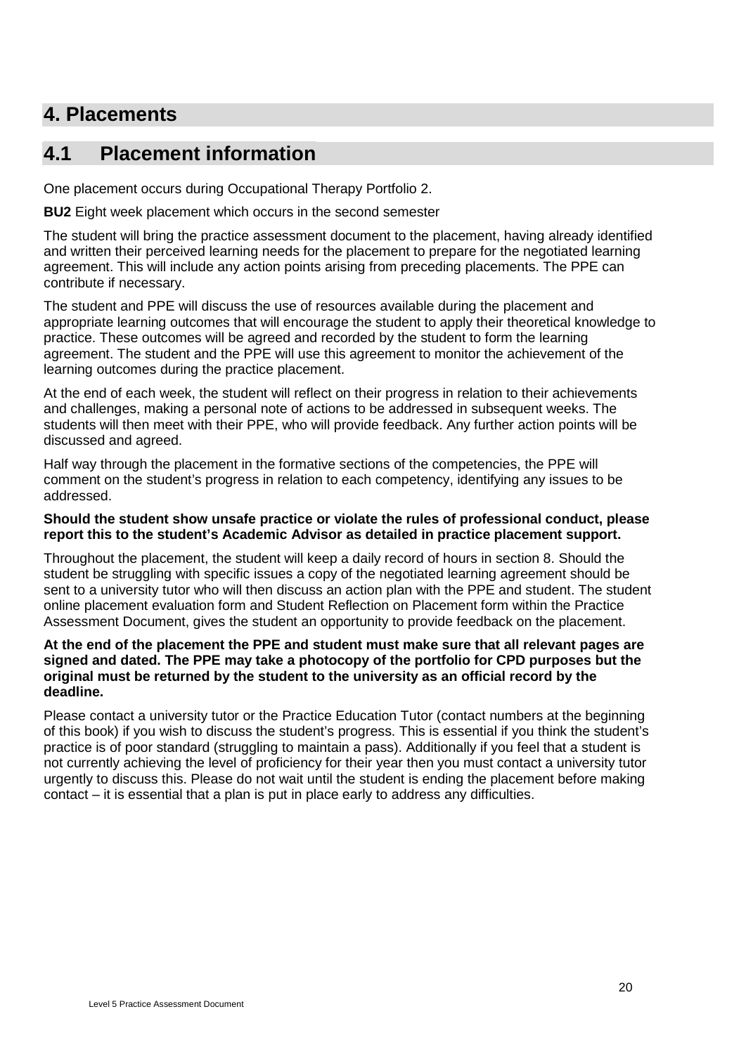# 4. Placements

## 4.1 Placement information

One placement occurs during Occupational Therapy Portfolio 2.

**BU2** Eight week placement which occurs in the second semester

The student will bring the practice assessment document to the placement, having already identified and written their perceived learning needs for the placement to prepare for the negotiated learning agreement. This will include any action points arising from preceding placements. The PPE can contribute if necessary.

The student and PPE will discuss the use of resources available during the placement and appropriate learning outcomes that will encourage the student to apply their theoretical knowledge to practice. These outcomes will be agreed and recorded by the student to form the learning agreement. The student and the PPE will use this agreement to monitor the achievement of the learning outcomes during the practice placement.

At the end of each week, the student will reflect on their progress in relation to their achievements and challenges, making a personal note of actions to be addressed in subsequent weeks. The students will then meet with their PPE, who will provide feedback. Any further action points will be discussed and agreed.

Half way through the placement in the formative sections of the competencies, the PPE will comment on the student's progress in relation to each competency, identifying any issues to be addressed.

**Should the student show unsafe practice or violate the rules of professional conduct, please report this to the student's Academic Advisor as detailed in practice placement support.**

Throughout the placement, the student will keep a daily record of hours in section 8. Should the student be struggling with specific issues a copy of the negotiated learning agreement should be sent to a university tutor who will then discuss an action plan with the PPE and student. The student online placement evaluation form and Student Reflection on Placement form within the Practice Assessment Document, gives the student an opportunity to provide feedback on the placement.

**At the end of the placement the PPE and student must make sure that all relevant pages are signed and dated. The PPE may take a photocopy of the portfolio for CPD purposes but the original must be returned by the student to the university as an official record by the deadline.**

Please contact a university tutor or the Practice Education Tutor (contact numbers at the beginning of this book) if you wish to discuss the student's progress. This is essential if you think the student's practice is of poor standard (struggling to maintain a pass). Additionally if you feel that a student is not currently achieving the level of proficiency for their year then you must contact a university tutor urgently to discuss this. Please do not wait until the student is ending the placement before making contact – it is essential that a plan is put in place early to address any difficulties.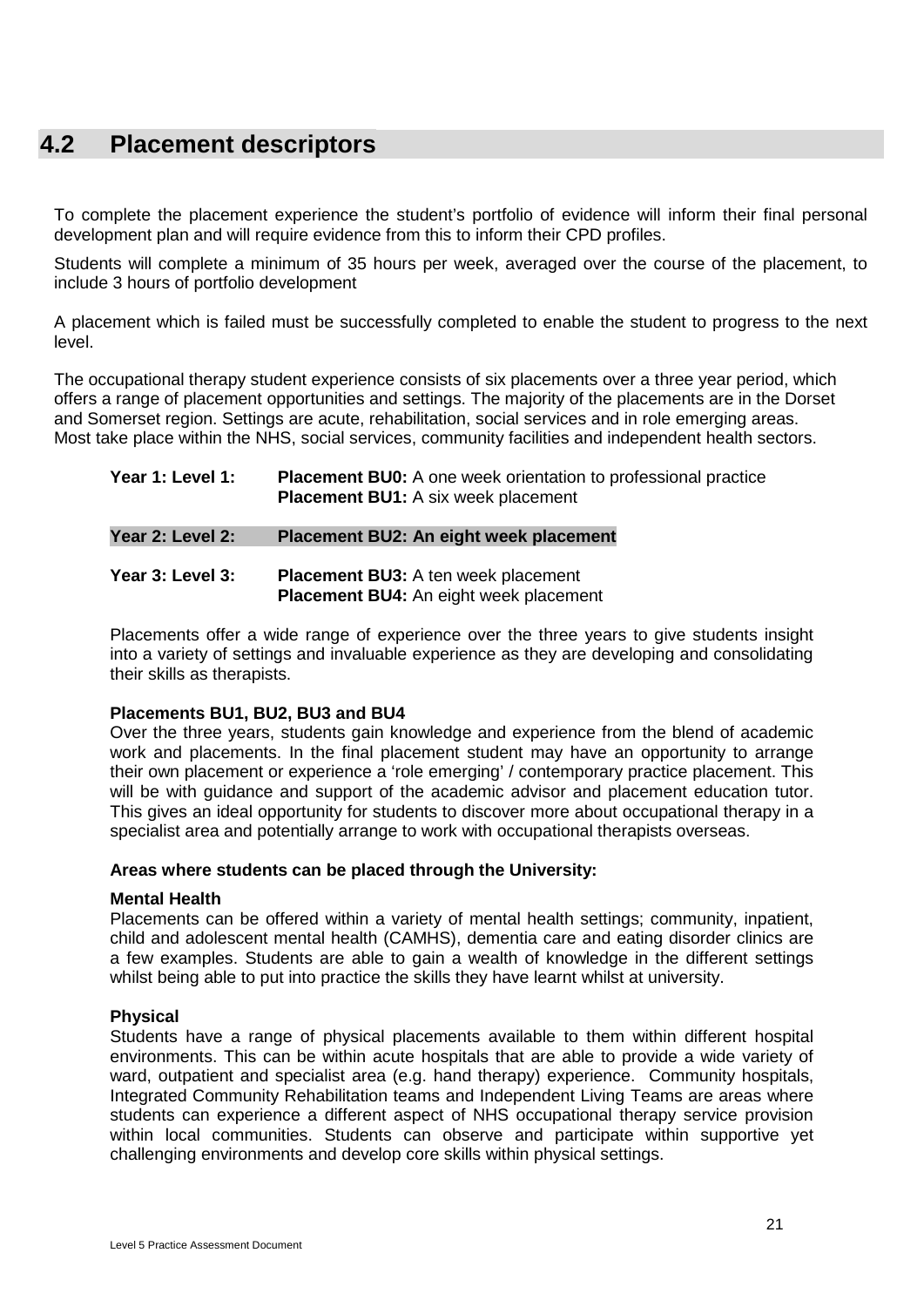## 4.2 Placement descriptors

To complete the placement experience the student's portfolio of evidence will inform their final personal development plan and will require evidence from this to inform their CPD profiles.

Students will complete a minimum of 35 hours per week, averaged over the course of the placement, to include 3 hours of portfolio development

A placement which is failed must be successfully completed to enable the student to progress to the next level.

The occupational therapy student experience consists of six placements over a three year period, which offers a range of placement opportunities and settings. The majority of the placements are in the Dorset and Somerset region. Settings are acute, rehabilitation, social services and in role emerging areas. Most take place within the NHS, social services, community facilities and independent health sectors.

**Year 1: Level 1:** **Placement BU0:** A one week orientation to professional practice
**Placement BU1:** A six week placement

**Year 2: Level 2:** **Placement BU2: An eight week placement**

**Year 3: Level 3:** **Placement BU3:** A ten week placement
**Placement BU4:** An eight week placement

Placements offer a wide range of experience over the three years to give students insight into a variety of settings and invaluable experience as they are developing and consolidating their skills as therapists.

**Placements BU1, BU2, BU3 and BU4**

Over the three years, students gain knowledge and experience from the blend of academic work and placements. In the final placement student may have an opportunity to arrange their own placement or experience a 'role emerging' / contemporary practice placement. This will be with guidance and support of the academic advisor and placement education tutor. This gives an ideal opportunity for students to discover more about occupational therapy in a specialist area and potentially arrange to work with occupational therapists overseas.

**Areas where students can be placed through the University:**

**Mental Health**

Placements can be offered within a variety of mental health settings; community, inpatient, child and adolescent mental health (CAMHS), dementia care and eating disorder clinics are a few examples. Students are able to gain a wealth of knowledge in the different settings whilst being able to put into practice the skills they have learnt whilst at university.

**Physical**

Students have a range of physical placements available to them within different hospital environments. This can be within acute hospitals that are able to provide a wide variety of ward, outpatient and specialist area (e.g. hand therapy) experience. Community hospitals, Integrated Community Rehabilitation teams and Independent Living Teams are areas where students can experience a different aspect of NHS occupational therapy service provision within local communities. Students can observe and participate within supportive yet challenging environments and develop core skills within physical settings.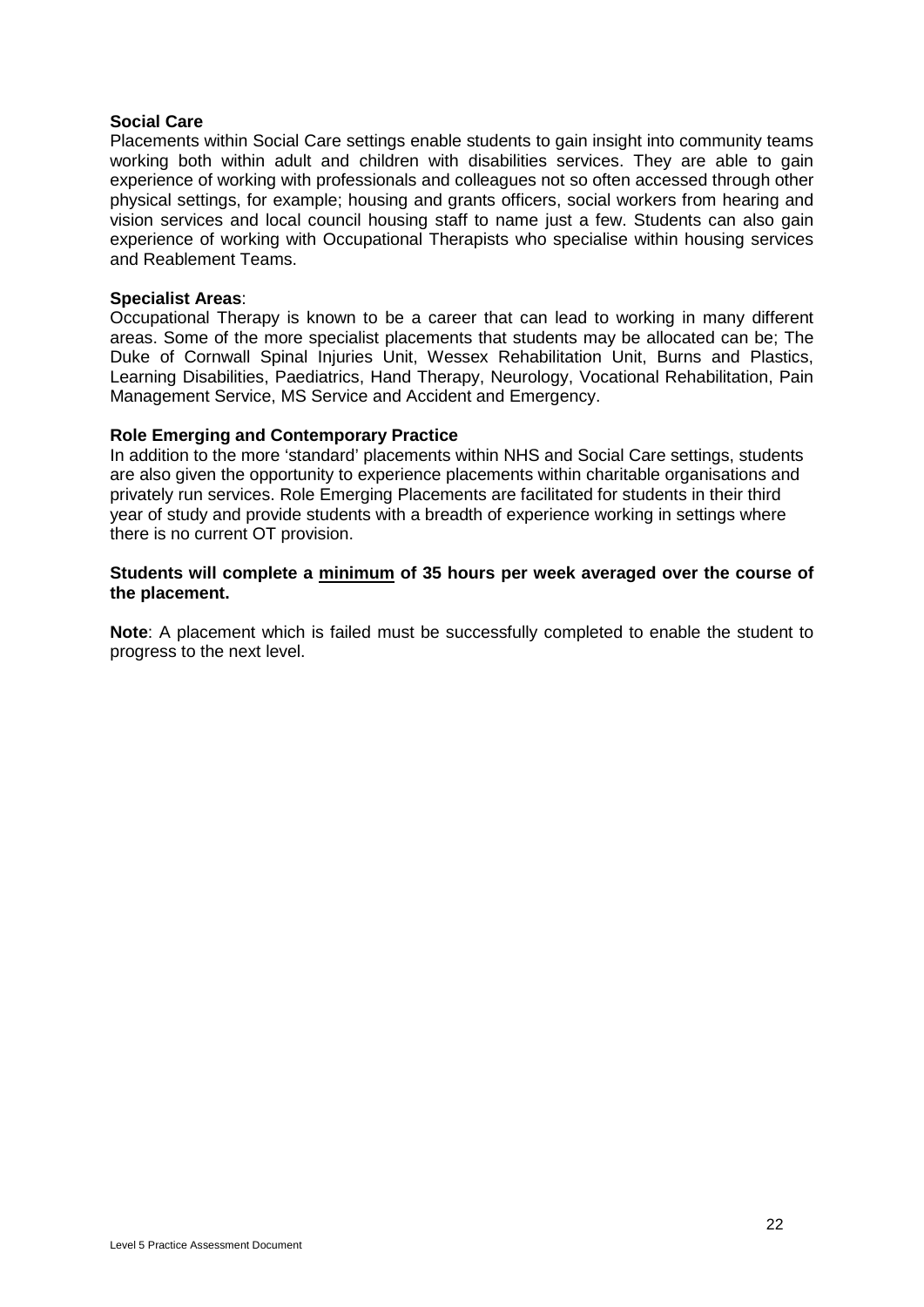**Social Care**

Placements within Social Care settings enable students to gain insight into community teams working both within adult and children with disabilities services. They are able to gain experience of working with professionals and colleagues not so often accessed through other physical settings, for example; housing and grants officers, social workers from hearing and vision services and local council housing staff to name just a few. Students can also gain experience of working with Occupational Therapists who specialise within housing services and Reablement Teams.

**Specialist Areas**:

Occupational Therapy is known to be a career that can lead to working in many different areas. Some of the more specialist placements that students may be allocated can be; The Duke of Cornwall Spinal Injuries Unit, Wessex Rehabilitation Unit, Burns and Plastics, Learning Disabilities, Paediatrics, Hand Therapy, Neurology, Vocational Rehabilitation, Pain Management Service, MS Service and Accident and Emergency.

**Role Emerging and Contemporary Practice**

In addition to the more 'standard' placements within NHS and Social Care settings, students are also given the opportunity to experience placements within charitable organisations and privately run services. Role Emerging Placements are facilitated for students in their third year of study and provide students with a breadth of experience working in settings where there is no current OT provision.

**Students will complete a <u>minimum</u> of 35 hours per week averaged over the course of the placement.**

**Note**: A placement which is failed must be successfully completed to enable the student to progress to the next level.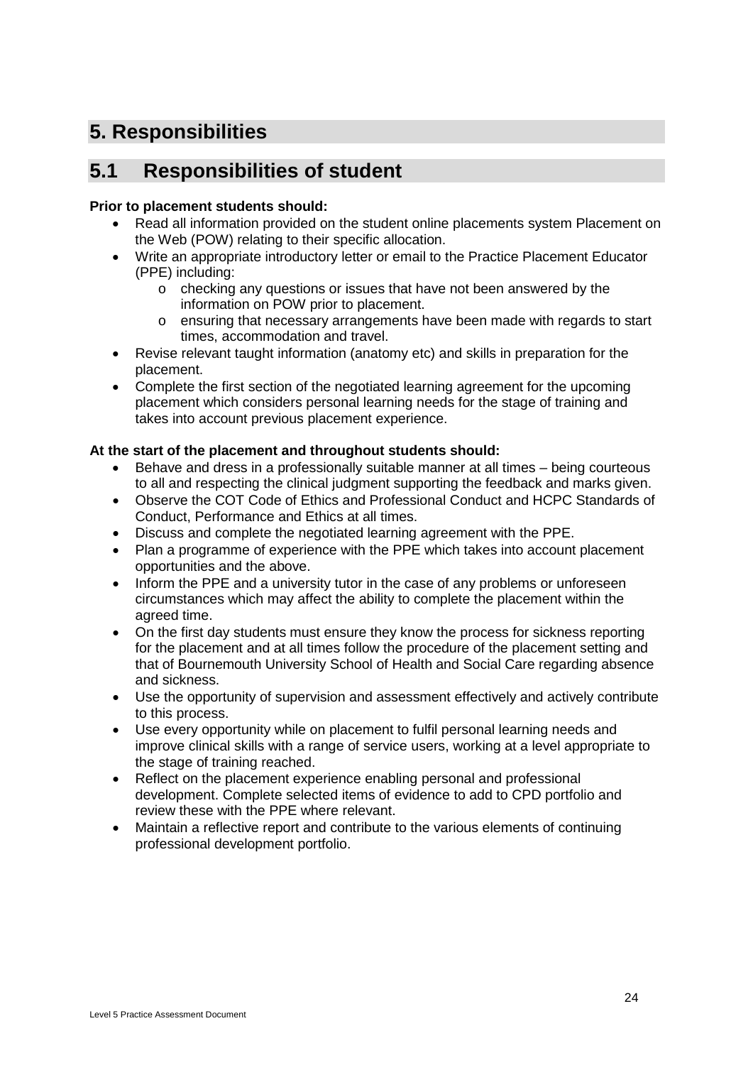# 5. Responsibilities

## 5.1 Responsibilities of student

**Prior to placement students should:**

- Read all information provided on the student online placements system Placement on the Web (POW) relating to their specific allocation.
- Write an appropriate introductory letter or email to the Practice Placement Educator (PPE) including:
  - checking any questions or issues that have not been answered by the information on POW prior to placement.
  - ensuring that necessary arrangements have been made with regards to start times, accommodation and travel.
- Revise relevant taught information (anatomy etc) and skills in preparation for the placement.
- Complete the first section of the negotiated learning agreement for the upcoming placement which considers personal learning needs for the stage of training and takes into account previous placement experience.

**At the start of the placement and throughout students should:**

- Behave and dress in a professionally suitable manner at all times – being courteous to all and respecting the clinical judgment supporting the feedback and marks given.
- Observe the COT Code of Ethics and Professional Conduct and HCPC Standards of Conduct, Performance and Ethics at all times.
- Discuss and complete the negotiated learning agreement with the PPE.
- Plan a programme of experience with the PPE which takes into account placement opportunities and the above.
- Inform the PPE and a university tutor in the case of any problems or unforeseen circumstances which may affect the ability to complete the placement within the agreed time.
- On the first day students must ensure they know the process for sickness reporting for the placement and at all times follow the procedure of the placement setting and that of Bournemouth University School of Health and Social Care regarding absence and sickness.
- Use the opportunity of supervision and assessment effectively and actively contribute to this process.
- Use every opportunity while on placement to fulfil personal learning needs and improve clinical skills with a range of service users, working at a level appropriate to the stage of training reached.
- Reflect on the placement experience enabling personal and professional development. Complete selected items of evidence to add to CPD portfolio and review these with the PPE where relevant.
- Maintain a reflective report and contribute to the various elements of continuing professional development portfolio.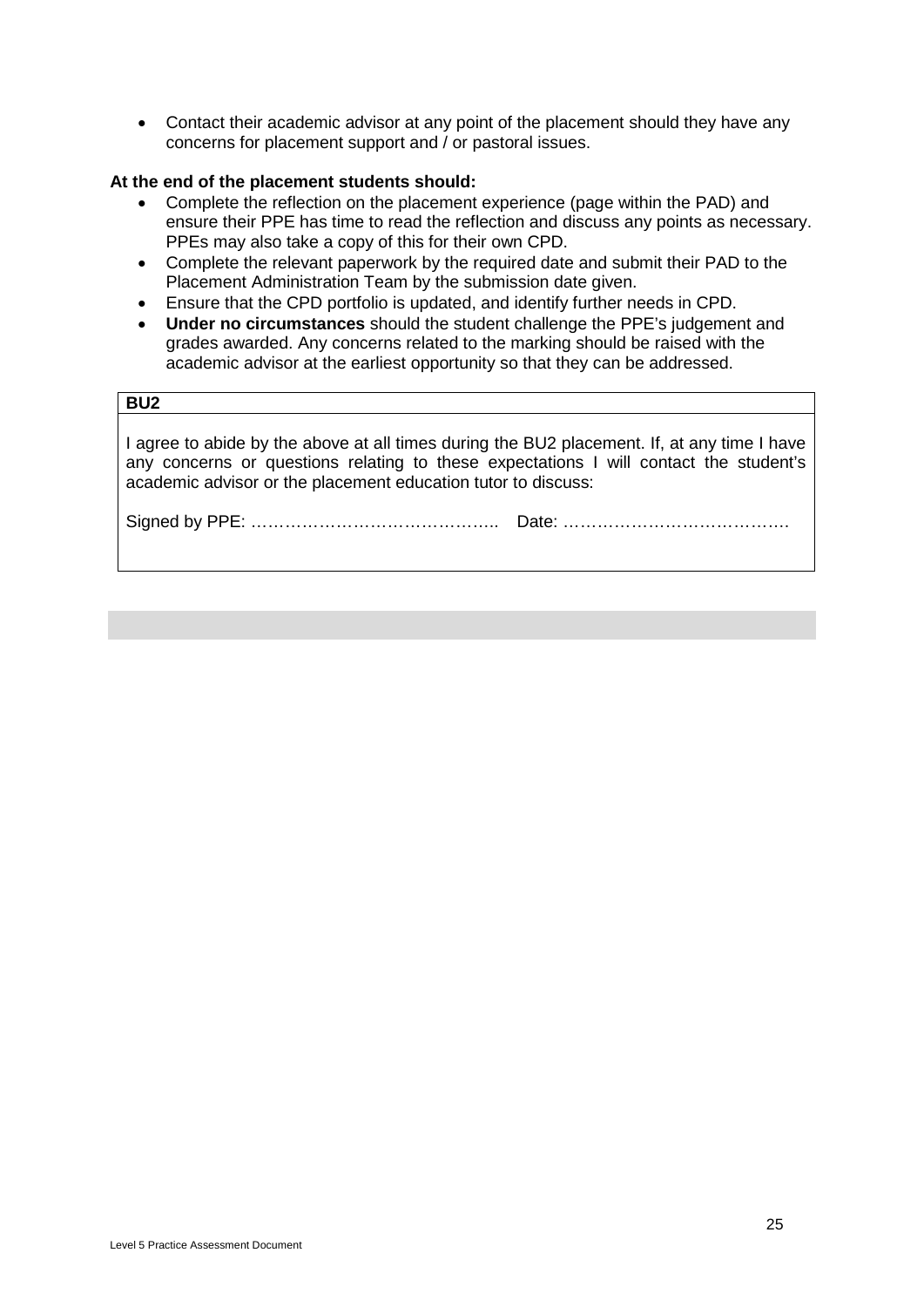- Contact their academic advisor at any point of the placement should they have any concerns for placement support and / or pastoral issues.

**At the end of the placement students should:**

- Complete the reflection on the placement experience (page within the PAD) and ensure their PPE has time to read the reflection and discuss any points as necessary. PPEs may also take a copy of this for their own CPD.
- Complete the relevant paperwork by the required date and submit their PAD to the Placement Administration Team by the submission date given.
- Ensure that the CPD portfolio is updated, and identify further needs in CPD.
- **Under no circumstances** should the student challenge the PPE's judgement and grades awarded. Any concerns related to the marking should be raised with the academic advisor at the earliest opportunity so that they can be addressed.

| **BU2** |
| --- |
| I agree to abide by the above at all times during the BU2 placement. If, at any time I have any concerns or questions relating to these expectations I will contact the student's academic advisor or the placement education tutor to discuss:<br><br>Signed by PPE: …………………………………….. Date: …………………………………. |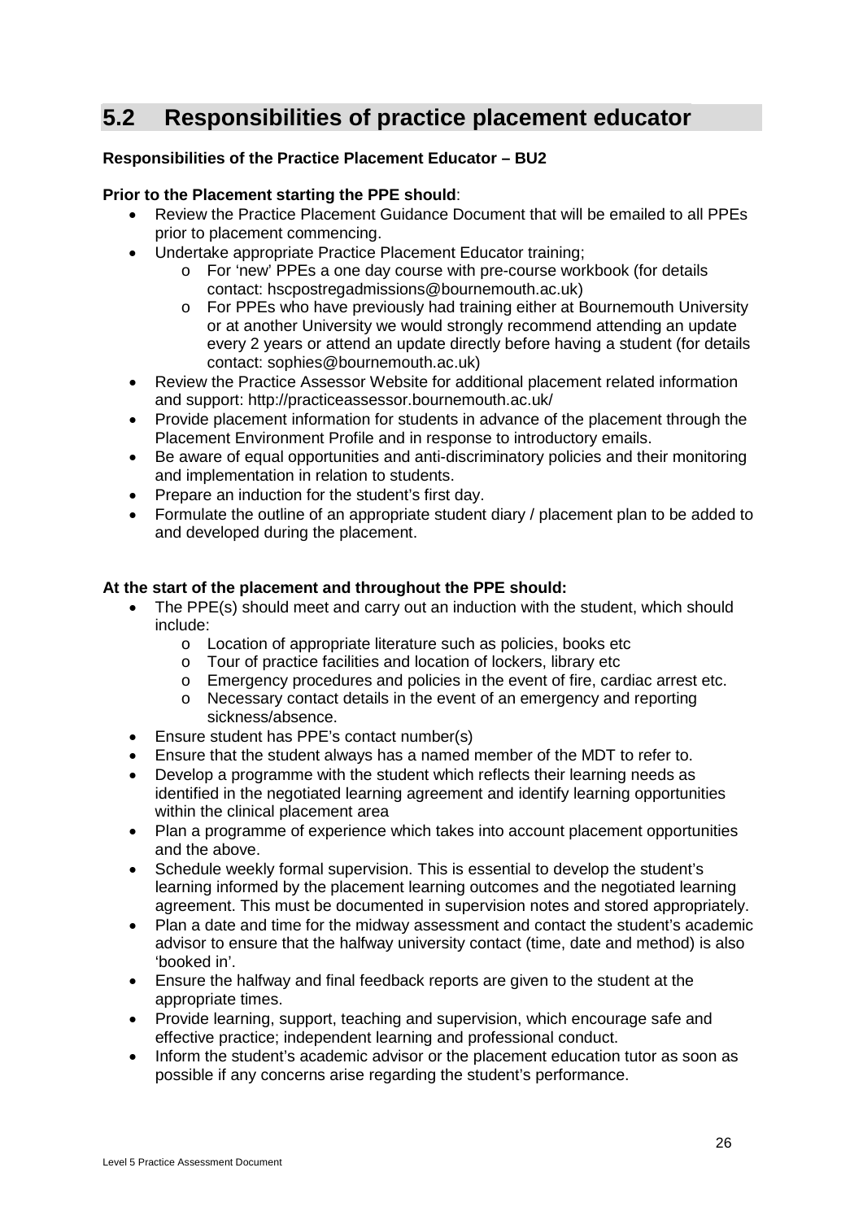## 5.2 Responsibilities of practice placement educator

**Responsibilities of the Practice Placement Educator – BU2**

**Prior to the Placement starting the PPE should**:

- Review the Practice Placement Guidance Document that will be emailed to all PPEs prior to placement commencing.
- Undertake appropriate Practice Placement Educator training;
  - For 'new' PPEs a one day course with pre-course workbook (for details contact: hscpostregadmissions@bournemouth.ac.uk)
  - For PPEs who have previously had training either at Bournemouth University or at another University we would strongly recommend attending an update every 2 years or attend an update directly before having a student (for details contact: sophies@bournemouth.ac.uk)
- Review the Practice Assessor Website for additional placement related information and support: http://practiceassessor.bournemouth.ac.uk/
- Provide placement information for students in advance of the placement through the Placement Environment Profile and in response to introductory emails.
- Be aware of equal opportunities and anti-discriminatory policies and their monitoring and implementation in relation to students.
- Prepare an induction for the student's first day.
- Formulate the outline of an appropriate student diary / placement plan to be added to and developed during the placement.

**At the start of the placement and throughout the PPE should:**

- The PPE(s) should meet and carry out an induction with the student, which should include:
  - Location of appropriate literature such as policies, books etc
  - Tour of practice facilities and location of lockers, library etc
  - Emergency procedures and policies in the event of fire, cardiac arrest etc.
  - Necessary contact details in the event of an emergency and reporting sickness/absence.
- Ensure student has PPE's contact number(s)
- Ensure that the student always has a named member of the MDT to refer to.
- Develop a programme with the student which reflects their learning needs as identified in the negotiated learning agreement and identify learning opportunities within the clinical placement area
- Plan a programme of experience which takes into account placement opportunities and the above.
- Schedule weekly formal supervision. This is essential to develop the student's learning informed by the placement learning outcomes and the negotiated learning agreement. This must be documented in supervision notes and stored appropriately.
- Plan a date and time for the midway assessment and contact the student's academic advisor to ensure that the halfway university contact (time, date and method) is also 'booked in'.
- Ensure the halfway and final feedback reports are given to the student at the appropriate times.
- Provide learning, support, teaching and supervision, which encourage safe and effective practice; independent learning and professional conduct.
- Inform the student's academic advisor or the placement education tutor as soon as possible if any concerns arise regarding the student's performance.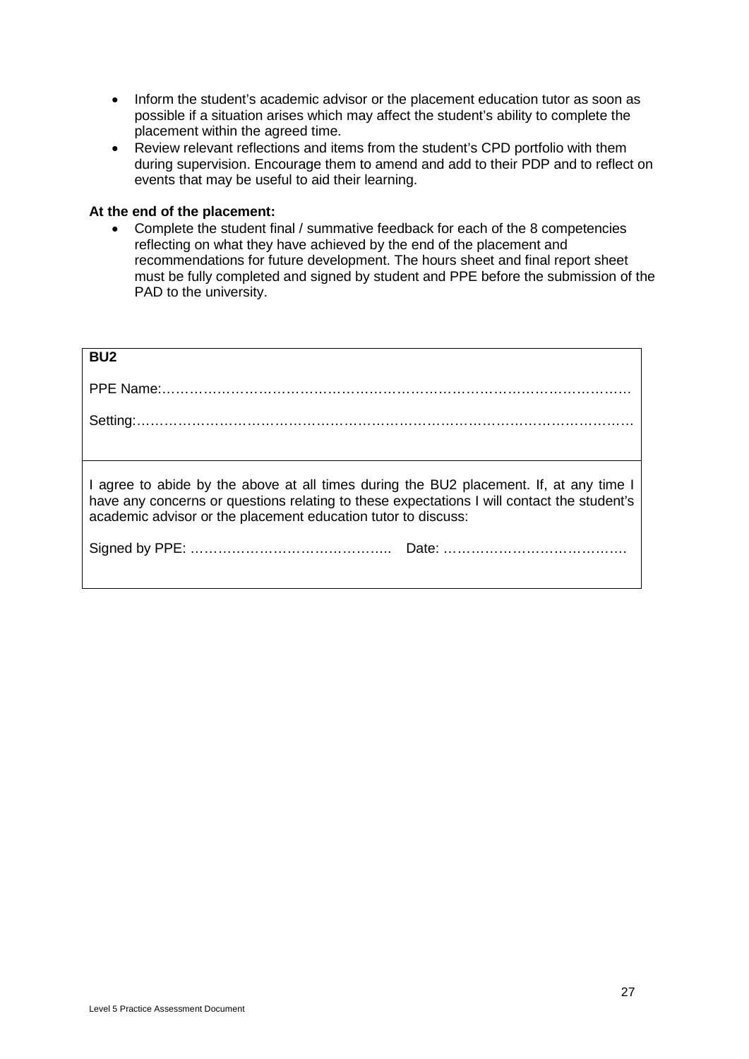- Inform the student's academic advisor or the placement education tutor as soon as possible if a situation arises which may affect the student's ability to complete the placement within the agreed time.
- Review relevant reflections and items from the student's CPD portfolio with them during supervision. Encourage them to amend and add to their PDP and to reflect on events that may be useful to aid their learning.

**At the end of the placement:**

- Complete the student final / summative feedback for each of the 8 competencies reflecting on what they have achieved by the end of the placement and recommendations for future development. The hours sheet and final report sheet must be fully completed and signed by student and PPE before the submission of the PAD to the university.

| **BU2** |
|---|
| PPE Name:………………………………………………………………………………………… <br><br> Setting:…………………………………………………………………………………………… |
| I agree to abide by the above at all times during the BU2 placement. If, at any time I have any concerns or questions relating to these expectations I will contact the student's academic advisor or the placement education tutor to discuss: <br><br> Signed by PPE: …………………………………….. Date: …………………………………. |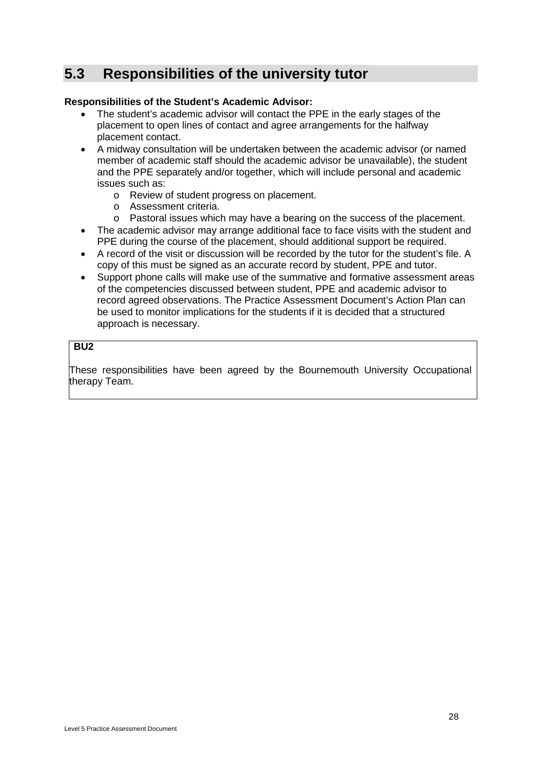## 5.3 Responsibilities of the university tutor

**Responsibilities of the Student's Academic Advisor:**

- The student's academic advisor will contact the PPE in the early stages of the placement to open lines of contact and agree arrangements for the halfway placement contact.
- A midway consultation will be undertaken between the academic advisor (or named member of academic staff should the academic advisor be unavailable), the student and the PPE separately and/or together, which will include personal and academic issues such as:
  - Review of student progress on placement.
  - Assessment criteria.
  - Pastoral issues which may have a bearing on the success of the placement.
- The academic advisor may arrange additional face to face visits with the student and PPE during the course of the placement, should additional support be required.
- A record of the visit or discussion will be recorded by the tutor for the student's file. A copy of this must be signed as an accurate record by student, PPE and tutor.
- Support phone calls will make use of the summative and formative assessment areas of the competencies discussed between student, PPE and academic advisor to record agreed observations. The Practice Assessment Document's Action Plan can be used to monitor implications for the students if it is decided that a structured approach is necessary.

**BU2**

These responsibilities have been agreed by the Bournemouth University Occupational therapy Team.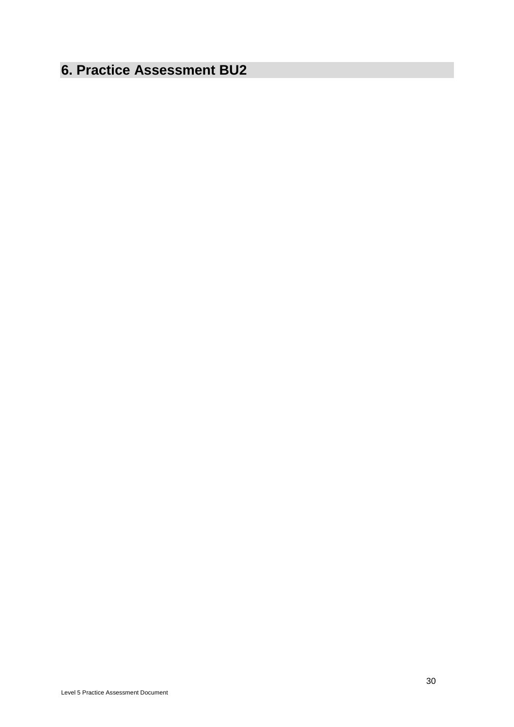## 6. Practice Assessment BU2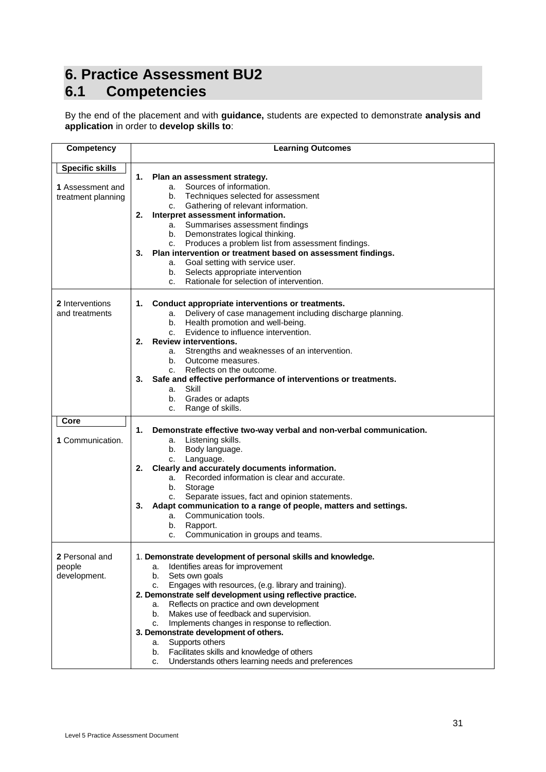# 6. Practice Assessment BU2

## 6.1 Competencies

By the end of the placement and with **guidance,** students are expected to demonstrate **analysis and application** in order to **develop skills to**:

| Competency | Learning Outcomes |
|---|---|
| **Specific skills**<br><br>**1** Assessment and treatment planning | **1. Plan an assessment strategy.**<br>a. Sources of information.<br>b. Techniques selected for assessment<br>c. Gathering of relevant information.<br>**2. Interpret assessment information.**<br>a. Summarises assessment findings<br>b. Demonstrates logical thinking.<br>c. Produces a problem list from assessment findings.<br>**3. Plan intervention or treatment based on assessment findings.**<br>a. Goal setting with service user.<br>b. Selects appropriate intervention<br>c. Rationale for selection of intervention. |
| **2** Interventions and treatments | **1. Conduct appropriate interventions or treatments.**<br>a. Delivery of case management including discharge planning.<br>b. Health promotion and well-being.<br>c. Evidence to influence intervention.<br>**2. Review interventions.**<br>a. Strengths and weaknesses of an intervention.<br>b. Outcome measures.<br>c. Reflects on the outcome.<br>**3. Safe and effective performance of interventions or treatments.**<br>a. Skill<br>b. Grades or adapts<br>c. Range of skills. |
| **Core**<br><br>**1** Communication. | **1. Demonstrate effective two-way verbal and non-verbal communication.**<br>a. Listening skills.<br>b. Body language.<br>c. Language.<br>**2. Clearly and accurately documents information.**<br>a. Recorded information is clear and accurate.<br>b. Storage<br>c. Separate issues, fact and opinion statements.<br>**3. Adapt communication to a range of people, matters and settings.**<br>a. Communication tools.<br>b. Rapport.<br>c. Communication in groups and teams. |
| **2** Personal and people development. | 1. **Demonstrate development of personal skills and knowledge.**<br>a. Identifies areas for improvement<br>b. Sets own goals<br>c. Engages with resources, (e.g. library and training).<br>**2. Demonstrate self development using reflective practice.**<br>a. Reflects on practice and own development<br>b. Makes use of feedback and supervision.<br>c. Implements changes in response to reflection.<br>**3. Demonstrate development of others.**<br>a. Supports others<br>b. Facilitates skills and knowledge of others<br>c. Understands others learning needs and preferences |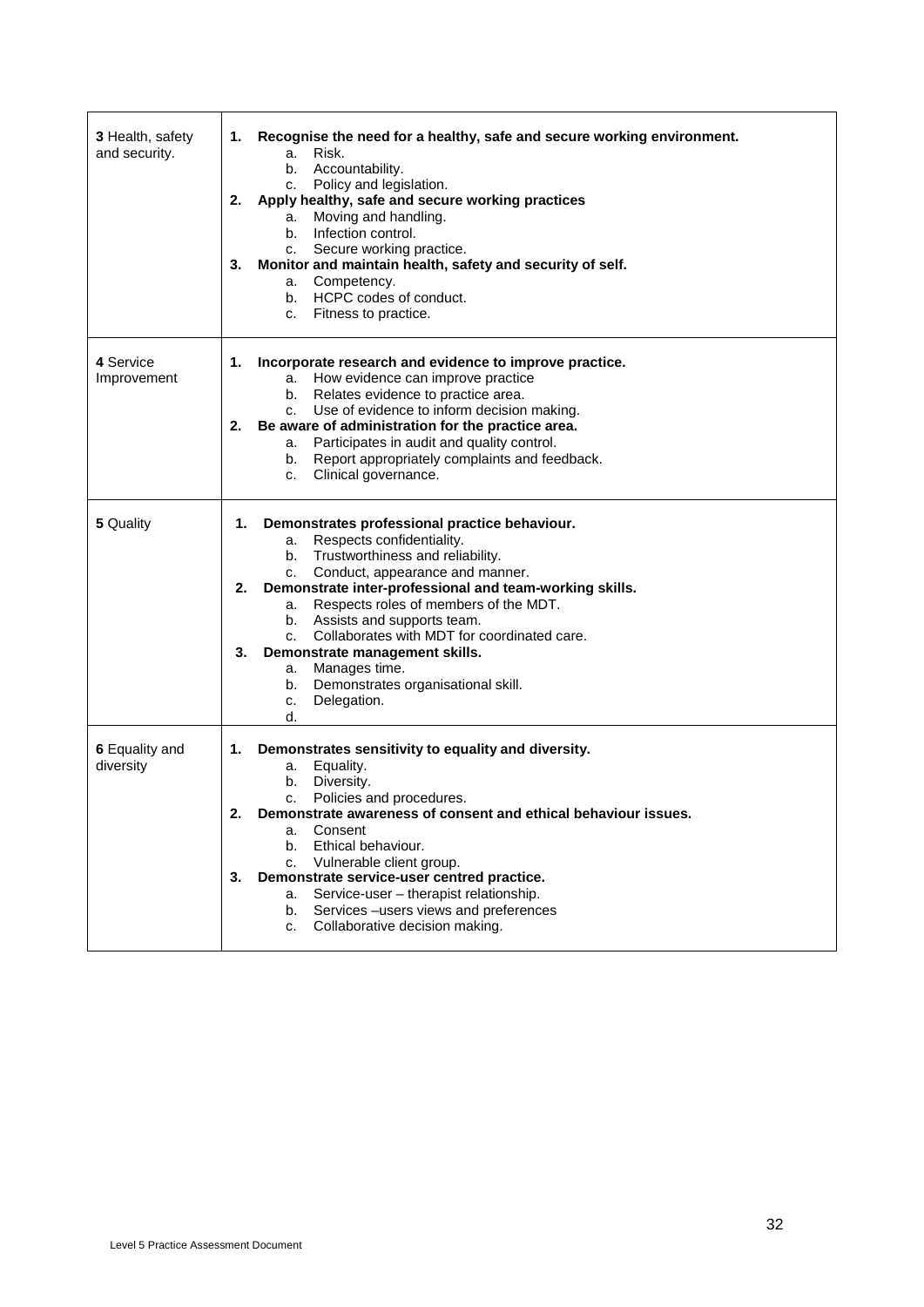| | |
|---|---|
| **3** Health, safety and security. | **1. Recognise the need for a healthy, safe and secure working environment.**<br>a. Risk.<br>b. Accountability.<br>c. Policy and legislation.<br>**2. Apply healthy, safe and secure working practices**<br>a. Moving and handling.<br>b. Infection control.<br>c. Secure working practice.<br>**3. Monitor and maintain health, safety and security of self.**<br>a. Competency.<br>b. HCPC codes of conduct.<br>c. Fitness to practice. |
| **4** Service Improvement | **1. Incorporate research and evidence to improve practice.**<br>a. How evidence can improve practice<br>b. Relates evidence to practice area.<br>c. Use of evidence to inform decision making.<br>**2. Be aware of administration for the practice area.**<br>a. Participates in audit and quality control.<br>b. Report appropriately complaints and feedback.<br>c. Clinical governance. |
| **5** Quality | **1. Demonstrates professional practice behaviour.**<br>a. Respects confidentiality.<br>b. Trustworthiness and reliability.<br>c. Conduct, appearance and manner.<br>**2. Demonstrate inter-professional and team-working skills.**<br>a. Respects roles of members of the MDT.<br>b. Assists and supports team.<br>c. Collaborates with MDT for coordinated care.<br>**3. Demonstrate management skills.**<br>a. Manages time.<br>b. Demonstrates organisational skill.<br>c. Delegation.<br>d. |
| **6** Equality and diversity | **1. Demonstrates sensitivity to equality and diversity.**<br>a. Equality.<br>b. Diversity.<br>c. Policies and procedures.<br>**2. Demonstrate awareness of consent and ethical behaviour issues.**<br>a. Consent<br>b. Ethical behaviour.<br>c. Vulnerable client group.<br>**3. Demonstrate service-user centred practice.**<br>a. Service-user – therapist relationship.<br>b. Services –users views and preferences<br>c. Collaborative decision making. |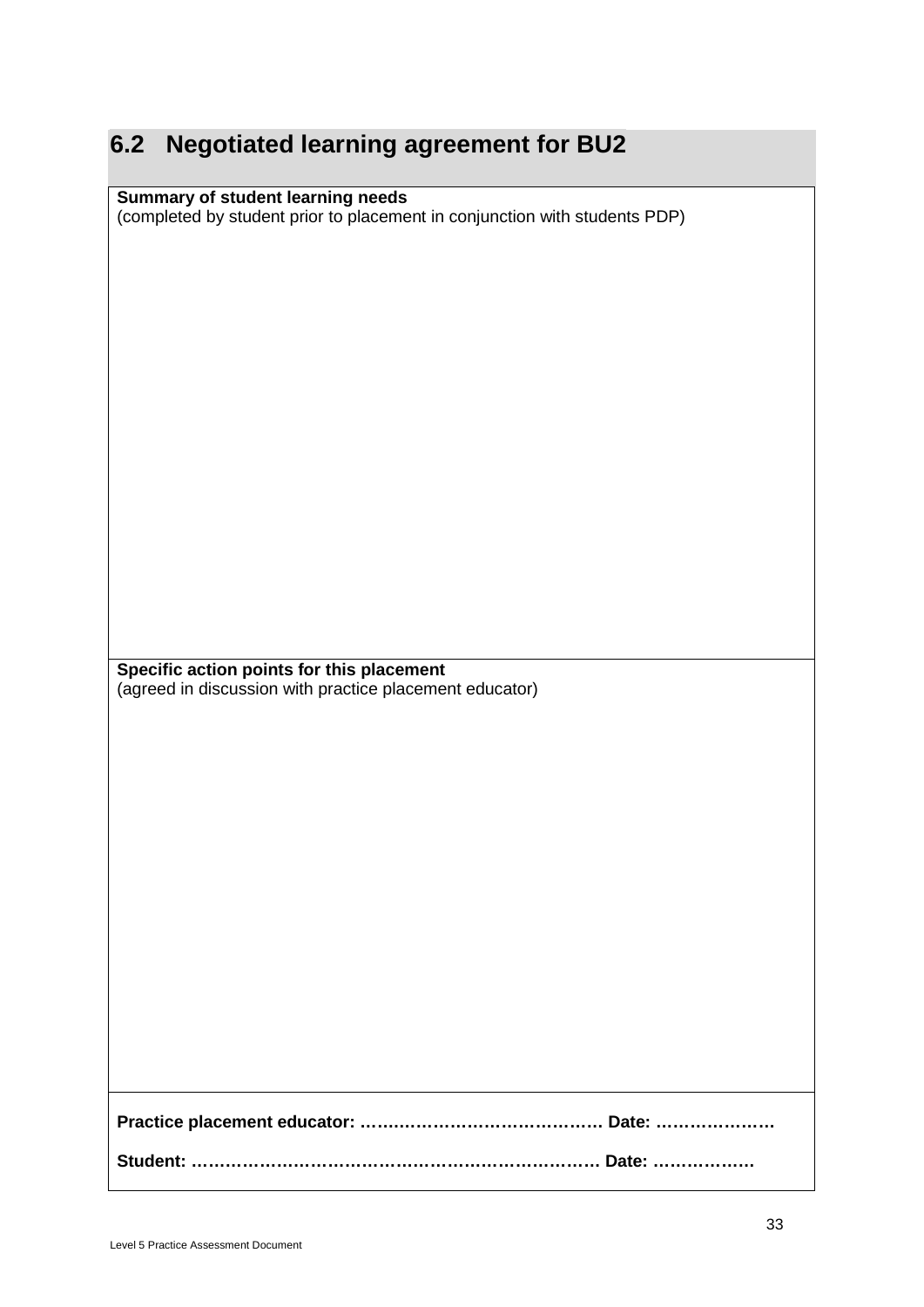## 6.2 Negotiated learning agreement for BU2

| **Summary of student learning needs**<br>(completed by student prior to placement in conjunction with students PDP) |
| --- |
| **Specific action points for this placement**<br>(agreed in discussion with practice placement educator) |
| **Practice placement educator: …………………………………… Date: …………………**<br><br>**Student: ……………………………………………………………. Date: ………………** |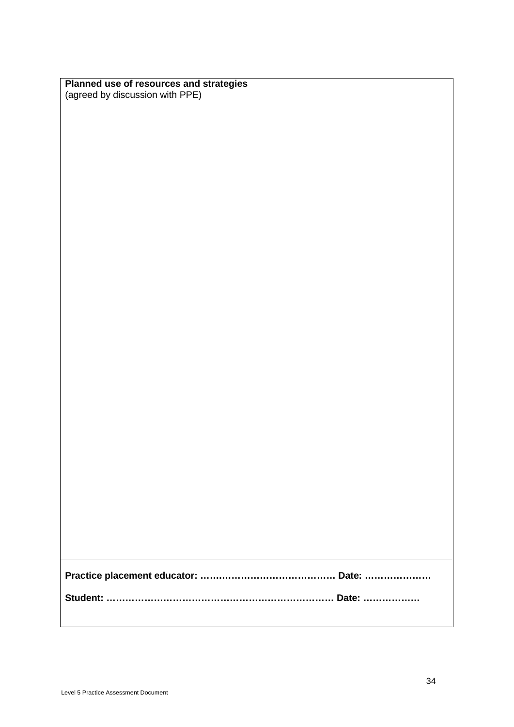**Planned use of resources and strategies**
(agreed by discussion with PPE)

**Practice placement educator: …………………………………… Date: …………………**

**Student: ……………………………………………………………… Date: ………………**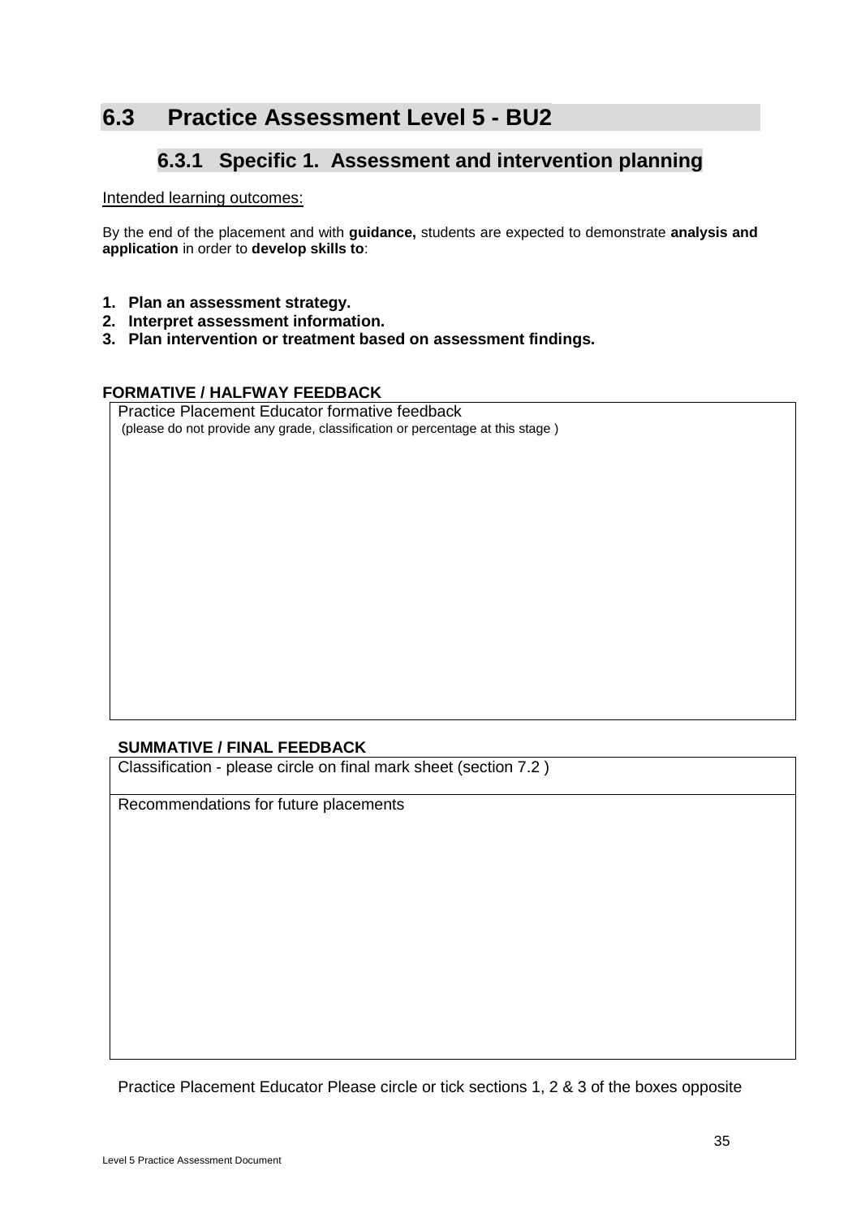## 6.3 Practice Assessment Level 5 - BU2

### 6.3.1 Specific 1. Assessment and intervention planning

Intended learning outcomes:

By the end of the placement and with **guidance,** students are expected to demonstrate **analysis and application** in order to **develop skills to**:

1. **Plan an assessment strategy.**
2. **Interpret assessment information.**
3. **Plan intervention or treatment based on assessment findings.**

**FORMATIVE / HALFWAY FEEDBACK**

| Practice Placement Educator formative feedback<br>(please do not provide any grade, classification or percentage at this stage ) |
|---|
| |

**SUMMATIVE / FINAL FEEDBACK**

| Classification - please circle on final mark sheet (section 7.2 ) |
|---|
| Recommendations for future placements |

Practice Placement Educator Please circle or tick sections 1, 2 & 3 of the boxes opposite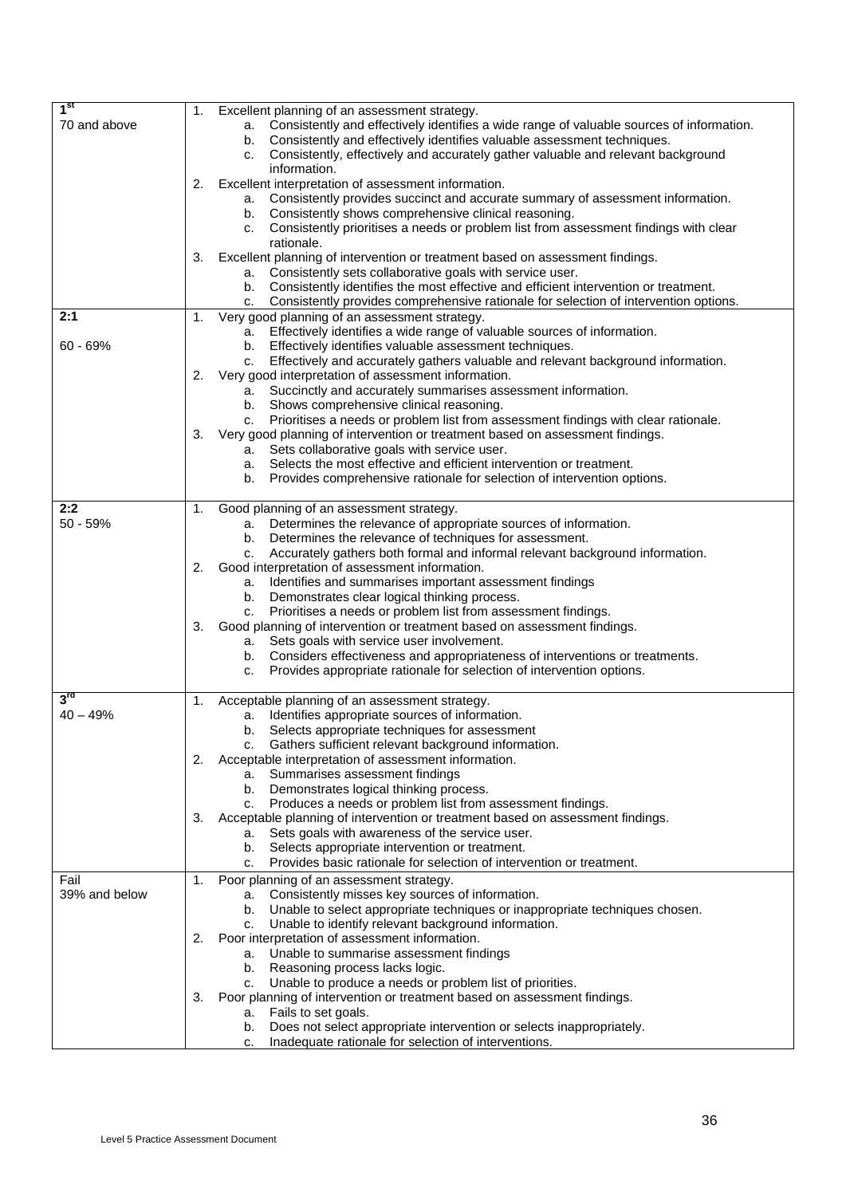| | |
|---|---|
| **1st**<br>70 and above | 1. Excellent planning of an assessment strategy.<br>a. Consistently and effectively identifies a wide range of valuable sources of information.<br>b. Consistently and effectively identifies valuable assessment techniques.<br>c. Consistently, effectively and accurately gather valuable and relevant background information.<br>2. Excellent interpretation of assessment information.<br>a. Consistently provides succinct and accurate summary of assessment information.<br>b. Consistently shows comprehensive clinical reasoning.<br>c. Consistently prioritises a needs or problem list from assessment findings with clear rationale.<br>3. Excellent planning of intervention or treatment based on assessment findings.<br>a. Consistently sets collaborative goals with service user.<br>b. Consistently identifies the most effective and efficient intervention or treatment.<br>c. Consistently provides comprehensive rationale for selection of intervention options. |
| **2:1**<br>60 - 69% | 1. Very good planning of an assessment strategy.<br>a. Effectively identifies a wide range of valuable sources of information.<br>b. Effectively identifies valuable assessment techniques.<br>c. Effectively and accurately gathers valuable and relevant background information.<br>2. Very good interpretation of assessment information.<br>a. Succinctly and accurately summarises assessment information.<br>b. Shows comprehensive clinical reasoning.<br>c. Prioritises a needs or problem list from assessment findings with clear rationale.<br>3. Very good planning of intervention or treatment based on assessment findings.<br>a. Sets collaborative goals with service user.<br>a. Selects the most effective and efficient intervention or treatment.<br>b. Provides comprehensive rationale for selection of intervention options. |
| **2:2**<br>50 - 59% | 1. Good planning of an assessment strategy.<br>a. Determines the relevance of appropriate sources of information.<br>b. Determines the relevance of techniques for assessment.<br>c. Accurately gathers both formal and informal relevant background information.<br>2. Good interpretation of assessment information.<br>a. Identifies and summarises important assessment findings<br>b. Demonstrates clear logical thinking process.<br>c. Prioritises a needs or problem list from assessment findings.<br>3. Good planning of intervention or treatment based on assessment findings.<br>a. Sets goals with service user involvement.<br>b. Considers effectiveness and appropriateness of interventions or treatments.<br>c. Provides appropriate rationale for selection of intervention options. |
| **3rd**<br>40 – 49% | 1. Acceptable planning of an assessment strategy.<br>a. Identifies appropriate sources of information.<br>b. Selects appropriate techniques for assessment<br>c. Gathers sufficient relevant background information.<br>2. Acceptable interpretation of assessment information.<br>a. Summarises assessment findings<br>b. Demonstrates logical thinking process.<br>c. Produces a needs or problem list from assessment findings.<br>3. Acceptable planning of intervention or treatment based on assessment findings.<br>a. Sets goals with awareness of the service user.<br>b. Selects appropriate intervention or treatment.<br>c. Provides basic rationale for selection of intervention or treatment. |
| Fail<br>39% and below | 1. Poor planning of an assessment strategy.<br>a. Consistently misses key sources of information.<br>b. Unable to select appropriate techniques or inappropriate techniques chosen.<br>c. Unable to identify relevant background information.<br>2. Poor interpretation of assessment information.<br>a. Unable to summarise assessment findings<br>b. Reasoning process lacks logic.<br>c. Unable to produce a needs or problem list of priorities.<br>3. Poor planning of intervention or treatment based on assessment findings.<br>a. Fails to set goals.<br>b. Does not select appropriate intervention or selects inappropriately.<br>c. Inadequate rationale for selection of interventions. |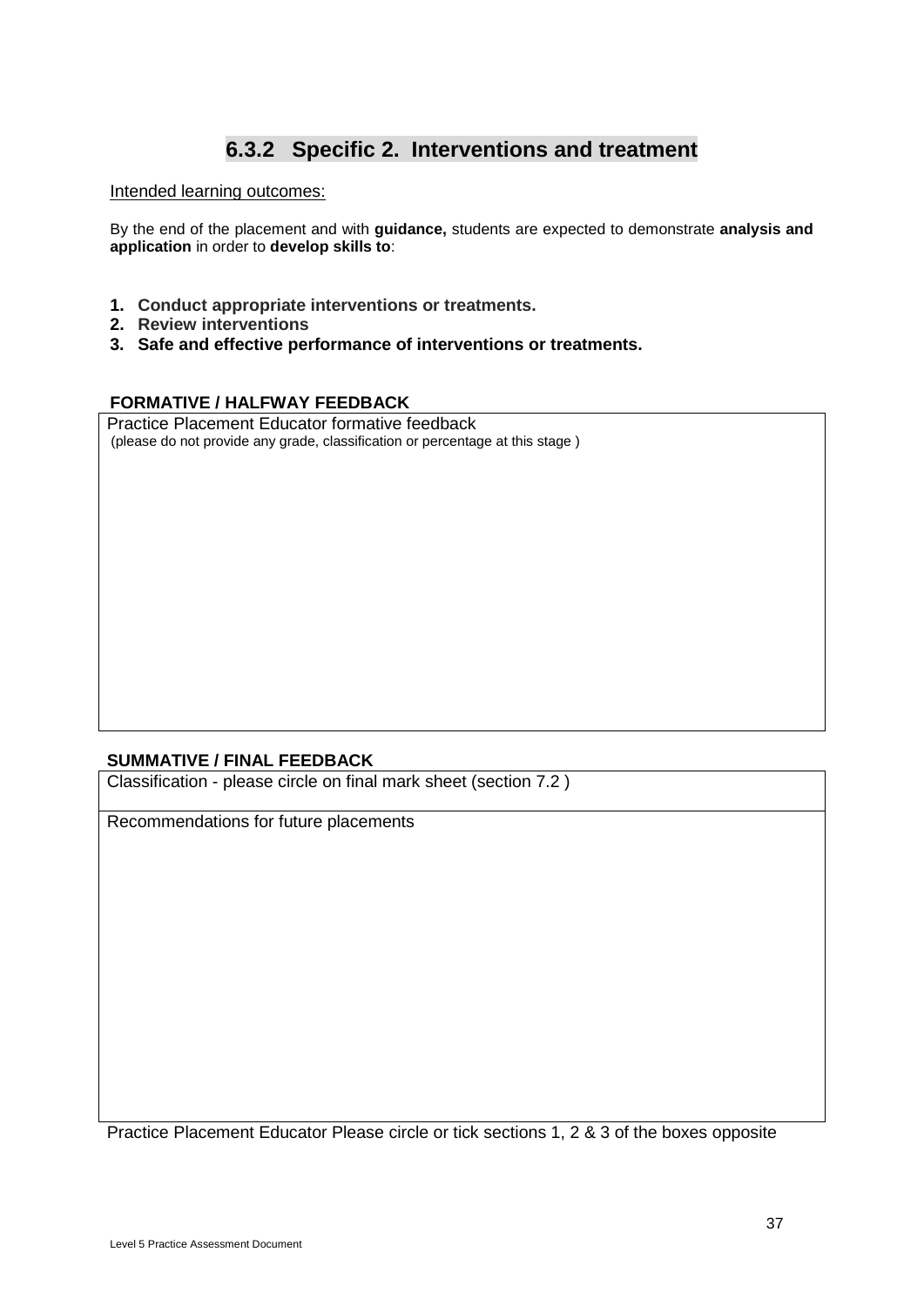## 6.3.2 Specific 2. Interventions and treatment

Intended learning outcomes:

By the end of the placement and with **guidance,** students are expected to demonstrate **analysis and application** in order to **develop skills to**:

1. **Conduct appropriate interventions or treatments.**
2. **Review interventions**
3. **Safe and effective performance of interventions or treatments.**

**FORMATIVE / HALFWAY FEEDBACK**

| Practice Placement Educator formative feedback (please do not provide any grade, classification or percentage at this stage ) |
| --- |
| |

**SUMMATIVE / FINAL FEEDBACK**

| Classification - please circle on final mark sheet (section 7.2 ) |
| --- |
| Recommendations for future placements |

Practice Placement Educator Please circle or tick sections 1, 2 & 3 of the boxes opposite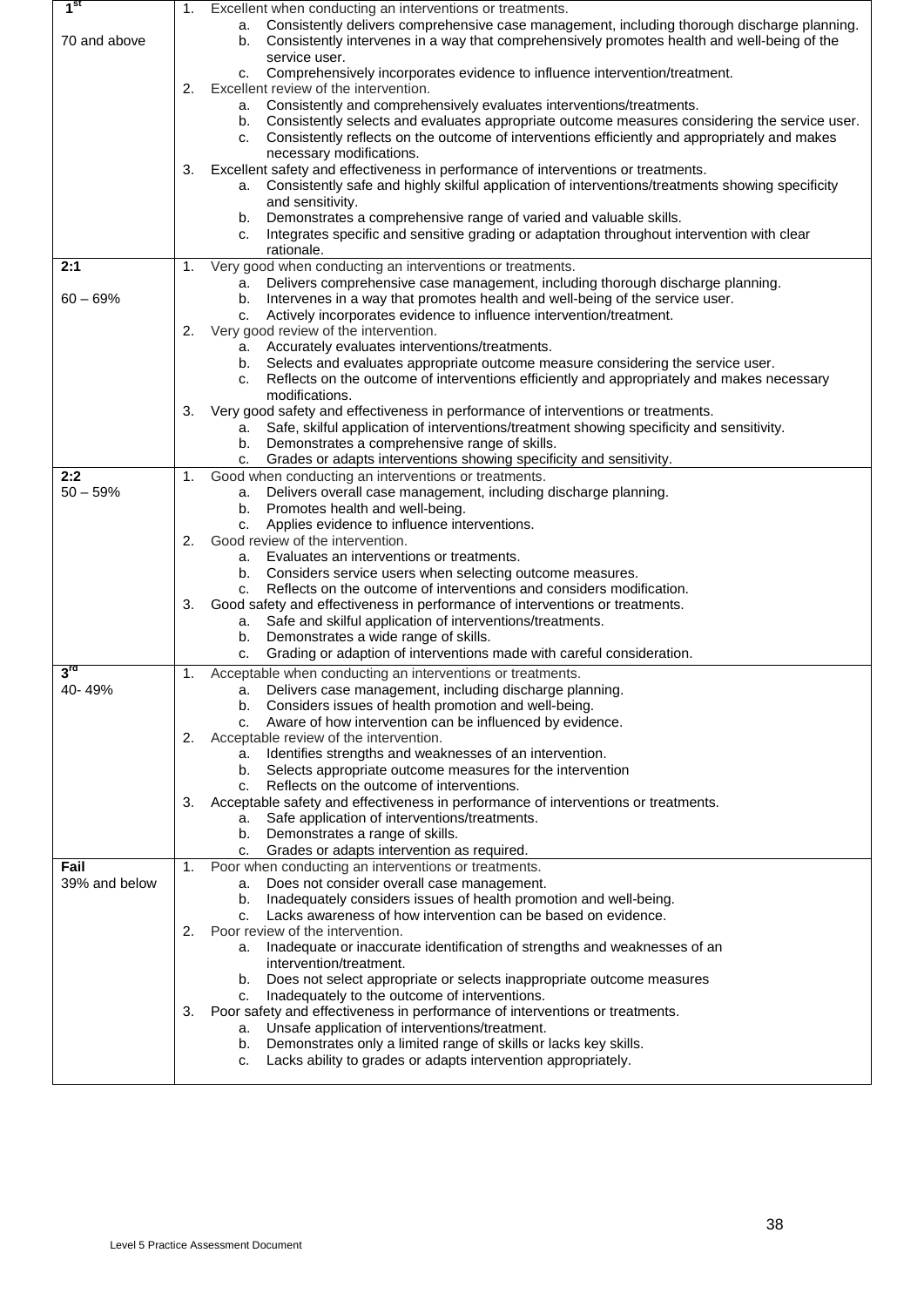| | |
|---|---|
| **1st**<br><br>70 and above | 1. Excellent when conducting an interventions or treatments.<br>a. Consistently delivers comprehensive case management, including thorough discharge planning.<br>b. Consistently intervenes in a way that comprehensively promotes health and well-being of the service user.<br>c. Comprehensively incorporates evidence to influence intervention/treatment.<br>2. Excellent review of the intervention.<br>a. Consistently and comprehensively evaluates interventions/treatments.<br>b. Consistently selects and evaluates appropriate outcome measures considering the service user.<br>c. Consistently reflects on the outcome of interventions efficiently and appropriately and makes necessary modifications.<br>3. Excellent safety and effectiveness in performance of interventions or treatments.<br>a. Consistently safe and highly skilful application of interventions/treatments showing specificity and sensitivity.<br>b. Demonstrates a comprehensive range of varied and valuable skills.<br>c. Integrates specific and sensitive grading or adaptation throughout intervention with clear rationale. |
| **2:1**<br><br>60 – 69% | 1. Very good when conducting an interventions or treatments.<br>a. Delivers comprehensive case management, including thorough discharge planning.<br>b. Intervenes in a way that promotes health and well-being of the service user.<br>c. Actively incorporates evidence to influence intervention/treatment.<br>2. Very good review of the intervention.<br>a. Accurately evaluates interventions/treatments.<br>b. Selects and evaluates appropriate outcome measure considering the service user.<br>c. Reflects on the outcome of interventions efficiently and appropriately and makes necessary modifications.<br>3. Very good safety and effectiveness in performance of interventions or treatments.<br>a. Safe, skilful application of interventions/treatment showing specificity and sensitivity.<br>b. Demonstrates a comprehensive range of skills.<br>c. Grades or adapts interventions showing specificity and sensitivity. |
| **2:2**<br>50 – 59% | 1. Good when conducting an interventions or treatments.<br>a. Delivers overall case management, including discharge planning.<br>b. Promotes health and well-being.<br>c. Applies evidence to influence interventions.<br>2. Good review of the intervention.<br>a. Evaluates an interventions or treatments.<br>b. Considers service users when selecting outcome measures.<br>c. Reflects on the outcome of interventions and considers modification.<br>3. Good safety and effectiveness in performance of interventions or treatments.<br>a. Safe and skilful application of interventions/treatments.<br>b. Demonstrates a wide range of skills.<br>c. Grading or adaption of interventions made with careful consideration. |
| **3rd**<br>40- 49% | 1. Acceptable when conducting an interventions or treatments.<br>a. Delivers case management, including discharge planning.<br>b. Considers issues of health promotion and well-being.<br>c. Aware of how intervention can be influenced by evidence.<br>2. Acceptable review of the intervention.<br>a. Identifies strengths and weaknesses of an intervention.<br>b. Selects appropriate outcome measures for the intervention<br>c. Reflects on the outcome of interventions.<br>3. Acceptable safety and effectiveness in performance of interventions or treatments.<br>a. Safe application of interventions/treatments.<br>b. Demonstrates a range of skills.<br>c. Grades or adapts intervention as required. |
| **Fail**<br>39% and below | 1. Poor when conducting an interventions or treatments.<br>a. Does not consider overall case management.<br>b. Inadequately considers issues of health promotion and well-being.<br>c. Lacks awareness of how intervention can be based on evidence.<br>2. Poor review of the intervention.<br>a. Inadequate or inaccurate identification of strengths and weaknesses of an intervention/treatment.<br>b. Does not select appropriate or selects inappropriate outcome measures<br>c. Inadequately to the outcome of interventions.<br>3. Poor safety and effectiveness in performance of interventions or treatments.<br>a. Unsafe application of interventions/treatment.<br>b. Demonstrates only a limited range of skills or lacks key skills.<br>c. Lacks ability to grades or adapts intervention appropriately. |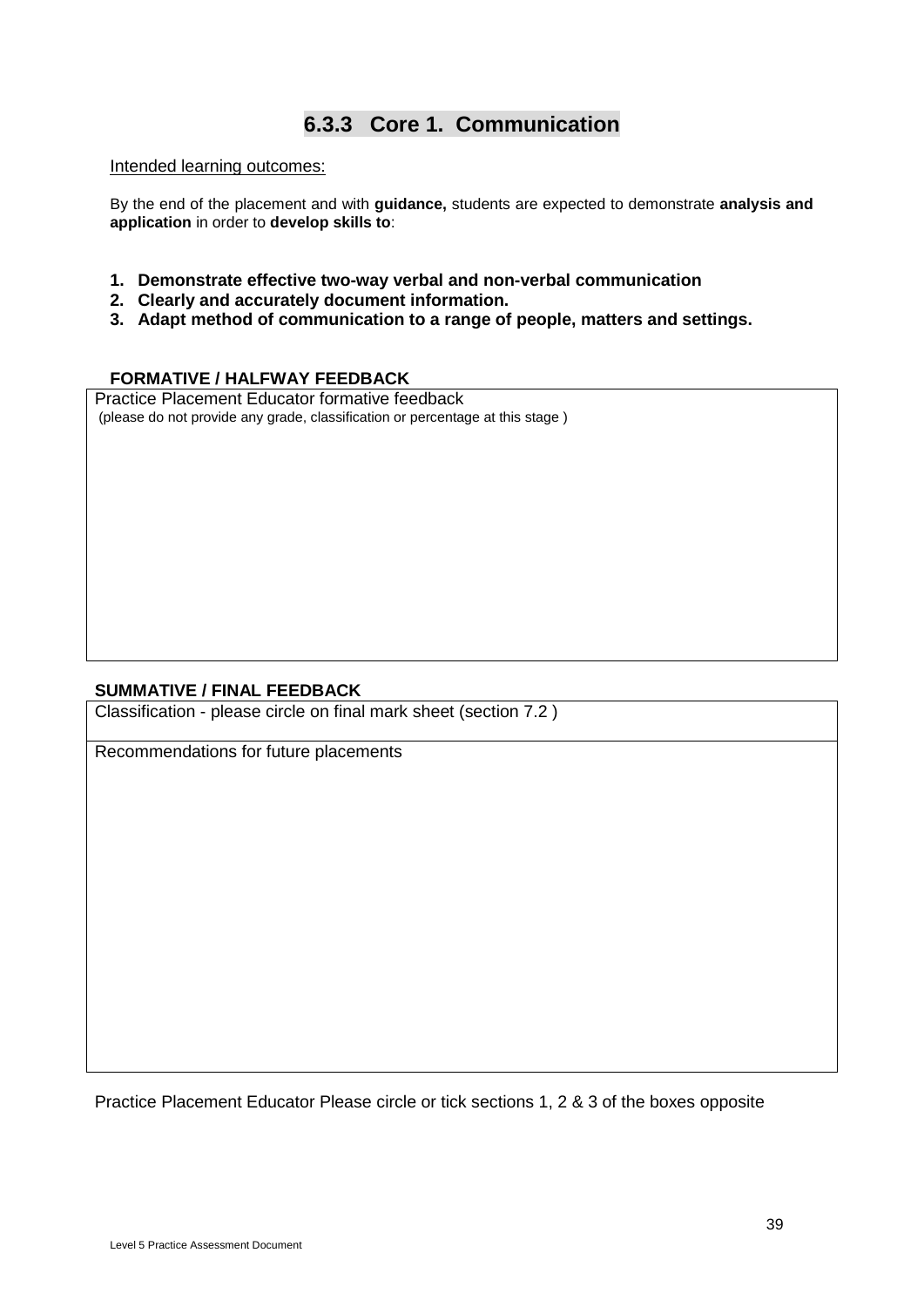## 6.3.3 Core 1. Communication

Intended learning outcomes:

By the end of the placement and with **guidance,** students are expected to demonstrate **analysis and application** in order to **develop skills to**:

1. **Demonstrate effective two-way verbal and non-verbal communication**
2. **Clearly and accurately document information.**
3. **Adapt method of communication to a range of people, matters and settings.**

**FORMATIVE / HALFWAY FEEDBACK**

| Practice Placement Educator formative feedback<br>(please do not provide any grade, classification or percentage at this stage ) |
|---|
| |

**SUMMATIVE / FINAL FEEDBACK**

| Classification - please circle on final mark sheet (section 7.2 ) |
|---|
| Recommendations for future placements |

Practice Placement Educator Please circle or tick sections 1, 2 & 3 of the boxes opposite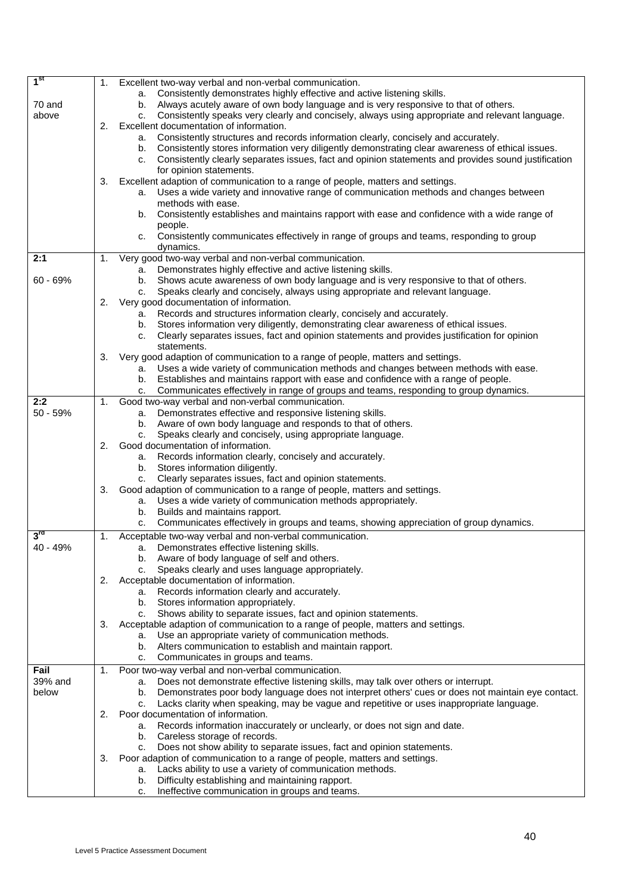| | |
|---|---|
| **1st**<br><br>70 and above | 1. Excellent two-way verbal and non-verbal communication.<br>a. Consistently demonstrates highly effective and active listening skills.<br>b. Always acutely aware of own body language and is very responsive to that of others.<br>c. Consistently speaks very clearly and concisely, always using appropriate and relevant language.<br>2. Excellent documentation of information.<br>a. Consistently structures and records information clearly, concisely and accurately.<br>b. Consistently stores information very diligently demonstrating clear awareness of ethical issues.<br>c. Consistently clearly separates issues, fact and opinion statements and provides sound justification for opinion statements.<br>3. Excellent adaption of communication to a range of people, matters and settings.<br>a. Uses a wide variety and innovative range of communication methods and changes between methods with ease.<br>b. Consistently establishes and maintains rapport with ease and confidence with a wide range of people.<br>c. Consistently communicates effectively in range of groups and teams, responding to group dynamics. |
| **2:1**<br><br>60 - 69% | 1. Very good two-way verbal and non-verbal communication.<br>a. Demonstrates highly effective and active listening skills.<br>b. Shows acute awareness of own body language and is very responsive to that of others.<br>c. Speaks clearly and concisely, always using appropriate and relevant language.<br>2. Very good documentation of information.<br>a. Records and structures information clearly, concisely and accurately.<br>b. Stores information very diligently, demonstrating clear awareness of ethical issues.<br>c. Clearly separates issues, fact and opinion statements and provides justification for opinion statements.<br>3. Very good adaption of communication to a range of people, matters and settings.<br>a. Uses a wide variety of communication methods and changes between methods with ease.<br>b. Establishes and maintains rapport with ease and confidence with a range of people.<br>c. Communicates effectively in range of groups and teams, responding to group dynamics. |
| **2:2**<br>50 - 59% | 1. Good two-way verbal and non-verbal communication.<br>a. Demonstrates effective and responsive listening skills.<br>b. Aware of own body language and responds to that of others.<br>c. Speaks clearly and concisely, using appropriate language.<br>2. Good documentation of information.<br>a. Records information clearly, concisely and accurately.<br>b. Stores information diligently.<br>c. Clearly separates issues, fact and opinion statements.<br>3. Good adaption of communication to a range of people, matters and settings.<br>a. Uses a wide variety of communication methods appropriately.<br>b. Builds and maintains rapport.<br>c. Communicates effectively in groups and teams, showing appreciation of group dynamics. |
| **3rd**<br>40 - 49% | 1. Acceptable two-way verbal and non-verbal communication.<br>a. Demonstrates effective listening skills.<br>b. Aware of body language of self and others.<br>c. Speaks clearly and uses language appropriately.<br>2. Acceptable documentation of information.<br>a. Records information clearly and accurately.<br>b. Stores information appropriately.<br>c. Shows ability to separate issues, fact and opinion statements.<br>3. Acceptable adaption of communication to a range of people, matters and settings.<br>a. Use an appropriate variety of communication methods.<br>b. Alters communication to establish and maintain rapport.<br>c. Communicates in groups and teams. |
| **Fail**<br>39% and below | 1. Poor two-way verbal and non-verbal communication.<br>a. Does not demonstrate effective listening skills, may talk over others or interrupt.<br>b. Demonstrates poor body language does not interpret others' cues or does not maintain eye contact.<br>c. Lacks clarity when speaking, may be vague and repetitive or uses inappropriate language.<br>2. Poor documentation of information.<br>a. Records information inaccurately or unclearly, or does not sign and date.<br>b. Careless storage of records.<br>c. Does not show ability to separate issues, fact and opinion statements.<br>3. Poor adaption of communication to a range of people, matters and settings.<br>a. Lacks ability to use a variety of communication methods.<br>b. Difficulty establishing and maintaining rapport.<br>c. Ineffective communication in groups and teams. |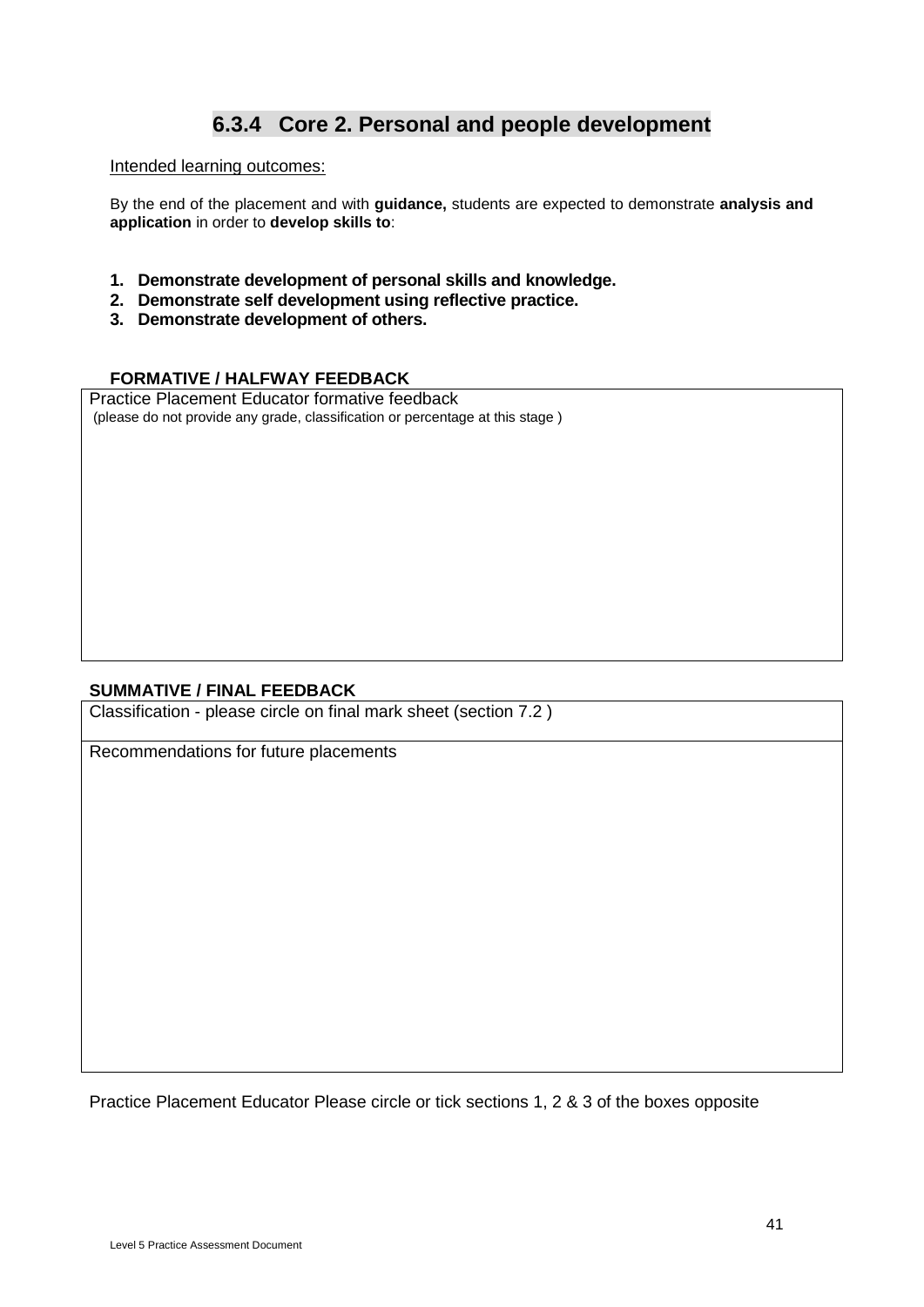## 6.3.4 Core 2. Personal and people development

Intended learning outcomes:

By the end of the placement and with **guidance,** students are expected to demonstrate **analysis and application** in order to **develop skills to**:

1. **Demonstrate development of personal skills and knowledge.**
2. **Demonstrate self development using reflective practice.**
3. **Demonstrate development of others.**

**FORMATIVE / HALFWAY FEEDBACK**

| Practice Placement Educator formative feedback (please do not provide any grade, classification or percentage at this stage ) |
|---|
| |

**SUMMATIVE / FINAL FEEDBACK**

| Classification - please circle on final mark sheet (section 7.2 ) |
|---|
| Recommendations for future placements |

Practice Placement Educator Please circle or tick sections 1, 2 & 3 of the boxes opposite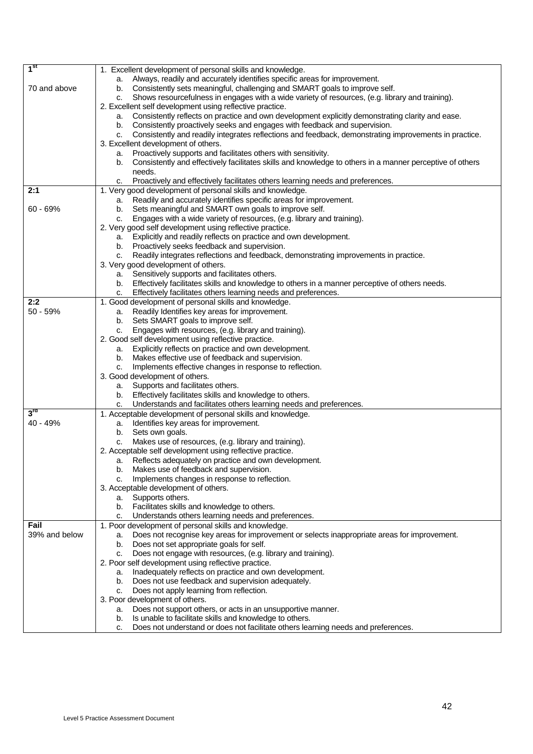| | |
|---|---|
| **1st**<br><br>70 and above | 1. Excellent development of personal skills and knowledge.<br>a. Always, readily and accurately identifies specific areas for improvement.<br>b. Consistently sets meaningful, challenging and SMART goals to improve self.<br>c. Shows resourcefulness in engages with a wide variety of resources, (e.g. library and training).<br>2. Excellent self development using reflective practice.<br>a. Consistently reflects on practice and own development explicitly demonstrating clarity and ease.<br>b. Consistently proactively seeks and engages with feedback and supervision.<br>c. Consistently and readily integrates reflections and feedback, demonstrating improvements in practice.<br>3. Excellent development of others.<br>a. Proactively supports and facilitates others with sensitivity.<br>b. Consistently and effectively facilitates skills and knowledge to others in a manner perceptive of others needs.<br>c. Proactively and effectively facilitates others learning needs and preferences. |
| **2:1**<br><br>60 - 69% | 1. Very good development of personal skills and knowledge.<br>a. Readily and accurately identifies specific areas for improvement.<br>b. Sets meaningful and SMART own goals to improve self.<br>c. Engages with a wide variety of resources, (e.g. library and training).<br>2. Very good self development using reflective practice.<br>a. Explicitly and readily reflects on practice and own development.<br>b. Proactively seeks feedback and supervision.<br>c. Readily integrates reflections and feedback, demonstrating improvements in practice.<br>3. Very good development of others.<br>a. Sensitively supports and facilitates others.<br>b. Effectively facilitates skills and knowledge to others in a manner perceptive of others needs.<br>c. Effectively facilitates others learning needs and preferences. |
| **2:2**<br>50 - 59% | 1. Good development of personal skills and knowledge.<br>a. Readily Identifies key areas for improvement.<br>b. Sets SMART goals to improve self.<br>c. Engages with resources, (e.g. library and training).<br>2. Good self development using reflective practice.<br>a. Explicitly reflects on practice and own development.<br>b. Makes effective use of feedback and supervision.<br>c. Implements effective changes in response to reflection.<br>3. Good development of others.<br>a. Supports and facilitates others.<br>b. Effectively facilitates skills and knowledge to others.<br>c. Understands and facilitates others learning needs and preferences. |
| **3rd**<br>40 - 49% | 1. Acceptable development of personal skills and knowledge.<br>a. Identifies key areas for improvement.<br>b. Sets own goals.<br>c. Makes use of resources, (e.g. library and training).<br>2. Acceptable self development using reflective practice.<br>a. Reflects adequately on practice and own development.<br>b. Makes use of feedback and supervision.<br>c. Implements changes in response to reflection.<br>3. Acceptable development of others.<br>a. Supports others.<br>b. Facilitates skills and knowledge to others.<br>c. Understands others learning needs and preferences. |
| **Fail**<br>39% and below | 1. Poor development of personal skills and knowledge.<br>a. Does not recognise key areas for improvement or selects inappropriate areas for improvement.<br>b. Does not set appropriate goals for self.<br>c. Does not engage with resources, (e.g. library and training).<br>2. Poor self development using reflective practice.<br>a. Inadequately reflects on practice and own development.<br>b. Does not use feedback and supervision adequately.<br>c. Does not apply learning from reflection.<br>3. Poor development of others.<br>a. Does not support others, or acts in an unsupportive manner.<br>b. Is unable to facilitate skills and knowledge to others.<br>c. Does not understand or does not facilitate others learning needs and preferences. |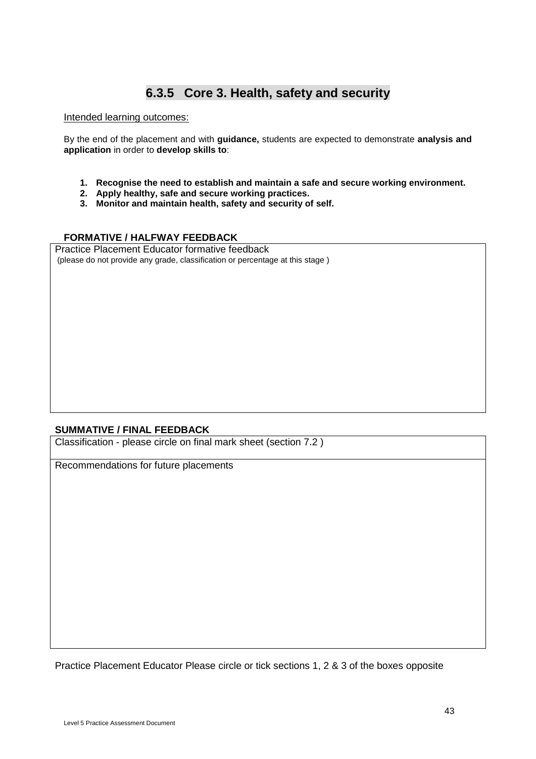## 6.3.5 Core 3. Health, safety and security

Intended learning outcomes:

By the end of the placement and with **guidance,** students are expected to demonstrate **analysis and application** in order to **develop skills to**:

1. **Recognise the need to establish and maintain a safe and secure working environment.**
2. **Apply healthy, safe and secure working practices.**
3. **Monitor and maintain health, safety and security of self.**

**FORMATIVE / HALFWAY FEEDBACK**

| Practice Placement Educator formative feedback<br>(please do not provide any grade, classification or percentage at this stage ) |
|---|
| |

**SUMMATIVE / FINAL FEEDBACK**

| Classification - please circle on final mark sheet (section 7.2 ) |
|---|
| Recommendations for future placements |

Practice Placement Educator Please circle or tick sections 1, 2 & 3 of the boxes opposite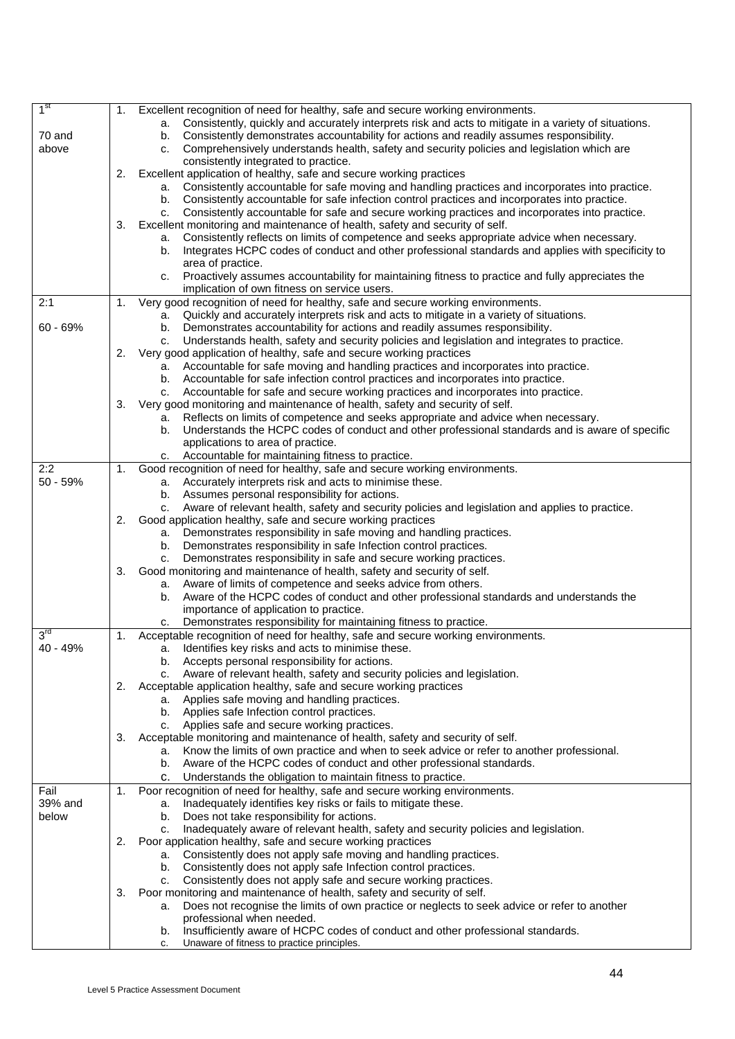| Grade | Criteria |
|---|---|
| 1st<br><br>70 and above | 1. Excellent recognition of need for healthy, safe and secure working environments.<br>a. Consistently, quickly and accurately interprets risk and acts to mitigate in a variety of situations.<br>b. Consistently demonstrates accountability for actions and readily assumes responsibility.<br>c. Comprehensively understands health, safety and security policies and legislation which are consistently integrated to practice.<br>2. Excellent application of healthy, safe and secure working practices<br>a. Consistently accountable for safe moving and handling practices and incorporates into practice.<br>b. Consistently accountable for safe infection control practices and incorporates into practice.<br>c. Consistently accountable for safe and secure working practices and incorporates into practice.<br>3. Excellent monitoring and maintenance of health, safety and security of self.<br>a. Consistently reflects on limits of competence and seeks appropriate advice when necessary.<br>b. Integrates HCPC codes of conduct and other professional standards and applies with specificity to area of practice.<br>c. Proactively assumes accountability for maintaining fitness to practice and fully appreciates the implication of own fitness on service users. |
| 2:1<br><br>60 - 69% | 1. Very good recognition of need for healthy, safe and secure working environments.<br>a. Quickly and accurately interprets risk and acts to mitigate in a variety of situations.<br>b. Demonstrates accountability for actions and readily assumes responsibility.<br>c. Understands health, safety and security policies and legislation and integrates to practice.<br>2. Very good application of healthy, safe and secure working practices<br>a. Accountable for safe moving and handling practices and incorporates into practice.<br>b. Accountable for safe infection control practices and incorporates into practice.<br>c. Accountable for safe and secure working practices and incorporates into practice.<br>3. Very good monitoring and maintenance of health, safety and security of self.<br>a. Reflects on limits of competence and seeks appropriate and advice when necessary.<br>b. Understands the HCPC codes of conduct and other professional standards and is aware of specific applications to area of practice.<br>c. Accountable for maintaining fitness to practice. |
| 2:2<br>50 - 59% | 1. Good recognition of need for healthy, safe and secure working environments.<br>a. Accurately interprets risk and acts to minimise these.<br>b. Assumes personal responsibility for actions.<br>c. Aware of relevant health, safety and security policies and legislation and applies to practice.<br>2. Good application healthy, safe and secure working practices<br>a. Demonstrates responsibility in safe moving and handling practices.<br>b. Demonstrates responsibility in safe Infection control practices.<br>c. Demonstrates responsibility in safe and secure working practices.<br>3. Good monitoring and maintenance of health, safety and security of self.<br>a. Aware of limits of competence and seeks advice from others.<br>b. Aware of the HCPC codes of conduct and other professional standards and understands the importance of application to practice.<br>c. Demonstrates responsibility for maintaining fitness to practice. |
| 3rd<br>40 - 49% | 1. Acceptable recognition of need for healthy, safe and secure working environments.<br>a. Identifies key risks and acts to minimise these.<br>b. Accepts personal responsibility for actions.<br>c. Aware of relevant health, safety and security policies and legislation.<br>2. Acceptable application healthy, safe and secure working practices<br>a. Applies safe moving and handling practices.<br>b. Applies safe Infection control practices.<br>c. Applies safe and secure working practices.<br>3. Acceptable monitoring and maintenance of health, safety and security of self.<br>a. Know the limits of own practice and when to seek advice or refer to another professional.<br>b. Aware of the HCPC codes of conduct and other professional standards.<br>c. Understands the obligation to maintain fitness to practice. |
| Fail<br>39% and below | 1. Poor recognition of need for healthy, safe and secure working environments.<br>a. Inadequately identifies key risks or fails to mitigate these.<br>b. Does not take responsibility for actions.<br>c. Inadequately aware of relevant health, safety and security policies and legislation.<br>2. Poor application healthy, safe and secure working practices<br>a. Consistently does not apply safe moving and handling practices.<br>b. Consistently does not apply safe Infection control practices.<br>c. Consistently does not apply safe and secure working practices.<br>3. Poor monitoring and maintenance of health, safety and security of self.<br>a. Does not recognise the limits of own practice or neglects to seek advice or refer to another professional when needed.<br>b. Insufficiently aware of HCPC codes of conduct and other professional standards.<br>c. Unaware of fitness to practice principles. |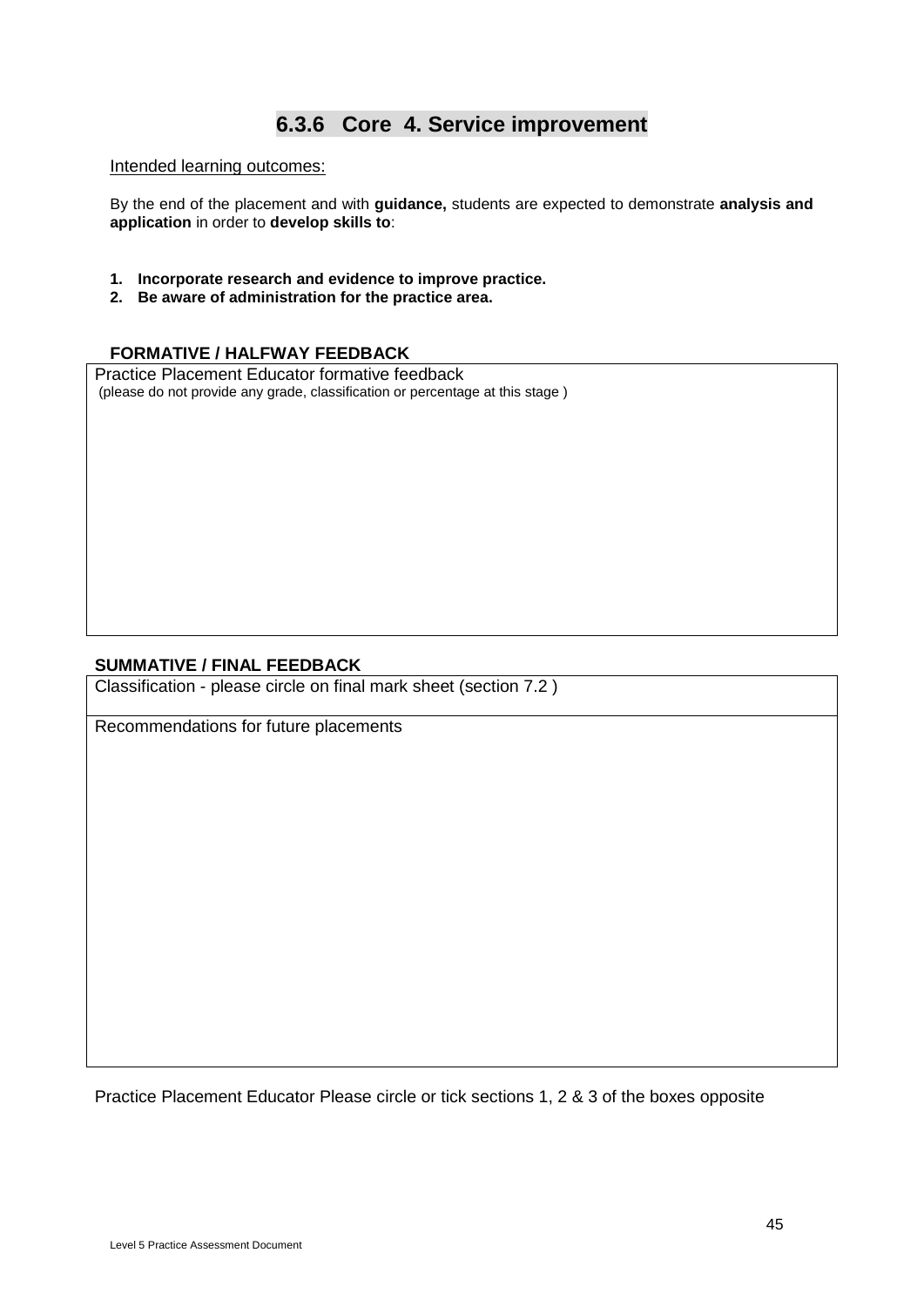## 6.3.6 Core 4. Service improvement

Intended learning outcomes:

By the end of the placement and with **guidance,** students are expected to demonstrate **analysis and application** in order to **develop skills to**:

1. **Incorporate research and evidence to improve practice.**
2. **Be aware of administration for the practice area.**

**FORMATIVE / HALFWAY FEEDBACK**

| Practice Placement Educator formative feedback (please do not provide any grade, classification or percentage at this stage ) |
|---|
| |

**SUMMATIVE / FINAL FEEDBACK**

| Classification - please circle on final mark sheet (section 7.2 ) |
|---|
| Recommendations for future placements |

Practice Placement Educator Please circle or tick sections 1, 2 & 3 of the boxes opposite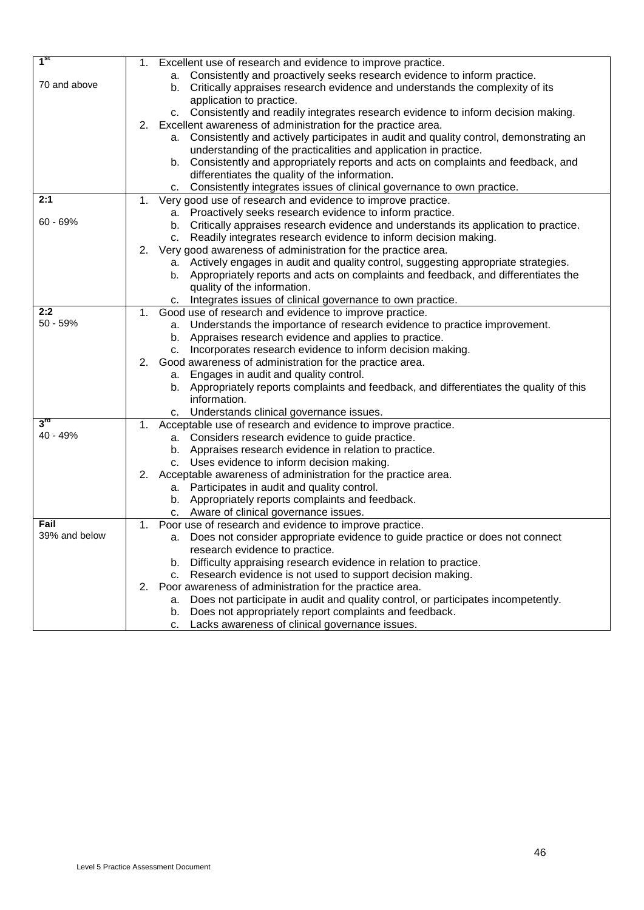| | |
|---|---|
| 1st<br><br>70 and above | 1. Excellent use of research and evidence to improve practice.<br>a. Consistently and proactively seeks research evidence to inform practice.<br>b. Critically appraises research evidence and understands the complexity of its application to practice.<br>c. Consistently and readily integrates research evidence to inform decision making.<br>2. Excellent awareness of administration for the practice area.<br>a. Consistently and actively participates in audit and quality control, demonstrating an understanding of the practicalities and application in practice.<br>b. Consistently and appropriately reports and acts on complaints and feedback, and differentiates the quality of the information.<br>c. Consistently integrates issues of clinical governance to own practice. |
| 2:1<br><br>60 - 69% | 1. Very good use of research and evidence to improve practice.<br>a. Proactively seeks research evidence to inform practice.<br>b. Critically appraises research evidence and understands its application to practice.<br>c. Readily integrates research evidence to inform decision making.<br>2. Very good awareness of administration for the practice area.<br>a. Actively engages in audit and quality control, suggesting appropriate strategies.<br>b. Appropriately reports and acts on complaints and feedback, and differentiates the quality of the information.<br>c. Integrates issues of clinical governance to own practice. |
| 2:2<br>50 - 59% | 1. Good use of research and evidence to improve practice.<br>a. Understands the importance of research evidence to practice improvement.<br>b. Appraises research evidence and applies to practice.<br>c. Incorporates research evidence to inform decision making.<br>2. Good awareness of administration for the practice area.<br>a. Engages in audit and quality control.<br>b. Appropriately reports complaints and feedback, and differentiates the quality of this information.<br>c. Understands clinical governance issues. |
| 3rd<br>40 - 49% | 1. Acceptable use of research and evidence to improve practice.<br>a. Considers research evidence to guide practice.<br>b. Appraises research evidence in relation to practice.<br>c. Uses evidence to inform decision making.<br>2. Acceptable awareness of administration for the practice area.<br>a. Participates in audit and quality control.<br>b. Appropriately reports complaints and feedback.<br>c. Aware of clinical governance issues. |
| Fail<br>39% and below | 1. Poor use of research and evidence to improve practice.<br>a. Does not consider appropriate evidence to guide practice or does not connect research evidence to practice.<br>b. Difficulty appraising research evidence in relation to practice.<br>c. Research evidence is not used to support decision making.<br>2. Poor awareness of administration for the practice area.<br>a. Does not participate in audit and quality control, or participates incompetently.<br>b. Does not appropriately report complaints and feedback.<br>c. Lacks awareness of clinical governance issues. |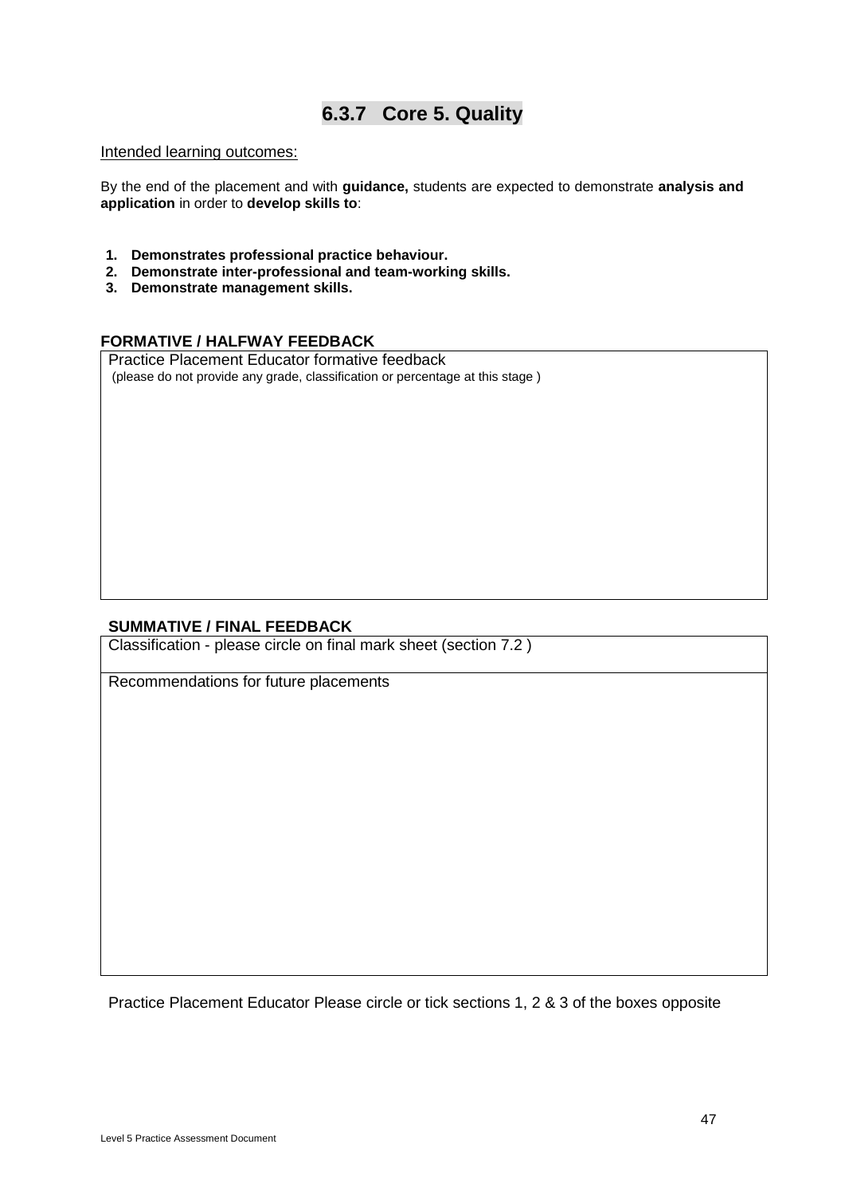## 6.3.7 Core 5. Quality

Intended learning outcomes:

By the end of the placement and with **guidance,** students are expected to demonstrate **analysis and application** in order to **develop skills to**:

1. **Demonstrates professional practice behaviour.**
2. **Demonstrate inter-professional and team-working skills.**
3. **Demonstrate management skills.**

**FORMATIVE / HALFWAY FEEDBACK**

| Practice Placement Educator formative feedback (please do not provide any grade, classification or percentage at this stage ) |
|---|
| |

**SUMMATIVE / FINAL FEEDBACK**

| Classification - please circle on final mark sheet (section 7.2 ) |
|---|
| Recommendations for future placements |

Practice Placement Educator Please circle or tick sections 1, 2 & 3 of the boxes opposite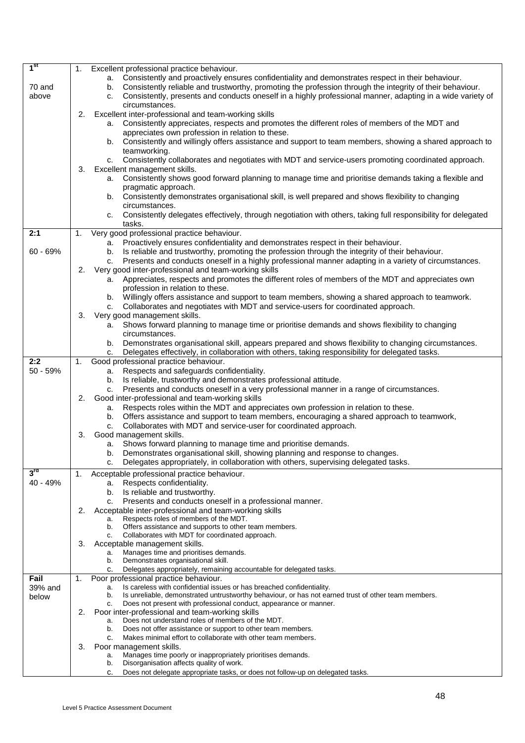| Grade | Criteria |
|---|---|
| **1st**<br><br>70 and above | 1. Excellent professional practice behaviour.<br>a. Consistently and proactively ensures confidentiality and demonstrates respect in their behaviour.<br>b. Consistently reliable and trustworthy, promoting the profession through the integrity of their behaviour.<br>c. Consistently, presents and conducts oneself in a highly professional manner, adapting in a wide variety of circumstances.<br>2. Excellent inter-professional and team-working skills<br>a. Consistently appreciates, respects and promotes the different roles of members of the MDT and appreciates own profession in relation to these.<br>b. Consistently and willingly offers assistance and support to team members, showing a shared approach to teamworking.<br>c. Consistently collaborates and negotiates with MDT and service-users promoting coordinated approach.<br>3. Excellent management skills.<br>a. Consistently shows good forward planning to manage time and prioritise demands taking a flexible and pragmatic approach.<br>b. Consistently demonstrates organisational skill, is well prepared and shows flexibility to changing circumstances.<br>c. Consistently delegates effectively, through negotiation with others, taking full responsibility for delegated tasks. |
| **2:1**<br><br>60 - 69% | 1. Very good professional practice behaviour.<br>a. Proactively ensures confidentiality and demonstrates respect in their behaviour.<br>b. Is reliable and trustworthy, promoting the profession through the integrity of their behaviour.<br>c. Presents and conducts oneself in a highly professional manner adapting in a variety of circumstances.<br>2. Very good inter-professional and team-working skills<br>a. Appreciates, respects and promotes the different roles of members of the MDT and appreciates own profession in relation to these.<br>b. Willingly offers assistance and support to team members, showing a shared approach to teamwork.<br>c. Collaborates and negotiates with MDT and service-users for coordinated approach.<br>3. Very good management skills.<br>a. Shows forward planning to manage time or prioritise demands and shows flexibility to changing circumstances.<br>b. Demonstrates organisational skill, appears prepared and shows flexibility to changing circumstances.<br>c. Delegates effectively, in collaboration with others, taking responsibility for delegated tasks. |
| **2:2**<br>50 - 59% | 1. Good professional practice behaviour.<br>a. Respects and safeguards confidentiality.<br>b. Is reliable, trustworthy and demonstrates professional attitude.<br>c. Presents and conducts oneself in a very professional manner in a range of circumstances.<br>2. Good inter-professional and team-working skills<br>a. Respects roles within the MDT and appreciates own profession in relation to these.<br>b. Offers assistance and support to team members, encouraging a shared approach to teamwork,<br>c. Collaborates with MDT and service-user for coordinated approach.<br>3. Good management skills.<br>a. Shows forward planning to manage time and prioritise demands.<br>b. Demonstrates organisational skill, showing planning and response to changes.<br>c. Delegates appropriately, in collaboration with others, supervising delegated tasks. |
| **3rd**<br>40 - 49% | 1. Acceptable professional practice behaviour.<br>a. Respects confidentiality.<br>b. Is reliable and trustworthy.<br>c. Presents and conducts oneself in a professional manner.<br>2. Acceptable inter-professional and team-working skills<br>a. Respects roles of members of the MDT.<br>b. Offers assistance and supports to other team members.<br>c. Collaborates with MDT for coordinated approach.<br>3. Acceptable management skills.<br>a. Manages time and prioritises demands.<br>b. Demonstrates organisational skill.<br>c. Delegates appropriately, remaining accountable for delegated tasks. |
| **Fail**<br>39% and below | 1. Poor professional practice behaviour.<br>a. Is careless with confidential issues or has breached confidentiality.<br>b. Is unreliable, demonstrated untrustworthy behaviour, or has not earned trust of other team members.<br>c. Does not present with professional conduct, appearance or manner.<br>2. Poor inter-professional and team-working skills<br>a. Does not understand roles of members of the MDT.<br>b. Does not offer assistance or support to other team members.<br>c. Makes minimal effort to collaborate with other team members.<br>3. Poor management skills.<br>a. Manages time poorly or inappropriately prioritises demands.<br>b. Disorganisation affects quality of work.<br>c. Does not delegate appropriate tasks, or does not follow-up on delegated tasks. |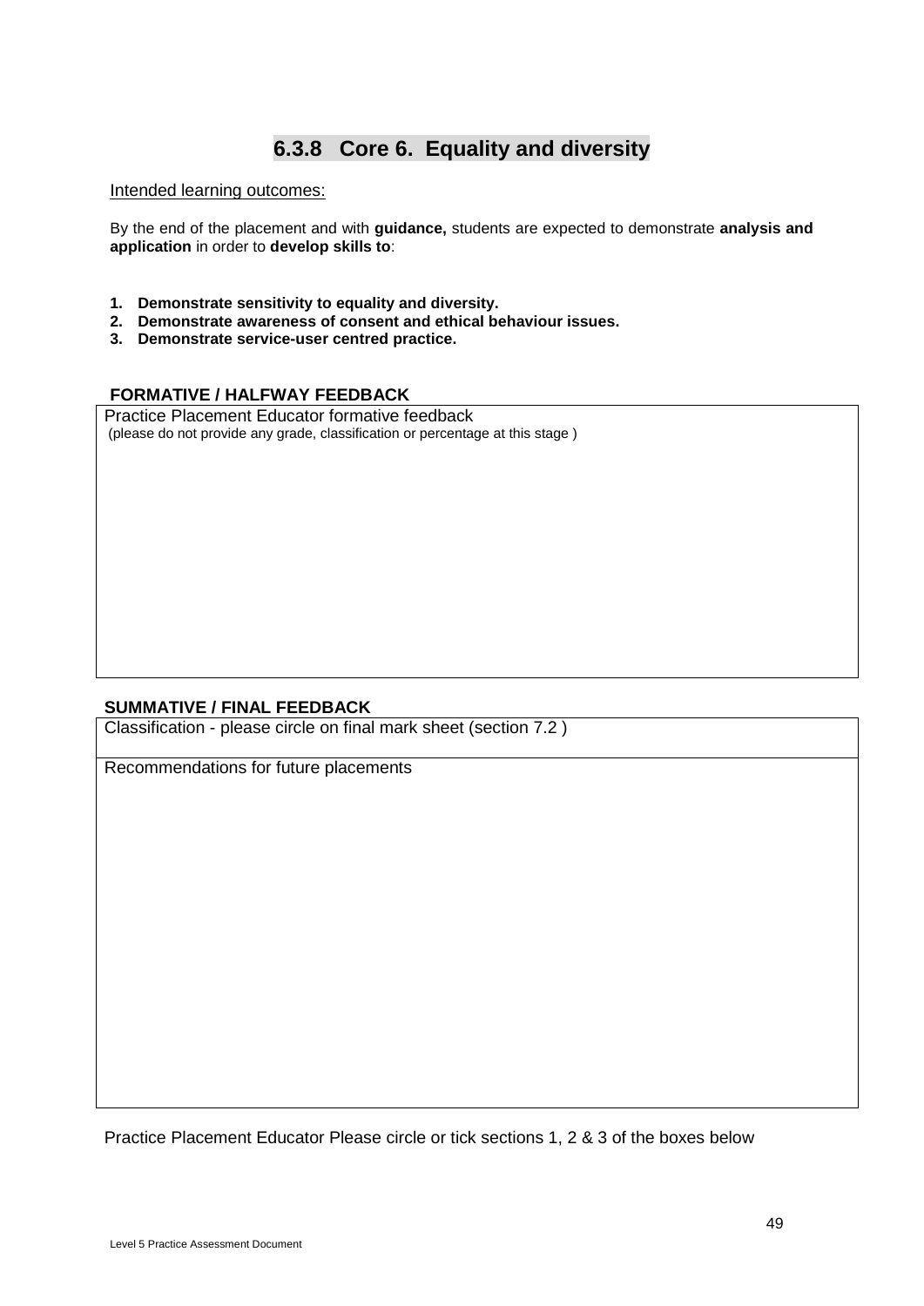## 6.3.8 Core 6. Equality and diversity

Intended learning outcomes:

By the end of the placement and with **guidance,** students are expected to demonstrate **analysis and application** in order to **develop skills to**:

1. **Demonstrate sensitivity to equality and diversity.**
2. **Demonstrate awareness of consent and ethical behaviour issues.**
3. **Demonstrate service-user centred practice.**

**FORMATIVE / HALFWAY FEEDBACK**

| Practice Placement Educator formative feedback<br>(please do not provide any grade, classification or percentage at this stage ) |
|---|
| |

**SUMMATIVE / FINAL FEEDBACK**

| Classification - please circle on final mark sheet (section 7.2 ) |
|---|
| Recommendations for future placements |

Practice Placement Educator Please circle or tick sections 1, 2 & 3 of the boxes below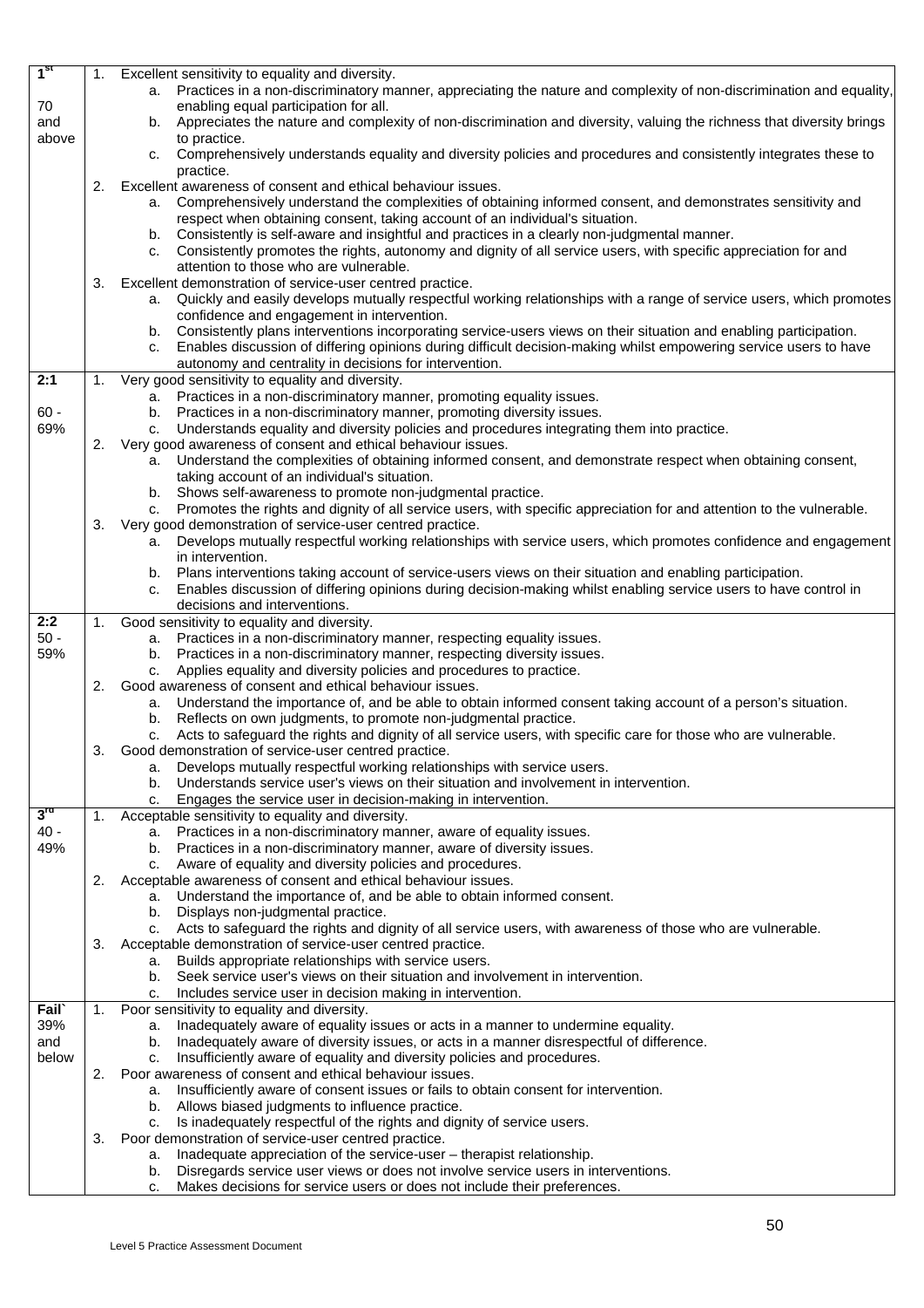| | |
|---|---|
| 1[st]<br><br>70 and above | 1. Excellent sensitivity to equality and diversity.<br>a. Practices in a non-discriminatory manner, appreciating the nature and complexity of non-discrimination and equality, enabling equal participation for all.<br>b. Appreciates the nature and complexity of non-discrimination and diversity, valuing the richness that diversity brings to practice.<br>c. Comprehensively understands equality and diversity policies and procedures and consistently integrates these to practice.<br>2. Excellent awareness of consent and ethical behaviour issues.<br>a. Comprehensively understand the complexities of obtaining informed consent, and demonstrates sensitivity and respect when obtaining consent, taking account of an individual's situation.<br>b. Consistently is self-aware and insightful and practices in a clearly non-judgmental manner.<br>c. Consistently promotes the rights, autonomy and dignity of all service users, with specific appreciation for and attention to those who are vulnerable.<br>3. Excellent demonstration of service-user centred practice.<br>a. Quickly and easily develops mutually respectful working relationships with a range of service users, which promotes confidence and engagement in intervention.<br>b. Consistently plans interventions incorporating service-users views on their situation and enabling participation.<br>c. Enables discussion of differing opinions during difficult decision-making whilst empowering service users to have autonomy and centrality in decisions for intervention. |
| **2:1**<br><br>60 - 69% | 1. Very good sensitivity to equality and diversity.<br>a. Practices in a non-discriminatory manner, promoting equality issues.<br>b. Practices in a non-discriminatory manner, promoting diversity issues.<br>c. Understands equality and diversity policies and procedures integrating them into practice.<br>2. Very good awareness of consent and ethical behaviour issues.<br>a. Understand the complexities of obtaining informed consent, and demonstrate respect when obtaining consent, taking account of an individual's situation.<br>b. Shows self-awareness to promote non-judgmental practice.<br>c. Promotes the rights and dignity of all service users, with specific appreciation for and attention to the vulnerable.<br>3. Very good demonstration of service-user centred practice.<br>a. Develops mutually respectful working relationships with service users, which promotes confidence and engagement in intervention.<br>b. Plans interventions taking account of service-users views on their situation and enabling participation.<br>c. Enables discussion of differing opinions during decision-making whilst enabling service users to have control in decisions and interventions. |
| **2:2**<br>50 - 59% | 1. Good sensitivity to equality and diversity.<br>a. Practices in a non-discriminatory manner, respecting equality issues.<br>b. Practices in a non-discriminatory manner, respecting diversity issues.<br>c. Applies equality and diversity policies and procedures to practice.<br>2. Good awareness of consent and ethical behaviour issues.<br>a. Understand the importance of, and be able to obtain informed consent taking account of a person's situation.<br>b. Reflects on own judgments, to promote non-judgmental practice.<br>c. Acts to safeguard the rights and dignity of all service users, with specific care for those who are vulnerable.<br>3. Good demonstration of service-user centred practice.<br>a. Develops mutually respectful working relationships with service users.<br>b. Understands service user's views on their situation and involvement in intervention.<br>c. Engages the service user in decision-making in intervention. |
| **3[rd]**<br>40 - 49% | 1. Acceptable sensitivity to equality and diversity.<br>a. Practices in a non-discriminatory manner, aware of equality issues.<br>b. Practices in a non-discriminatory manner, aware of diversity issues.<br>c. Aware of equality and diversity policies and procedures.<br>2. Acceptable awareness of consent and ethical behaviour issues.<br>a. Understand the importance of, and be able to obtain informed consent.<br>b. Displays non-judgmental practice.<br>c. Acts to safeguard the rights and dignity of all service users, with awareness of those who are vulnerable.<br>3. Acceptable demonstration of service-user centred practice.<br>a. Builds appropriate relationships with service users.<br>b. Seek service user's views on their situation and involvement in intervention.<br>c. Includes service user in decision making in intervention. |
| **Fail`**<br>39% and below | 1. Poor sensitivity to equality and diversity.<br>a. Inadequately aware of equality issues or acts in a manner to undermine equality.<br>b. Inadequately aware of diversity issues, or acts in a manner disrespectful of difference.<br>c. Insufficiently aware of equality and diversity policies and procedures.<br>2. Poor awareness of consent and ethical behaviour issues.<br>a. Insufficiently aware of consent issues or fails to obtain consent for intervention.<br>b. Allows biased judgments to influence practice.<br>c. Is inadequately respectful of the rights and dignity of service users.<br>3. Poor demonstration of service-user centred practice.<br>a. Inadequate appreciation of the service-user – therapist relationship.<br>b. Disregards service user views or does not involve service users in interventions.<br>c. Makes decisions for service users or does not include their preferences. |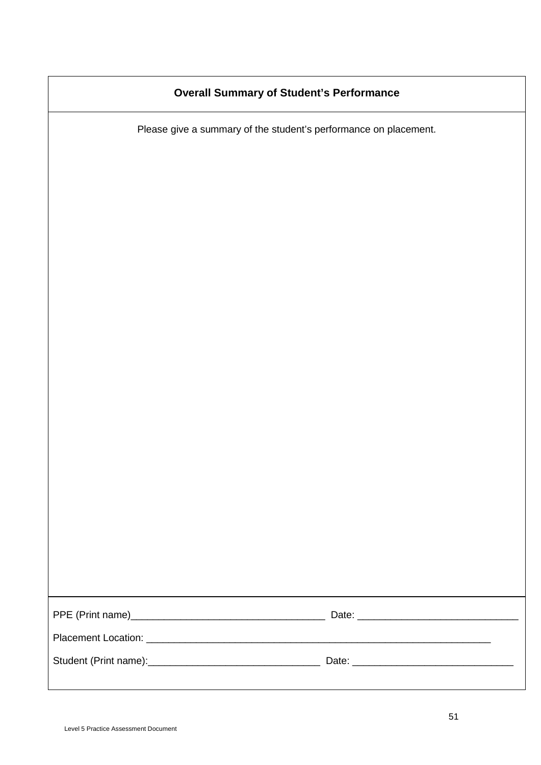| **Overall Summary of Student's Performance** |
| --- |
| Please give a summary of the student's performance on placement. |
| PPE (Print name)___________________________________ Date: ____________________________<br><br>Placement Location: _______________________________________________________________<br><br>Student (Print name):_______________________________ Date: _____________________________ |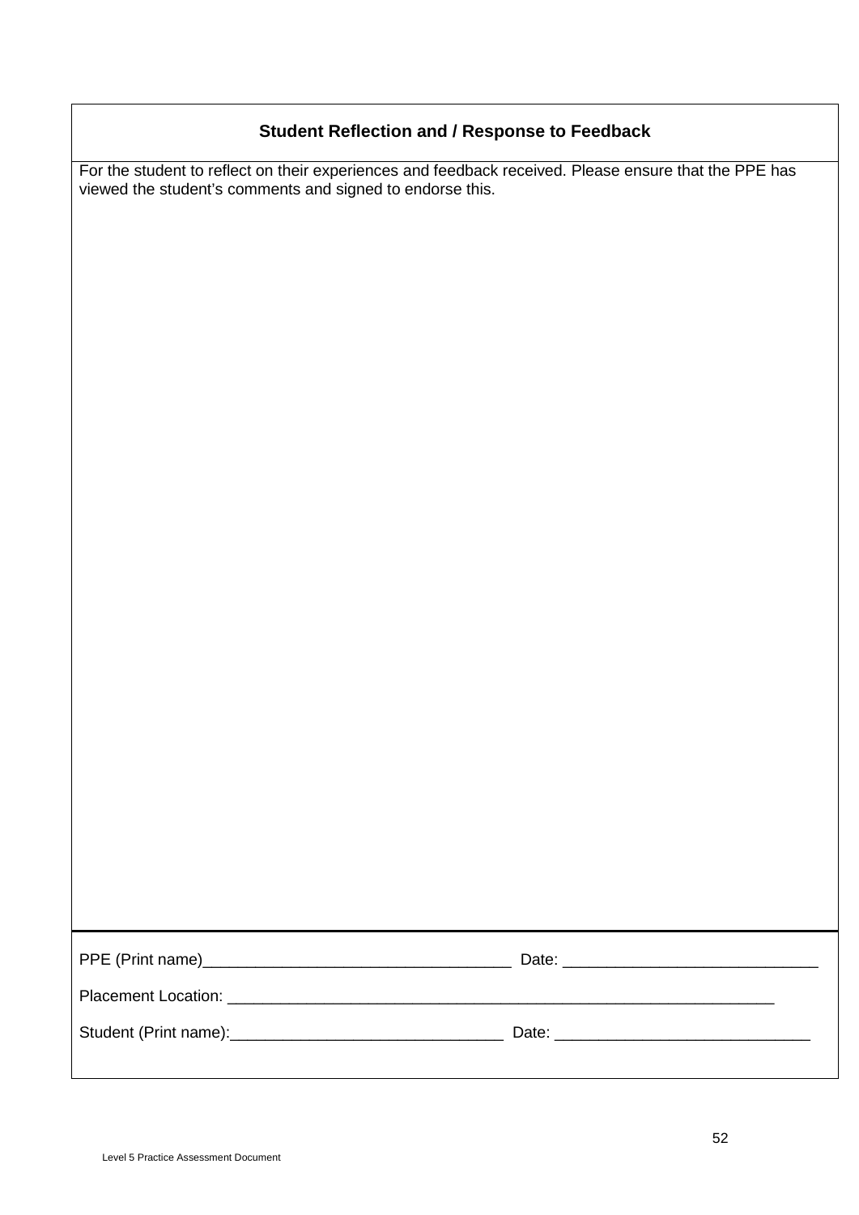### Student Reflection and / Response to Feedback

For the student to reflect on their experiences and feedback received. Please ensure that the PPE has viewed the student's comments and signed to endorse this.

PPE (Print name)___________________________________ Date: ____________________________

Placement Location: ______________________________________________________________

Student (Print name):_____________________________ Date: ____________________________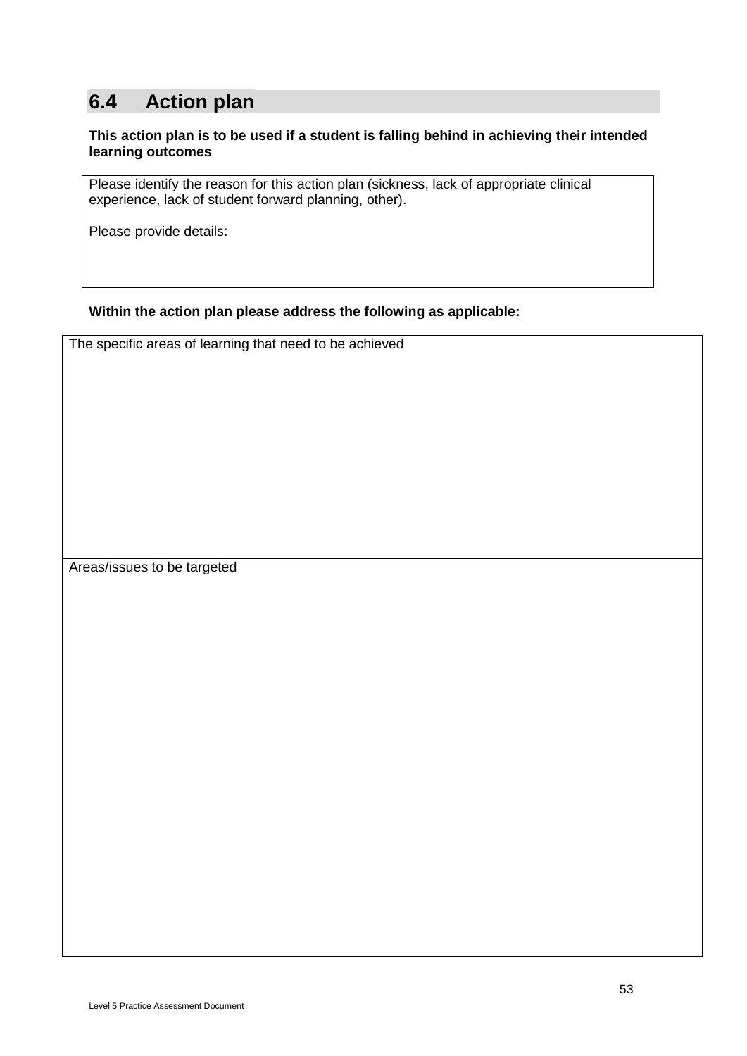## 6.4 Action plan

**This action plan is to be used if a student is falling behind in achieving their intended learning outcomes**

| Please identify the reason for this action plan (sickness, lack of appropriate clinical experience, lack of student forward planning, other).<br><br>Please provide details: |
|---|

**Within the action plan please address the following as applicable:**

| The specific areas of learning that need to be achieved |
|---|
| Areas/issues to be targeted |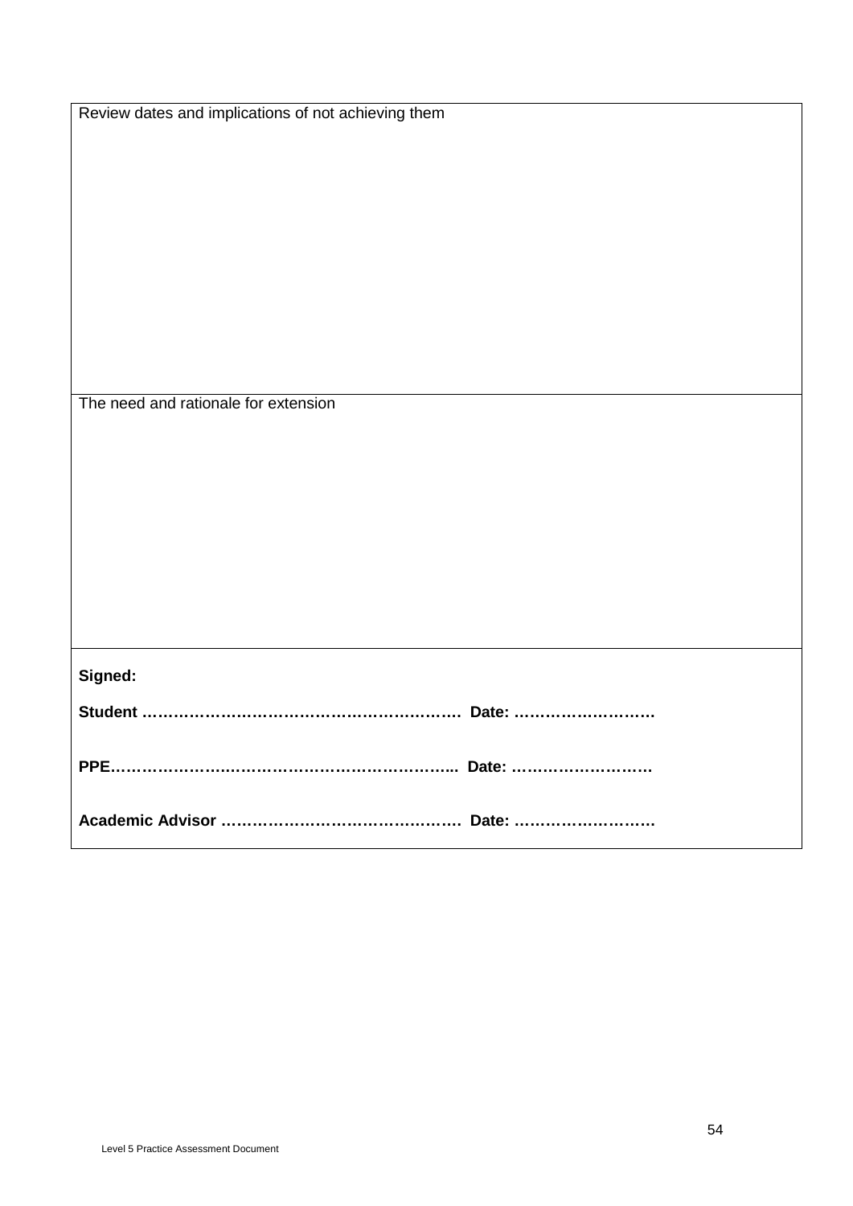| Review dates and implications of not achieving them |
|---|
| |
| The need and rationale for extension |
| |
| **Signed:**<br><br>**Student …………………………………………………… Date: ………………………**<br><br>**PPE………………………………………………………... Date: ………………………**<br><br>**Academic Advisor ……………………………………… Date: ………………………** |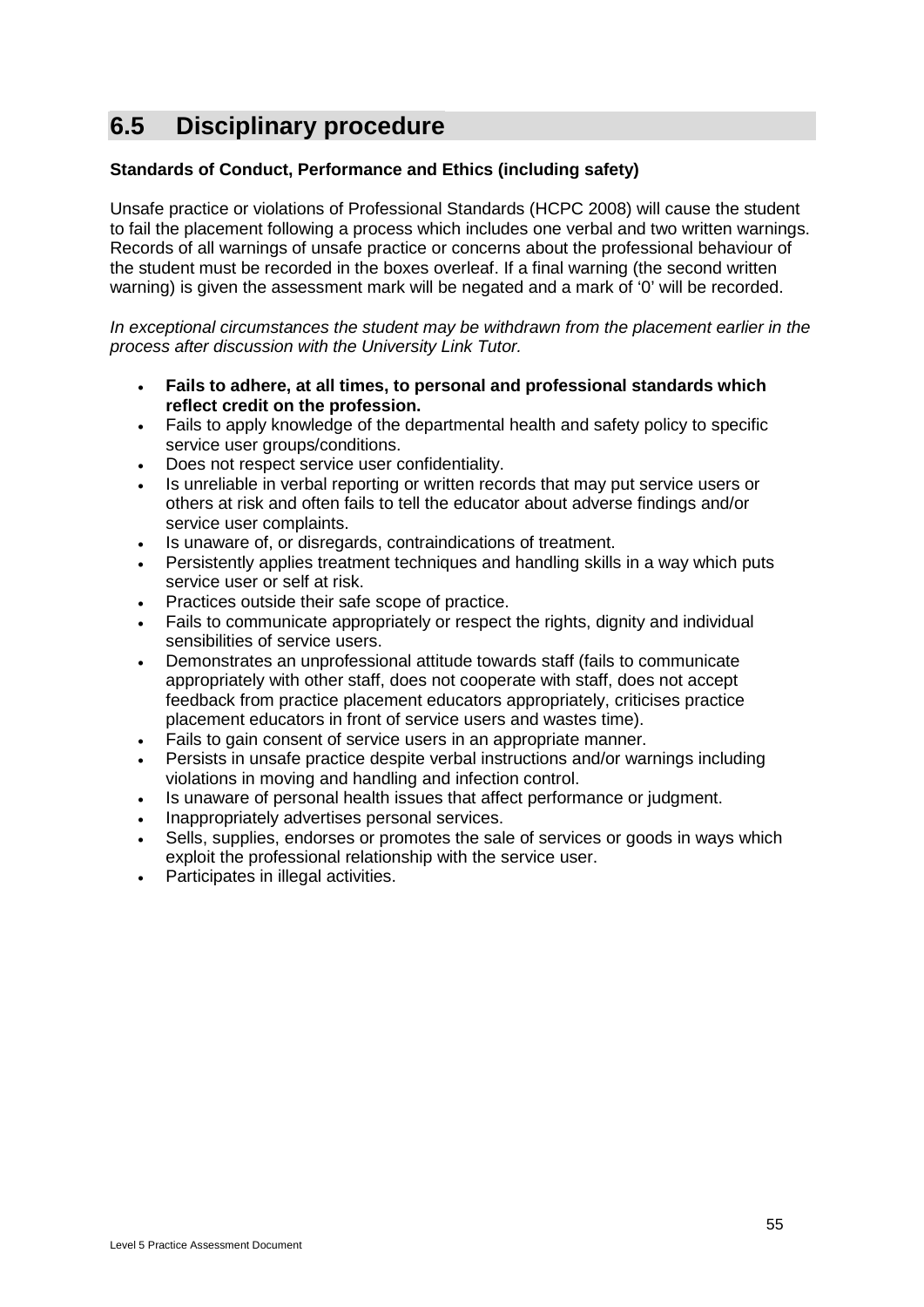## 6.5 Disciplinary procedure

**Standards of Conduct, Performance and Ethics (including safety)**

Unsafe practice or violations of Professional Standards (HCPC 2008) will cause the student to fail the placement following a process which includes one verbal and two written warnings. Records of all warnings of unsafe practice or concerns about the professional behaviour of the student must be recorded in the boxes overleaf. If a final warning (the second written warning) is given the assessment mark will be negated and a mark of '0' will be recorded.

*In exceptional circumstances the student may be withdrawn from the placement earlier in the process after discussion with the University Link Tutor.*

- **Fails to adhere, at all times, to personal and professional standards which reflect credit on the profession.**
- Fails to apply knowledge of the departmental health and safety policy to specific service user groups/conditions.
- Does not respect service user confidentiality.
- Is unreliable in verbal reporting or written records that may put service users or others at risk and often fails to tell the educator about adverse findings and/or service user complaints.
- Is unaware of, or disregards, contraindications of treatment.
- Persistently applies treatment techniques and handling skills in a way which puts service user or self at risk.
- Practices outside their safe scope of practice.
- Fails to communicate appropriately or respect the rights, dignity and individual sensibilities of service users.
- Demonstrates an unprofessional attitude towards staff (fails to communicate appropriately with other staff, does not cooperate with staff, does not accept feedback from practice placement educators appropriately, criticises practice placement educators in front of service users and wastes time).
- Fails to gain consent of service users in an appropriate manner.
- Persists in unsafe practice despite verbal instructions and/or warnings including violations in moving and handling and infection control.
- Is unaware of personal health issues that affect performance or judgment.
- Inappropriately advertises personal services.
- Sells, supplies, endorses or promotes the sale of services or goods in ways which exploit the professional relationship with the service user.
- Participates in illegal activities.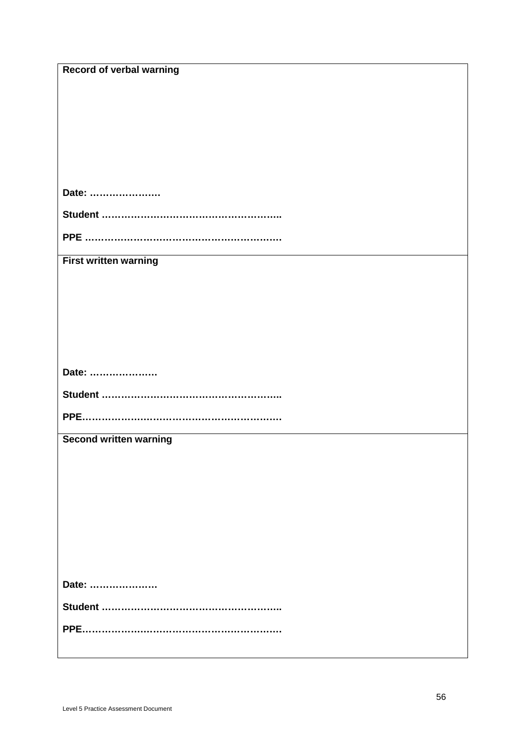| **Record of verbal warning**<br><br><br><br><br><br><br><br>**Date: ………………….**<br><br>**Student ………………………………………………..**<br><br>**PPE …………………………………………………….** |
|---|
| **First written warning**<br><br><br><br><br><br><br><br>**Date: …………………**<br><br>**Student ………………………………………………..**<br><br>**PPE……………………………………………………** |
| **Second written warning**<br><br><br><br><br><br><br><br>**Date: …………………**<br><br>**Student ………………………………………………..**<br><br>**PPE……………………………………………………** |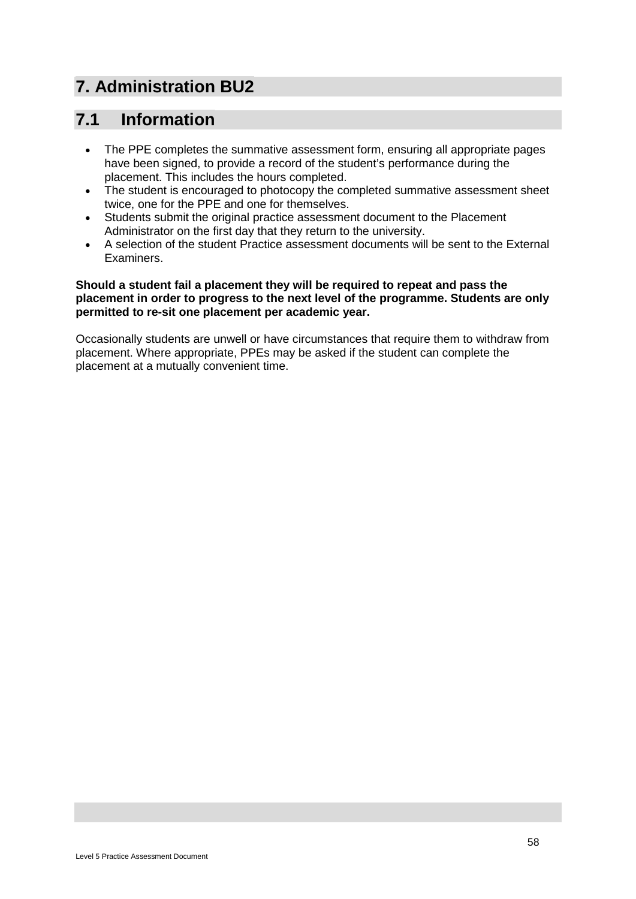# 7. Administration BU2

## 7.1 Information

- The PPE completes the summative assessment form, ensuring all appropriate pages have been signed, to provide a record of the student's performance during the placement. This includes the hours completed.
- The student is encouraged to photocopy the completed summative assessment sheet twice, one for the PPE and one for themselves.
- Students submit the original practice assessment document to the Placement Administrator on the first day that they return to the university.
- A selection of the student Practice assessment documents will be sent to the External Examiners.

**Should a student fail a placement they will be required to repeat and pass the placement in order to progress to the next level of the programme. Students are only permitted to re-sit one placement per academic year.**

Occasionally students are unwell or have circumstances that require them to withdraw from placement. Where appropriate, PPEs may be asked if the student can complete the placement at a mutually convenient time.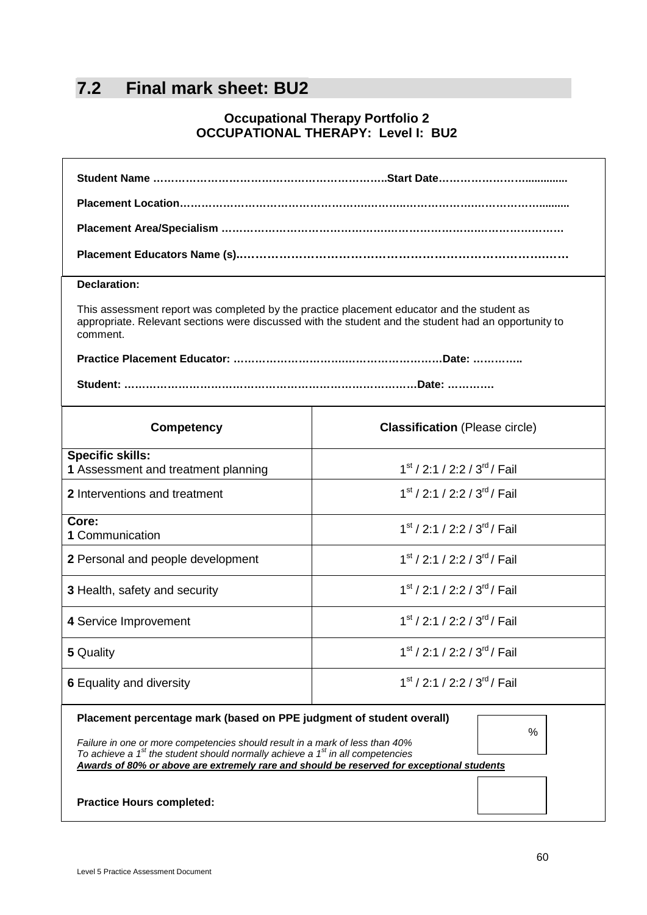## 7.2 Final mark sheet: BU2

**Occupational Therapy Portfolio 2**
**OCCUPATIONAL THERAPY: Level I: BU2**

**Student Name ……………………………………………………….Start Date…………………….............**

**Placement Location………………………………………………………………………………..........**

**Placement Area/Specialism …………………………………………………………………………….**

**Placement Educators Name (s)..…………………………………………………………………….…**

**Declaration:**

This assessment report was completed by the practice placement educator and the student as appropriate. Relevant sections were discussed with the student and the student had an opportunity to comment.

**Practice Placement Educator: ……………………………………………………Date: …………..**

**Student: ………………………………………………………………………Date: …………**

| **Competency** | **Classification** (Please circle) |
|---|---|
| **Specific skills:** **1** Assessment and treatment planning | 1st / 2:1 / 2:2 / 3rd / Fail |
| **2** Interventions and treatment | 1st / 2:1 / 2:2 / 3rd / Fail |
| **Core:** **1** Communication | 1st / 2:1 / 2:2 / 3rd / Fail |
| **2** Personal and people development | 1st / 2:1 / 2:2 / 3rd / Fail |
| **3** Health, safety and security | 1st / 2:1 / 2:2 / 3rd / Fail |
| **4** Service Improvement | 1st / 2:1 / 2:2 / 3rd / Fail |
| **5** Quality | 1st / 2:1 / 2:2 / 3rd / Fail |
| **6** Equality and diversity | 1st / 2:1 / 2:2 / 3rd / Fail |

**Placement percentage mark (based on PPE judgment of student overall)** %

*Failure in one or more competencies should result in a mark of less than 40%*
*To achieve a 1st the student should normally achieve a 1st in all competencies*
***Awards of 80% or above are extremely rare and should be reserved for exceptional students***

**Practice Hours completed:**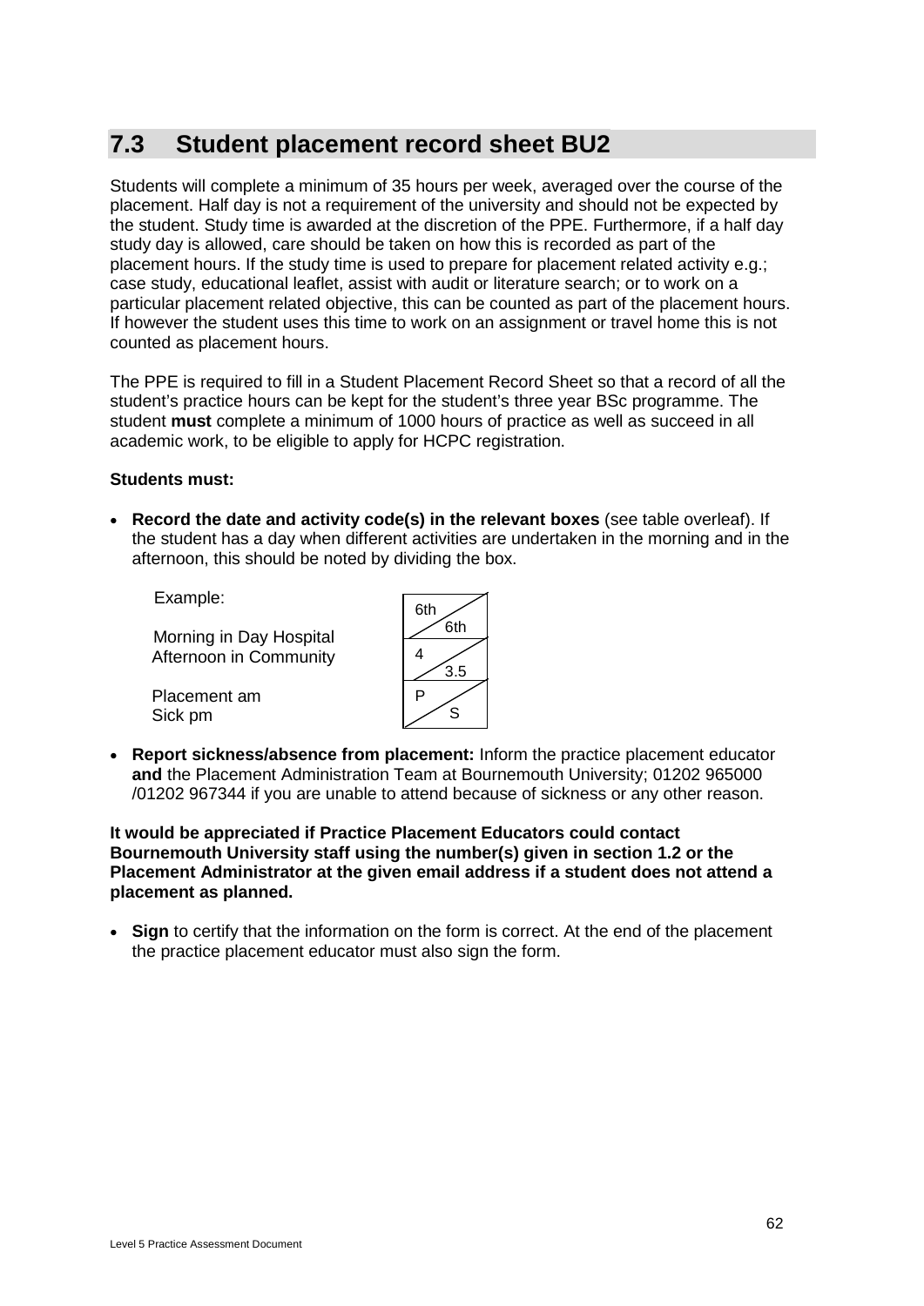## 7.3 Student placement record sheet BU2

Students will complete a minimum of 35 hours per week, averaged over the course of the placement. Half day is not a requirement of the university and should not be expected by the student. Study time is awarded at the discretion of the PPE. Furthermore, if a half day study day is allowed, care should be taken on how this is recorded as part of the placement hours. If the study time is used to prepare for placement related activity e.g.; case study, educational leaflet, assist with audit or literature search; or to work on a particular placement related objective, this can be counted as part of the placement hours. If however the student uses this time to work on an assignment or travel home this is not counted as placement hours.

The PPE is required to fill in a Student Placement Record Sheet so that a record of all the student's practice hours can be kept for the student's three year BSc programme. The student **must** complete a minimum of 1000 hours of practice as well as succeed in all academic work, to be eligible to apply for HCPC registration.

**Students must:**

- **Record the date and activity code(s) in the relevant boxes** (see table overleaf). If the student has a day when different activities are undertaken in the morning and in the afternoon, this should be noted by dividing the box.

Example:

| | am / pm |
|---|---|
| | 6th / 6th |
| Morning in Day Hospital<br>Afternoon in Community | 4 / 3.5 |
| Placement am<br>Sick pm | P / S |

- **Report sickness/absence from placement:** Inform the practice placement educator **and** the Placement Administration Team at Bournemouth University; 01202 965000 /01202 967344 if you are unable to attend because of sickness or any other reason.

**It would be appreciated if Practice Placement Educators could contact Bournemouth University staff using the number(s) given in section 1.2 or the Placement Administrator at the given email address if a student does not attend a placement as planned.**

- **Sign** to certify that the information on the form is correct. At the end of the placement the practice placement educator must also sign the form.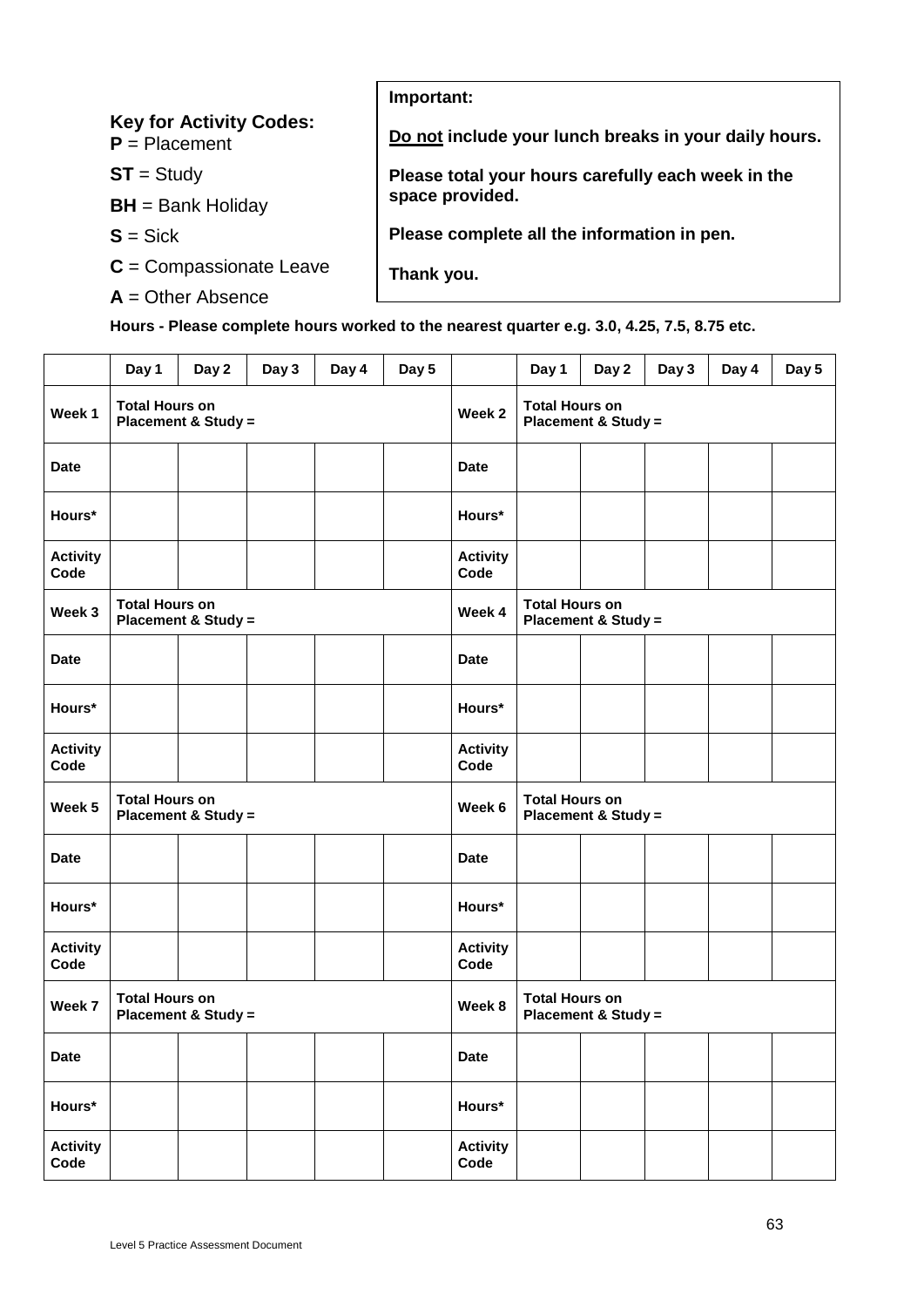**Key for Activity Codes:**
**P** = Placement

**ST** = Study

**BH** = Bank Holiday

**S** = Sick

**C** = Compassionate Leave

**A** = Other Absence

> **Important:**
>
> **<u>Do not</u> include your lunch breaks in your daily hours.**
>
> **Please total your hours carefully each week in the space provided.**
>
> **Please complete all the information in pen.**
>
> **Thank you.**

**Hours - Please complete hours worked to the nearest quarter e.g. 3.0, 4.25, 7.5, 8.75 etc.**

| | **Day 1** | **Day 2** | **Day 3** | **Day 4** | **Day 5** | | **Day 1** | **Day 2** | **Day 3** | **Day 4** | **Day 5** |
|---|---|---|---|---|---|---|---|---|---|---|---|
| **Week 1** | **Total Hours on Placement & Study =** | | | | | **Week 2** | **Total Hours on Placement & Study =** | | | | |
| **Date** | | | | | | **Date** | | | | | |
| **Hours*** | | | | | | **Hours*** | | | | | |
| **Activity Code** | | | | | | **Activity Code** | | | | | |
| **Week 3** | **Total Hours on Placement & Study =** | | | | | **Week 4** | **Total Hours on Placement & Study =** | | | | |
| **Date** | | | | | | **Date** | | | | | |
| **Hours*** | | | | | | **Hours*** | | | | | |
| **Activity Code** | | | | | | **Activity Code** | | | | | |
| **Week 5** | **Total Hours on Placement & Study =** | | | | | **Week 6** | **Total Hours on Placement & Study =** | | | | |
| **Date** | | | | | | **Date** | | | | | |
| **Hours*** | | | | | | **Hours*** | | | | | |
| **Activity Code** | | | | | | **Activity Code** | | | | | |
| **Week 7** | **Total Hours on Placement & Study =** | | | | | **Week 8** | **Total Hours on Placement & Study =** | | | | |
| **Date** | | | | | | **Date** | | | | | |
| **Hours*** | | | | | | **Hours*** | | | | | |
| **Activity Code** | | | | | | **Activity Code** | | | | | |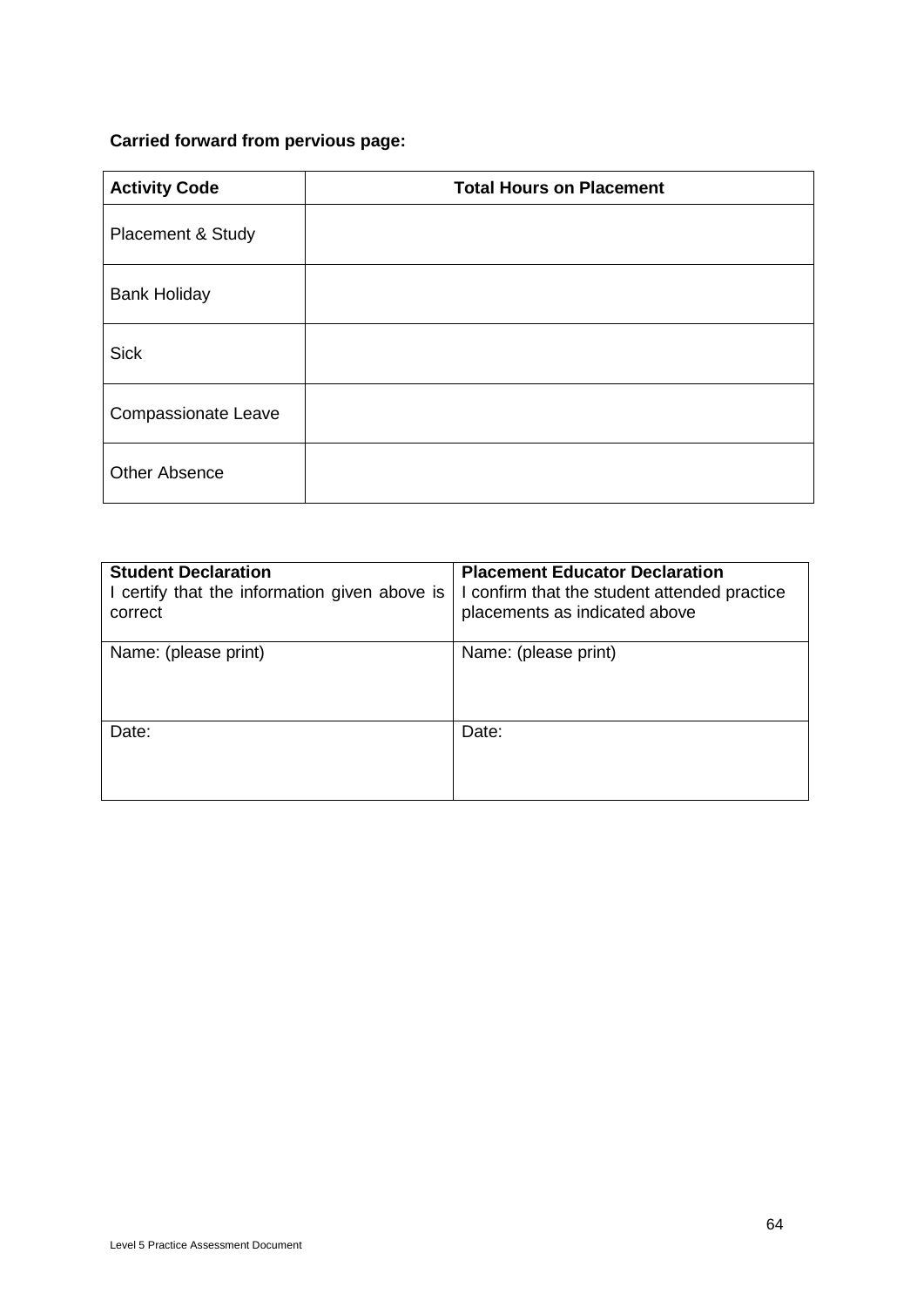**Carried forward from pervious page:**

| Activity Code | Total Hours on Placement |
|---|---|
| Placement & Study | |
| Bank Holiday | |
| Sick | |
| Compassionate Leave | |
| Other Absence | |

| **Student Declaration**<br>I certify that the information given above is correct | **Placement Educator Declaration**<br>I confirm that the student attended practice placements as indicated above |
|---|---|
| Name: (please print) | Name: (please print) |
| Date: | Date: |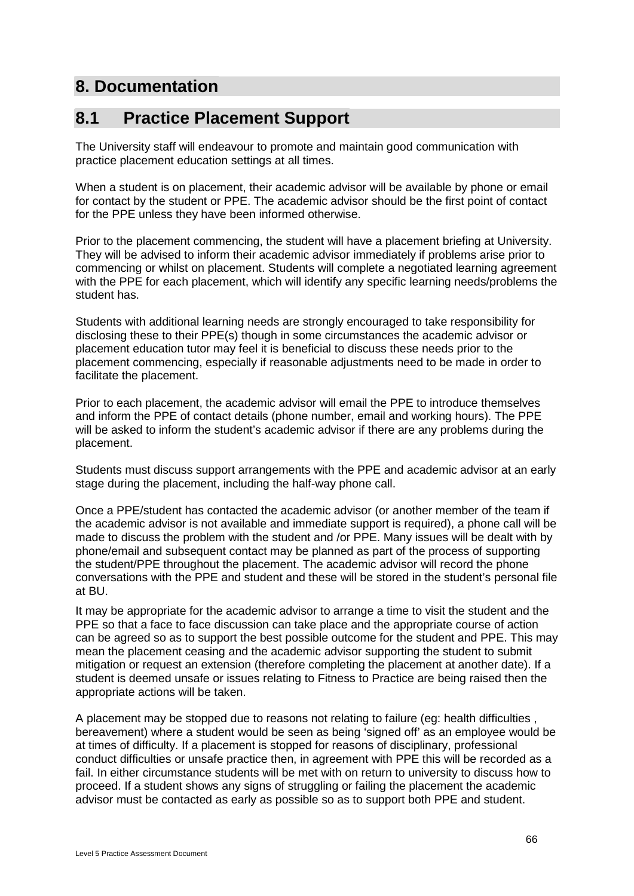# 8. Documentation

## 8.1 Practice Placement Support

The University staff will endeavour to promote and maintain good communication with practice placement education settings at all times.

When a student is on placement, their academic advisor will be available by phone or email for contact by the student or PPE. The academic advisor should be the first point of contact for the PPE unless they have been informed otherwise.

Prior to the placement commencing, the student will have a placement briefing at University. They will be advised to inform their academic advisor immediately if problems arise prior to commencing or whilst on placement. Students will complete a negotiated learning agreement with the PPE for each placement, which will identify any specific learning needs/problems the student has.

Students with additional learning needs are strongly encouraged to take responsibility for disclosing these to their PPE(s) though in some circumstances the academic advisor or placement education tutor may feel it is beneficial to discuss these needs prior to the placement commencing, especially if reasonable adjustments need to be made in order to facilitate the placement.

Prior to each placement, the academic advisor will email the PPE to introduce themselves and inform the PPE of contact details (phone number, email and working hours). The PPE will be asked to inform the student's academic advisor if there are any problems during the placement.

Students must discuss support arrangements with the PPE and academic advisor at an early stage during the placement, including the half-way phone call.

Once a PPE/student has contacted the academic advisor (or another member of the team if the academic advisor is not available and immediate support is required), a phone call will be made to discuss the problem with the student and /or PPE. Many issues will be dealt with by phone/email and subsequent contact may be planned as part of the process of supporting the student/PPE throughout the placement. The academic advisor will record the phone conversations with the PPE and student and these will be stored in the student's personal file at BU.

It may be appropriate for the academic advisor to arrange a time to visit the student and the PPE so that a face to face discussion can take place and the appropriate course of action can be agreed so as to support the best possible outcome for the student and PPE. This may mean the placement ceasing and the academic advisor supporting the student to submit mitigation or request an extension (therefore completing the placement at another date). If a student is deemed unsafe or issues relating to Fitness to Practice are being raised then the appropriate actions will be taken.

A placement may be stopped due to reasons not relating to failure (eg: health difficulties , bereavement) where a student would be seen as being 'signed off' as an employee would be at times of difficulty. If a placement is stopped for reasons of disciplinary, professional conduct difficulties or unsafe practice then, in agreement with PPE this will be recorded as a fail. In either circumstance students will be met with on return to university to discuss how to proceed. If a student shows any signs of struggling or failing the placement the academic advisor must be contacted as early as possible so as to support both PPE and student.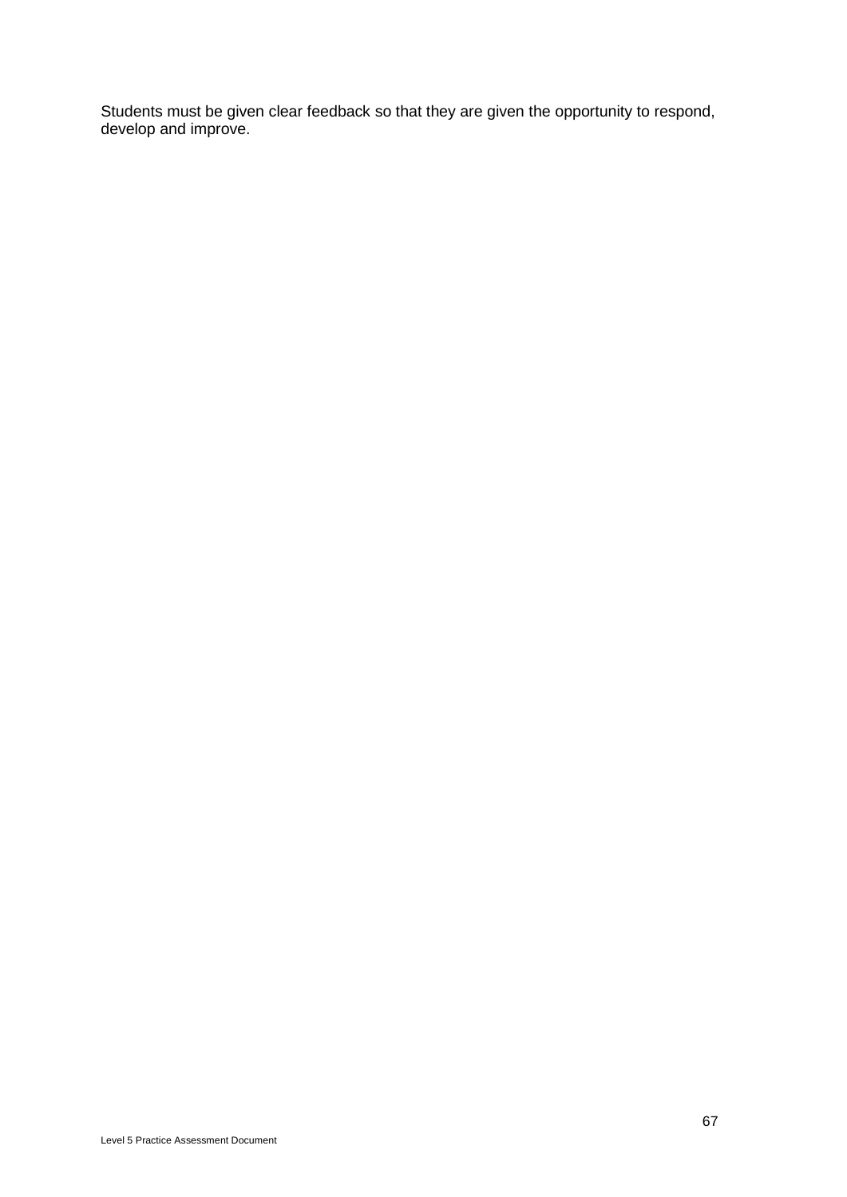Students must be given clear feedback so that they are given the opportunity to respond, develop and improve.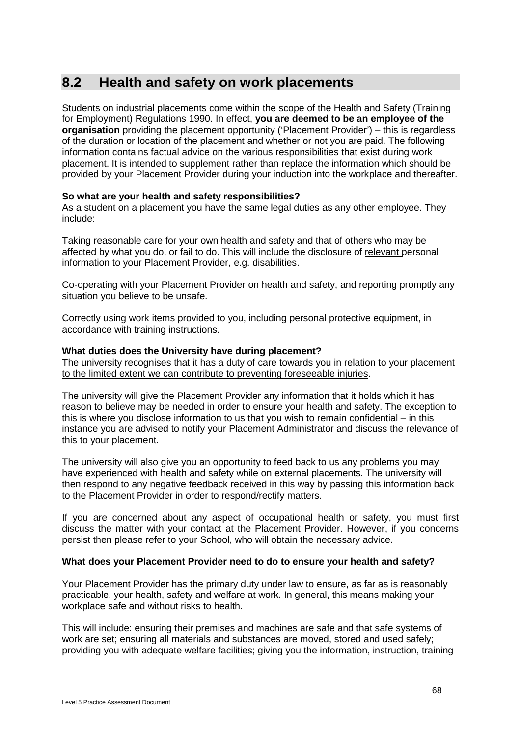## 8.2 Health and safety on work placements

Students on industrial placements come within the scope of the Health and Safety (Training for Employment) Regulations 1990. In effect, **you are deemed to be an employee of the organisation** providing the placement opportunity ('Placement Provider') – this is regardless of the duration or location of the placement and whether or not you are paid. The following information contains factual advice on the various responsibilities that exist during work placement. It is intended to supplement rather than replace the information which should be provided by your Placement Provider during your induction into the workplace and thereafter.

**So what are your health and safety responsibilities?**
As a student on a placement you have the same legal duties as any other employee. They include:

Taking reasonable care for your own health and safety and that of others who may be affected by what you do, or fail to do. This will include the disclosure of relevant personal information to your Placement Provider, e.g. disabilities.

Co-operating with your Placement Provider on health and safety, and reporting promptly any situation you believe to be unsafe.

Correctly using work items provided to you, including personal protective equipment, in accordance with training instructions.

**What duties does the University have during placement?**
The university recognises that it has a duty of care towards you in relation to your placement to the limited extent we can contribute to preventing foreseeable injuries.

The university will give the Placement Provider any information that it holds which it has reason to believe may be needed in order to ensure your health and safety. The exception to this is where you disclose information to us that you wish to remain confidential – in this instance you are advised to notify your Placement Administrator and discuss the relevance of this to your placement.

The university will also give you an opportunity to feed back to us any problems you may have experienced with health and safety while on external placements. The university will then respond to any negative feedback received in this way by passing this information back to the Placement Provider in order to respond/rectify matters.

If you are concerned about any aspect of occupational health or safety, you must first discuss the matter with your contact at the Placement Provider. However, if you concerns persist then please refer to your School, who will obtain the necessary advice.

**What does your Placement Provider need to do to ensure your health and safety?**

Your Placement Provider has the primary duty under law to ensure, as far as is reasonably practicable, your health, safety and welfare at work. In general, this means making your workplace safe and without risks to health.

This will include: ensuring their premises and machines are safe and that safe systems of work are set; ensuring all materials and substances are moved, stored and used safely; providing you with adequate welfare facilities; giving you the information, instruction, training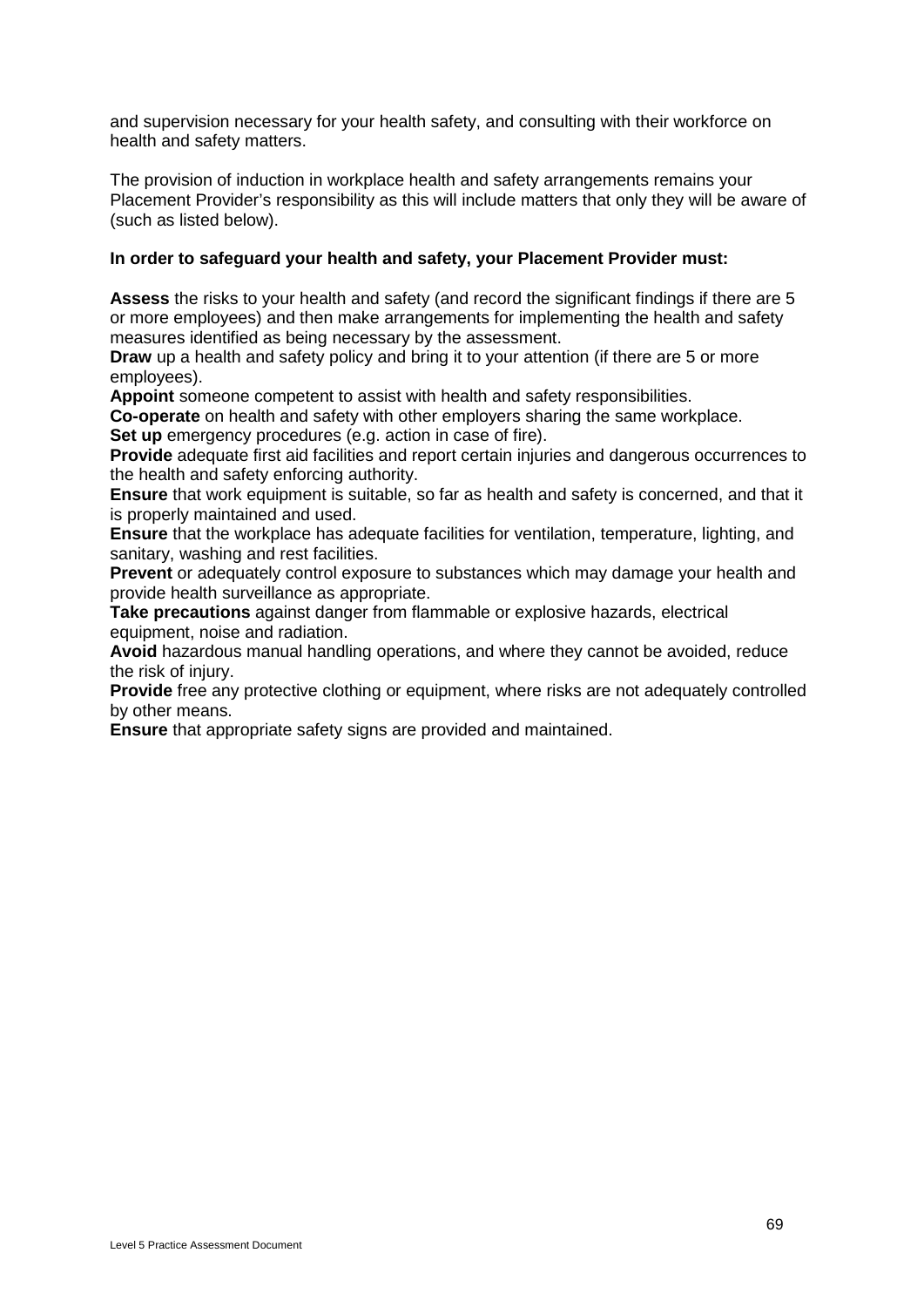and supervision necessary for your health safety, and consulting with their workforce on health and safety matters.

The provision of induction in workplace health and safety arrangements remains your Placement Provider's responsibility as this will include matters that only they will be aware of (such as listed below).

**In order to safeguard your health and safety, your Placement Provider must:**

**Assess** the risks to your health and safety (and record the significant findings if there are 5 or more employees) and then make arrangements for implementing the health and safety measures identified as being necessary by the assessment.
**Draw** up a health and safety policy and bring it to your attention (if there are 5 or more employees).
**Appoint** someone competent to assist with health and safety responsibilities.
**Co-operate** on health and safety with other employers sharing the same workplace.
**Set up** emergency procedures (e.g. action in case of fire).
**Provide** adequate first aid facilities and report certain injuries and dangerous occurrences to the health and safety enforcing authority.
**Ensure** that work equipment is suitable, so far as health and safety is concerned, and that it is properly maintained and used.
**Ensure** that the workplace has adequate facilities for ventilation, temperature, lighting, and sanitary, washing and rest facilities.
**Prevent** or adequately control exposure to substances which may damage your health and provide health surveillance as appropriate.
**Take precautions** against danger from flammable or explosive hazards, electrical equipment, noise and radiation.
**Avoid** hazardous manual handling operations, and where they cannot be avoided, reduce the risk of injury.
**Provide** free any protective clothing or equipment, where risks are not adequately controlled by other means.
**Ensure** that appropriate safety signs are provided and maintained.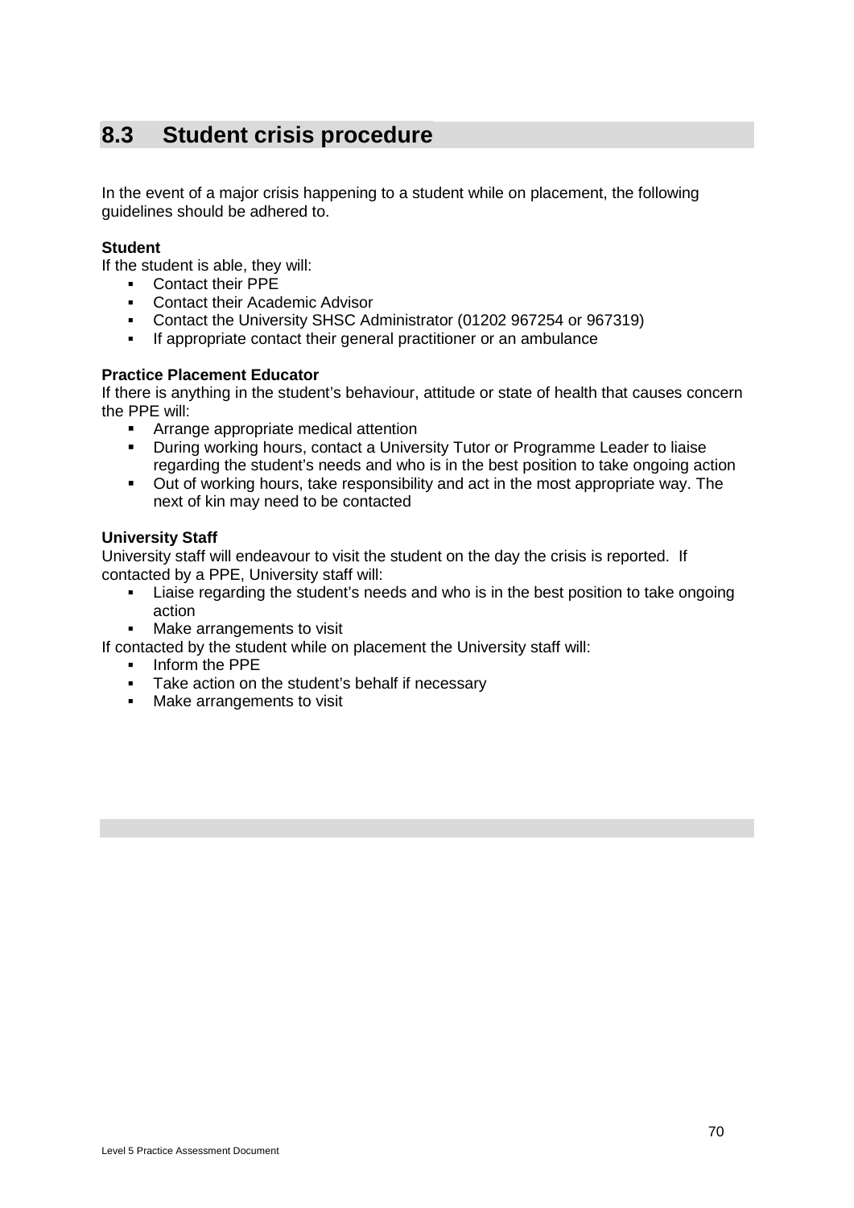## 8.3 Student crisis procedure

In the event of a major crisis happening to a student while on placement, the following guidelines should be adhered to.

**Student**

If the student is able, they will:

- Contact their PPE
- Contact their Academic Advisor
- Contact the University SHSC Administrator (01202 967254 or 967319)
- If appropriate contact their general practitioner or an ambulance

**Practice Placement Educator**

If there is anything in the student's behaviour, attitude or state of health that causes concern the PPE will:

- Arrange appropriate medical attention
- During working hours, contact a University Tutor or Programme Leader to liaise regarding the student's needs and who is in the best position to take ongoing action
- Out of working hours, take responsibility and act in the most appropriate way. The next of kin may need to be contacted

**University Staff**

University staff will endeavour to visit the student on the day the crisis is reported. If contacted by a PPE, University staff will:

- Liaise regarding the student's needs and who is in the best position to take ongoing action
- Make arrangements to visit

If contacted by the student while on placement the University staff will:

- Inform the PPE
- Take action on the student's behalf if necessary
- Make arrangements to visit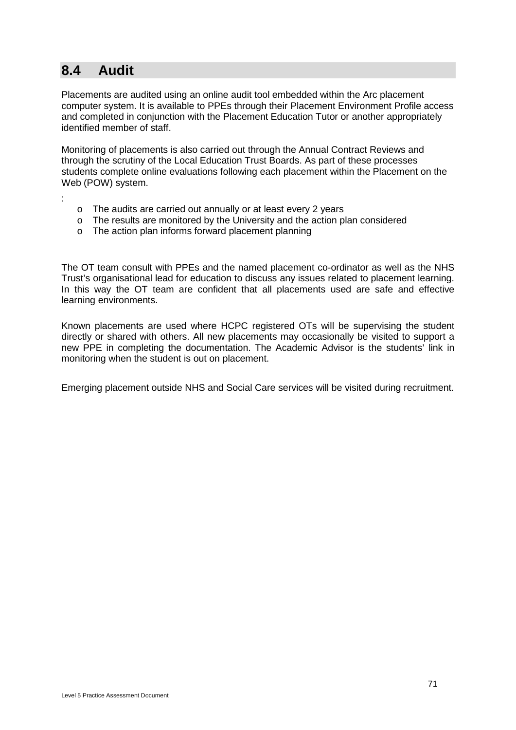## 8.4 Audit

Placements are audited using an online audit tool embedded within the Arc placement computer system. It is available to PPEs through their Placement Environment Profile access and completed in conjunction with the Placement Education Tutor or another appropriately identified member of staff.

Monitoring of placements is also carried out through the Annual Contract Reviews and through the scrutiny of the Local Education Trust Boards. As part of these processes students complete online evaluations following each placement within the Placement on the Web (POW) system.

:

- The audits are carried out annually or at least every 2 years
- The results are monitored by the University and the action plan considered
- The action plan informs forward placement planning

The OT team consult with PPEs and the named placement co-ordinator as well as the NHS Trust's organisational lead for education to discuss any issues related to placement learning. In this way the OT team are confident that all placements used are safe and effective learning environments.

Known placements are used where HCPC registered OTs will be supervising the student directly or shared with others. All new placements may occasionally be visited to support a new PPE in completing the documentation. The Academic Advisor is the students' link in monitoring when the student is out on placement.

Emerging placement outside NHS and Social Care services will be visited during recruitment.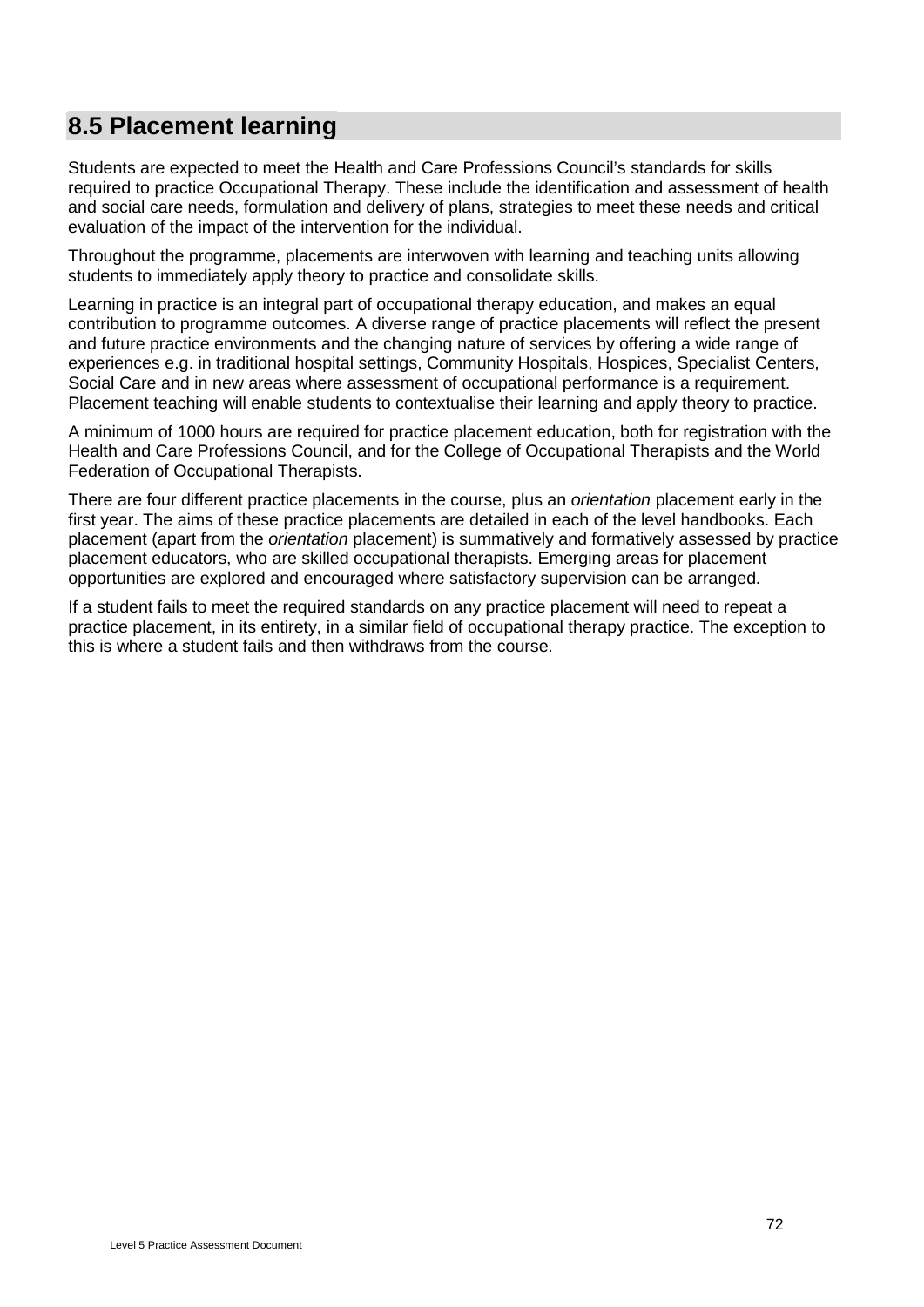## 8.5 Placement learning

Students are expected to meet the Health and Care Professions Council's standards for skills required to practice Occupational Therapy. These include the identification and assessment of health and social care needs, formulation and delivery of plans, strategies to meet these needs and critical evaluation of the impact of the intervention for the individual.

Throughout the programme, placements are interwoven with learning and teaching units allowing students to immediately apply theory to practice and consolidate skills.

Learning in practice is an integral part of occupational therapy education, and makes an equal contribution to programme outcomes. A diverse range of practice placements will reflect the present and future practice environments and the changing nature of services by offering a wide range of experiences e.g. in traditional hospital settings, Community Hospitals, Hospices, Specialist Centers, Social Care and in new areas where assessment of occupational performance is a requirement. Placement teaching will enable students to contextualise their learning and apply theory to practice.

A minimum of 1000 hours are required for practice placement education, both for registration with the Health and Care Professions Council, and for the College of Occupational Therapists and the World Federation of Occupational Therapists.

There are four different practice placements in the course, plus an *orientation* placement early in the first year. The aims of these practice placements are detailed in each of the level handbooks. Each placement (apart from the *orientation* placement) is summatively and formatively assessed by practice placement educators, who are skilled occupational therapists. Emerging areas for placement opportunities are explored and encouraged where satisfactory supervision can be arranged.

If a student fails to meet the required standards on any practice placement will need to repeat a practice placement, in its entirety, in a similar field of occupational therapy practice. The exception to this is where a student fails and then withdraws from the course.